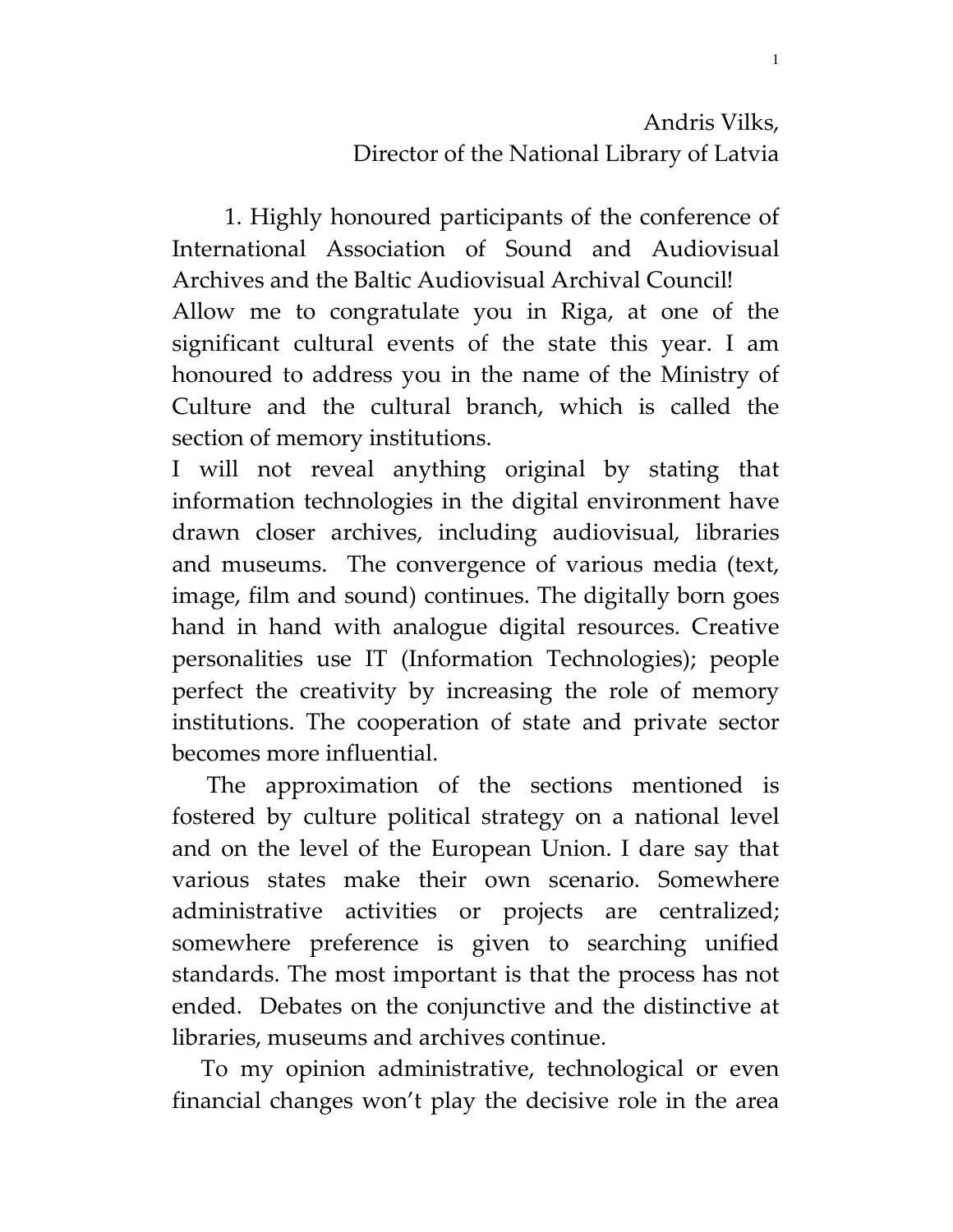Andris Vilks,
Director of the National Library of Latvia

1. Highly honoured participants of the conference of International Association of Sound and Audiovisual Archives and the Baltic Audiovisual Archival Council!

Allow me to congratulate you in Riga, at one of the significant cultural events of the state this year. I am honoured to address you in the name of the Ministry of Culture and the cultural branch, which is called the section of memory institutions.

I will not reveal anything original by stating that information technologies in the digital environment have drawn closer archives, including audiovisual, libraries and museums. The convergence of various media (text, image, film and sound) continues. The digitally born goes hand in hand with analogue digital resources. Creative personalities use IT (Information Technologies); people perfect the creativity by increasing the role of memory institutions. The cooperation of state and private sector becomes more influential.

The approximation of the sections mentioned is fostered by culture political strategy on a national level and on the level of the European Union. I dare say that various states make their own scenario. Somewhere administrative activities or projects are centralized; somewhere preference is given to searching unified standards. The most important is that the process has not ended. Debates on the conjunctive and the distinctive at libraries, museums and archives continue.

To my opinion administrative, technological or even financial changes won't play the decisive role in the area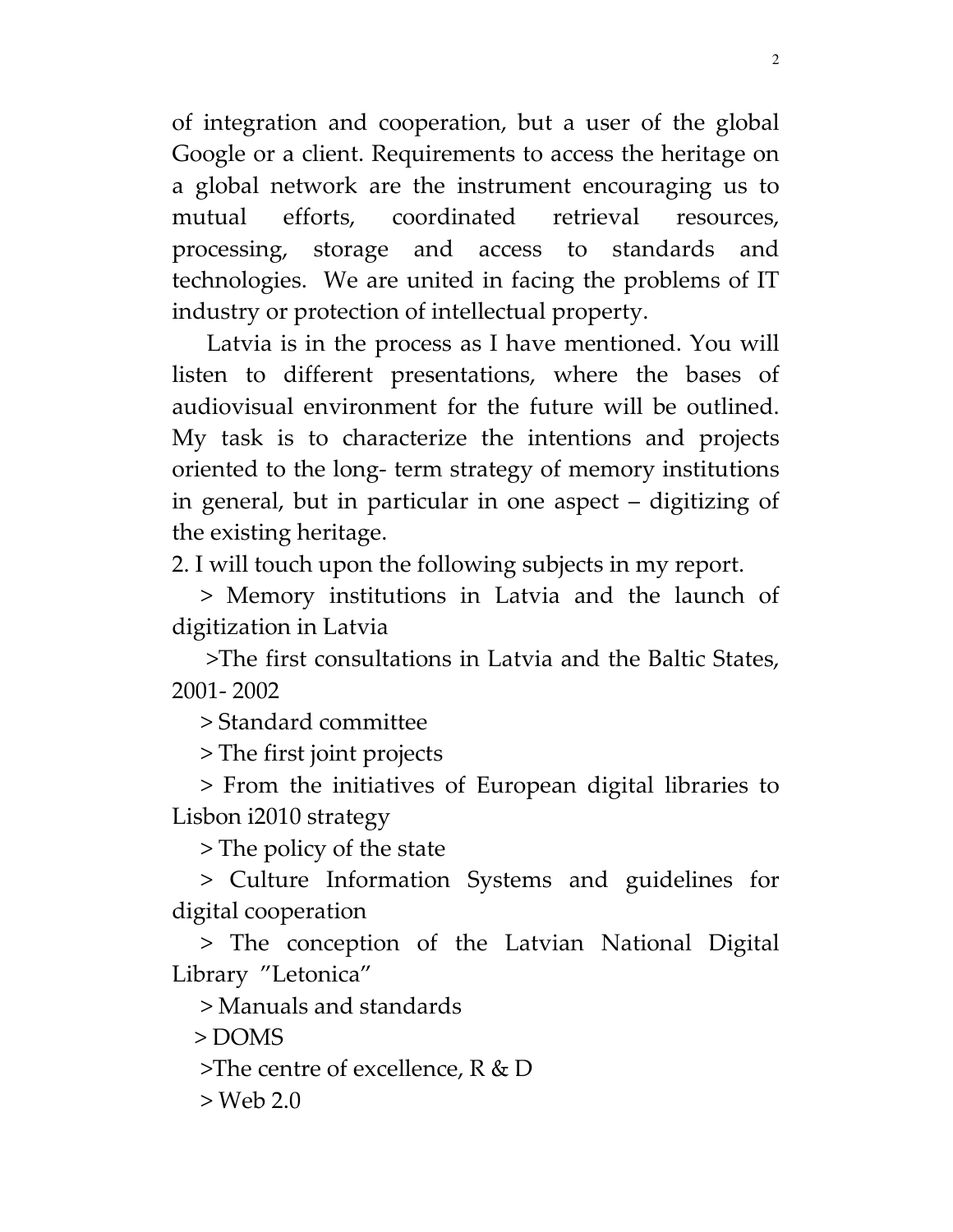of integration and cooperation, but a user of the global Google or a client. Requirements to access the heritage on a global network are the instrument encouraging us to mutual efforts, coordinated retrieval resources, processing, storage and access to standards and technologies. We are united in facing the problems of IT industry or protection of intellectual property.

Latvia is in the process as I have mentioned. You will listen to different presentations, where the bases of audiovisual environment for the future will be outlined. My task is to characterize the intentions and projects oriented to the long- term strategy of memory institutions in general, but in particular in one aspect – digitizing of the existing heritage.

2. I will touch upon the following subjects in my report.

> Memory institutions in Latvia and the launch of digitization in Latvia

>The first consultations in Latvia and the Baltic States, 2001- 2002

> Standard committee

> The first joint projects

> From the initiatives of European digital libraries to Lisbon i2010 strategy

> The policy of the state

> Culture Information Systems and guidelines for digital cooperation

> The conception of the Latvian National Digital Library "Letonica"

> Manuals and standards

> DOMS

>The centre of excellence, R & D

> Web 2.0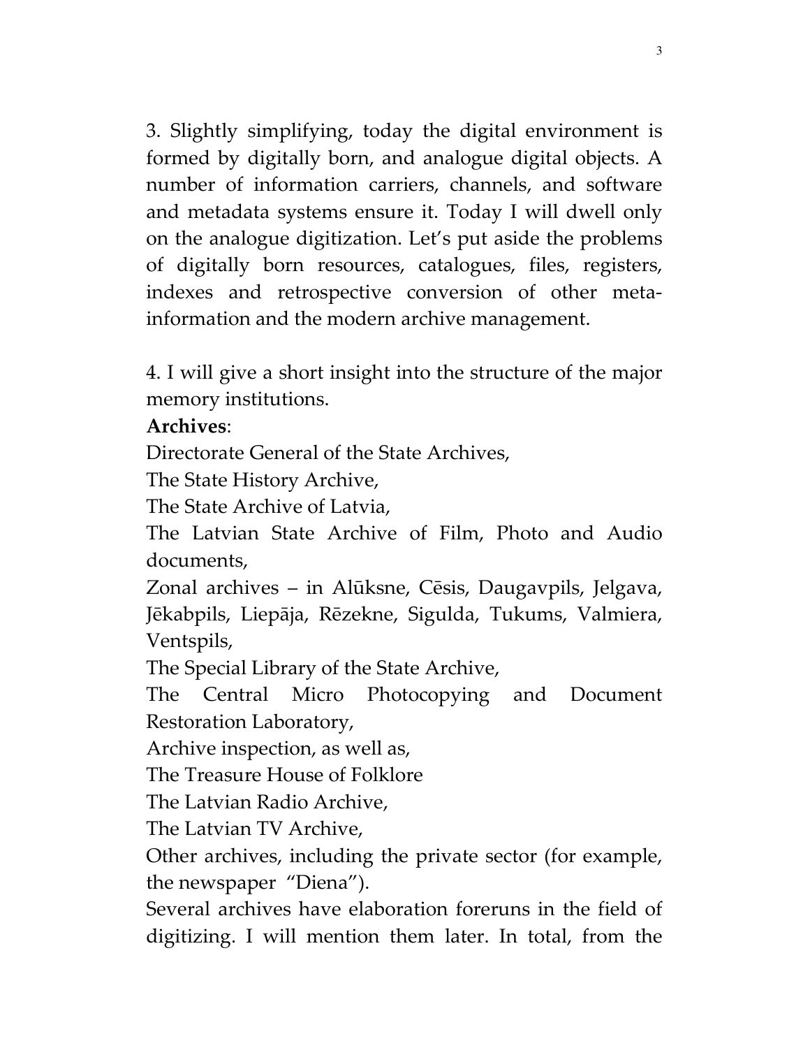3. Slightly simplifying, today the digital environment is formed by digitally born, and analogue digital objects. A number of information carriers, channels, and software and metadata systems ensure it. Today I will dwell only on the analogue digitization. Let's put aside the problems of digitally born resources, catalogues, files, registers, indexes and retrospective conversion of other meta-information and the modern archive management.

4. I will give a short insight into the structure of the major memory institutions.

**Archives**:

Directorate General of the State Archives,

The State History Archive,

The State Archive of Latvia,

The Latvian State Archive of Film, Photo and Audio documents,

Zonal archives – in Alūksne, Cēsis, Daugavpils, Jelgava, Jēkabpils, Liepāja, Rēzekne, Sigulda, Tukums, Valmiera, Ventspils,

The Special Library of the State Archive,

The Central Micro Photocopying and Document Restoration Laboratory,

Archive inspection, as well as,

The Treasure House of Folklore

The Latvian Radio Archive,

The Latvian TV Archive,

Other archives, including the private sector (for example, the newspaper "Diena").

Several archives have elaboration foreruns in the field of digitizing. I will mention them later. In total, from the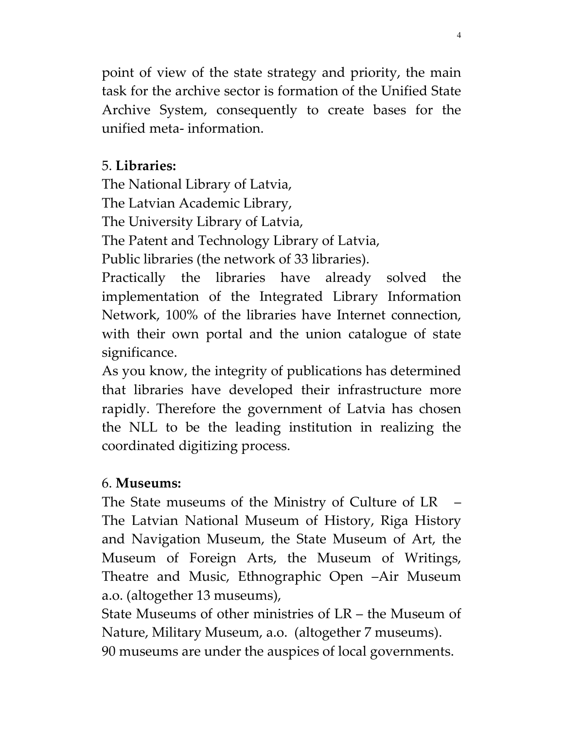point of view of the state strategy and priority, the main task for the archive sector is formation of the Unified State Archive System, consequently to create bases for the unified meta- information.

5. **Libraries:**

The National Library of Latvia,
The Latvian Academic Library,
The University Library of Latvia,
The Patent and Technology Library of Latvia,
Public libraries (the network of 33 libraries).

Practically the libraries have already solved the implementation of the Integrated Library Information Network, 100% of the libraries have Internet connection, with their own portal and the union catalogue of state significance.

As you know, the integrity of publications has determined that libraries have developed their infrastructure more rapidly. Therefore the government of Latvia has chosen the NLL to be the leading institution in realizing the coordinated digitizing process.

6. **Museums:**

The State museums of the Ministry of Culture of LR – The Latvian National Museum of History, Riga History and Navigation Museum, the State Museum of Art, the Museum of Foreign Arts, the Museum of Writings, Theatre and Music, Ethnographic Open –Air Museum a.o. (altogether 13 museums),

State Museums of other ministries of LR – the Museum of Nature, Military Museum, a.o. (altogether 7 museums).

90 museums are under the auspices of local governments.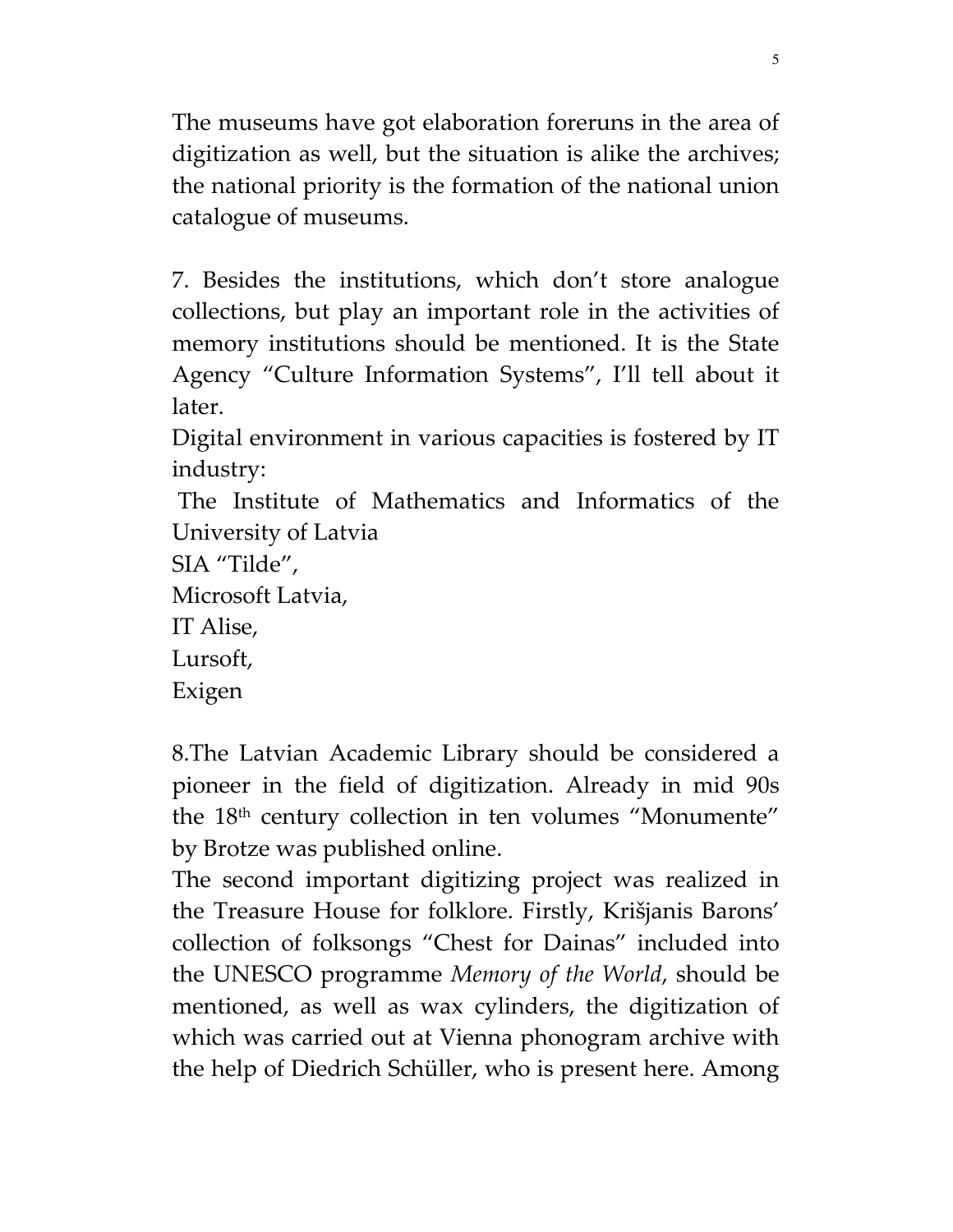The museums have got elaboration foreruns in the area of digitization as well, but the situation is alike the archives; the national priority is the formation of the national union catalogue of museums.

7. Besides the institutions, which don't store analogue collections, but play an important role in the activities of memory institutions should be mentioned. It is the State Agency "Culture Information Systems", I'll tell about it later.

Digital environment in various capacities is fostered by IT industry:

The Institute of Mathematics and Informatics of the University of Latvia

SIA "Tilde",

Microsoft Latvia,

IT Alise,

Lursoft,

Exigen

8.The Latvian Academic Library should be considered a pioneer in the field of digitization. Already in mid 90s the 18th century collection in ten volumes "Monumente" by Brotze was published online.

The second important digitizing project was realized in the Treasure House for folklore. Firstly, Krišjanis Barons' collection of folksongs "Chest for Dainas" included into the UNESCO programme *Memory of the World*, should be mentioned, as well as wax cylinders, the digitization of which was carried out at Vienna phonogram archive with the help of Diedrich Schüller, who is present here. Among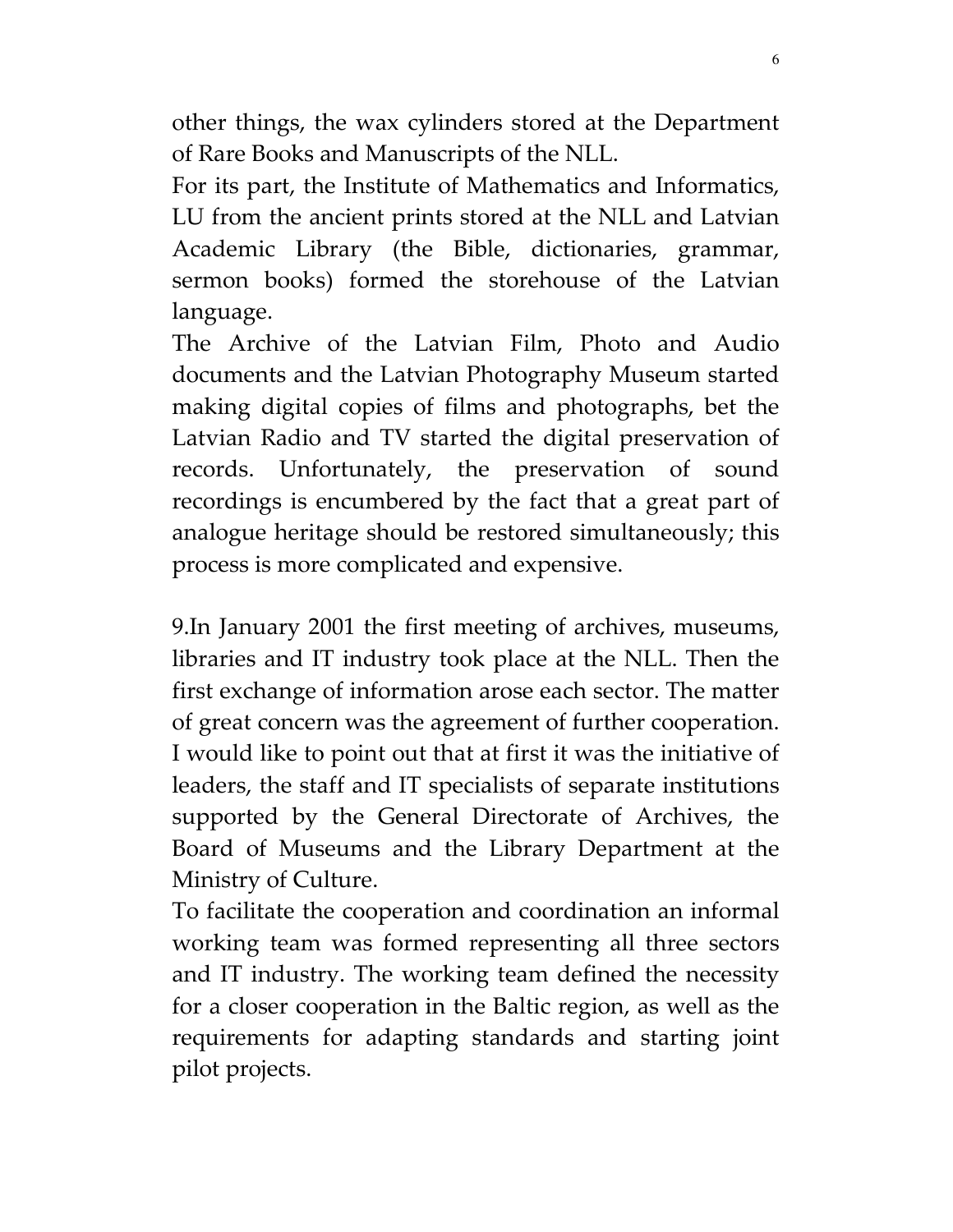other things, the wax cylinders stored at the Department of Rare Books and Manuscripts of the NLL.

For its part, the Institute of Mathematics and Informatics, LU from the ancient prints stored at the NLL and Latvian Academic Library (the Bible, dictionaries, grammar, sermon books) formed the storehouse of the Latvian language.

The Archive of the Latvian Film, Photo and Audio documents and the Latvian Photography Museum started making digital copies of films and photographs, bet the Latvian Radio and TV started the digital preservation of records. Unfortunately, the preservation of sound recordings is encumbered by the fact that a great part of analogue heritage should be restored simultaneously; this process is more complicated and expensive.

9.In January 2001 the first meeting of archives, museums, libraries and IT industry took place at the NLL. Then the first exchange of information arose each sector. The matter of great concern was the agreement of further cooperation. I would like to point out that at first it was the initiative of leaders, the staff and IT specialists of separate institutions supported by the General Directorate of Archives, the Board of Museums and the Library Department at the Ministry of Culture.

To facilitate the cooperation and coordination an informal working team was formed representing all three sectors and IT industry. The working team defined the necessity for a closer cooperation in the Baltic region, as well as the requirements for adapting standards and starting joint pilot projects.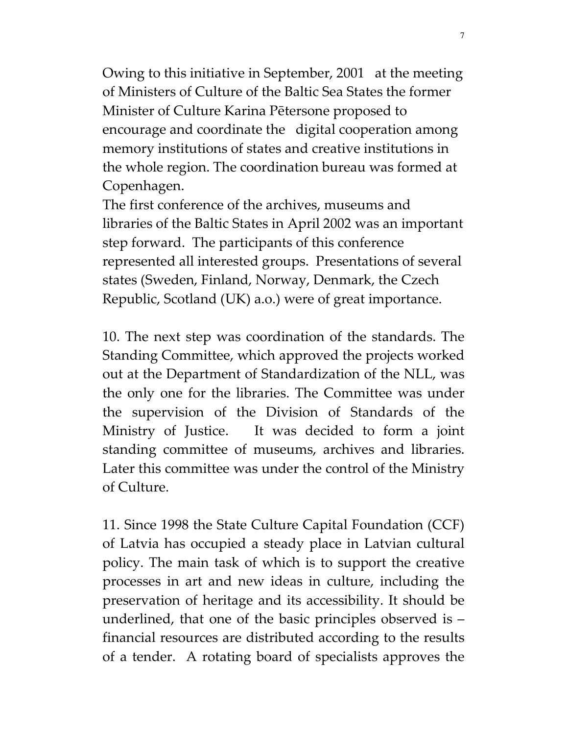Owing to this initiative in September, 2001 at the meeting of Ministers of Culture of the Baltic Sea States the former Minister of Culture Karina Pētersone proposed to encourage and coordinate the digital cooperation among memory institutions of states and creative institutions in the whole region. The coordination bureau was formed at Copenhagen.

The first conference of the archives, museums and libraries of the Baltic States in April 2002 was an important step forward. The participants of this conference represented all interested groups. Presentations of several states (Sweden, Finland, Norway, Denmark, the Czech Republic, Scotland (UK) a.o.) were of great importance.

10. The next step was coordination of the standards. The Standing Committee, which approved the projects worked out at the Department of Standardization of the NLL, was the only one for the libraries. The Committee was under the supervision of the Division of Standards of the Ministry of Justice. It was decided to form a joint standing committee of museums, archives and libraries. Later this committee was under the control of the Ministry of Culture.

11. Since 1998 the State Culture Capital Foundation (CCF) of Latvia has occupied a steady place in Latvian cultural policy. The main task of which is to support the creative processes in art and new ideas in culture, including the preservation of heritage and its accessibility. It should be underlined, that one of the basic principles observed is – financial resources are distributed according to the results of a tender. A rotating board of specialists approves the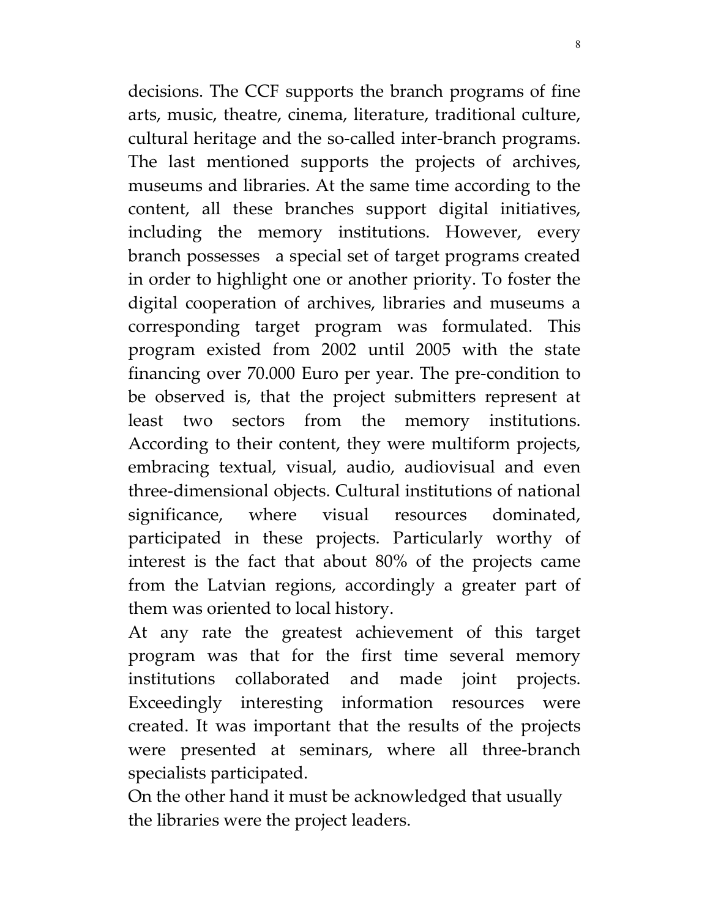decisions. The CCF supports the branch programs of fine arts, music, theatre, cinema, literature, traditional culture, cultural heritage and the so-called inter-branch programs. The last mentioned supports the projects of archives, museums and libraries. At the same time according to the content, all these branches support digital initiatives, including the memory institutions. However, every branch possesses a special set of target programs created in order to highlight one or another priority. To foster the digital cooperation of archives, libraries and museums a corresponding target program was formulated. This program existed from 2002 until 2005 with the state financing over 70.000 Euro per year. The pre-condition to be observed is, that the project submitters represent at least two sectors from the memory institutions. According to their content, they were multiform projects, embracing textual, visual, audio, audiovisual and even three-dimensional objects. Cultural institutions of national significance, where visual resources dominated, participated in these projects. Particularly worthy of interest is the fact that about 80% of the projects came from the Latvian regions, accordingly a greater part of them was oriented to local history.

At any rate the greatest achievement of this target program was that for the first time several memory institutions collaborated and made joint projects. Exceedingly interesting information resources were created. It was important that the results of the projects were presented at seminars, where all three-branch specialists participated.

On the other hand it must be acknowledged that usually the libraries were the project leaders.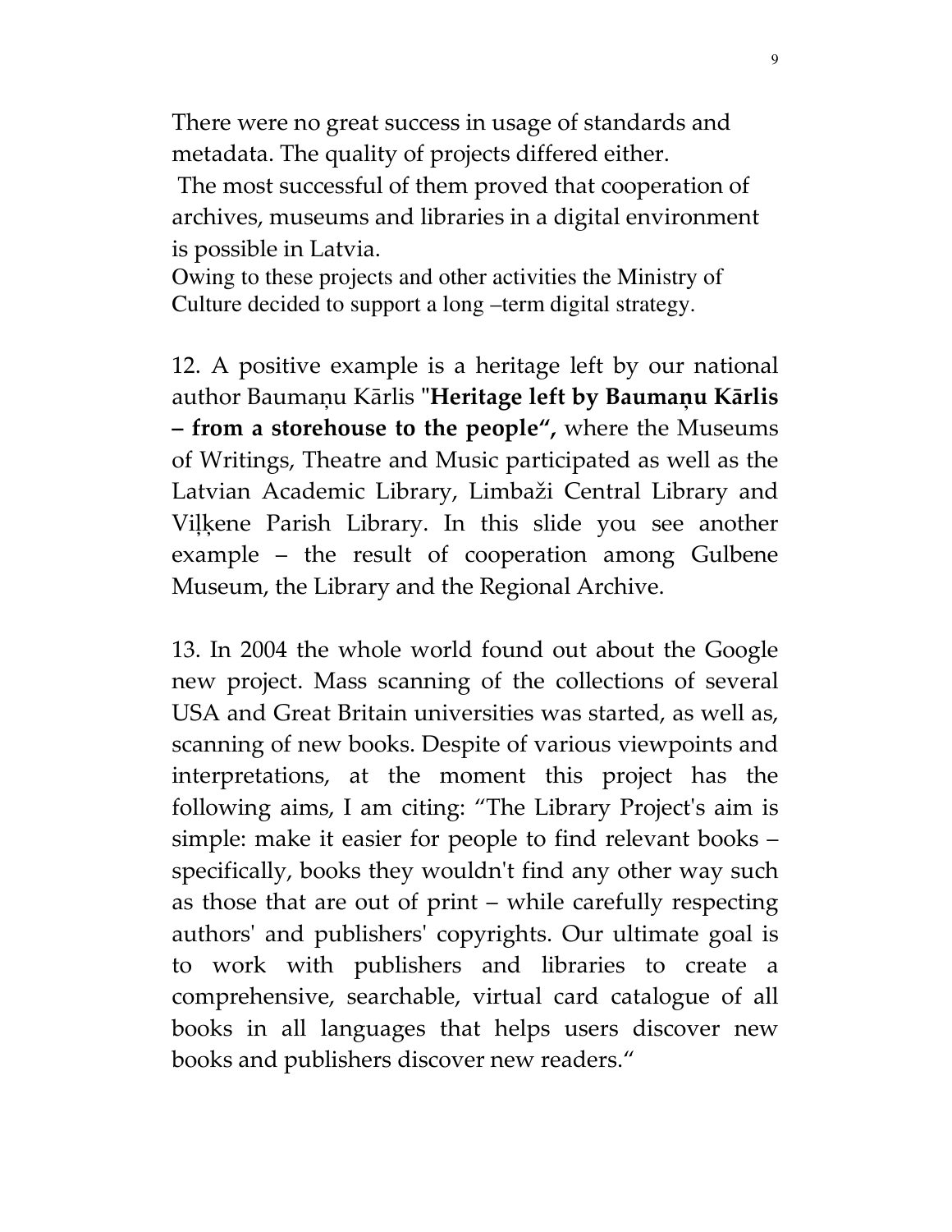There were no great success in usage of standards and metadata. The quality of projects differed either.

The most successful of them proved that cooperation of archives, museums and libraries in a digital environment is possible in Latvia.

Owing to these projects and other activities the Ministry of Culture decided to support a long –term digital strategy.

12. A positive example is a heritage left by our national author Baumaņu Kārlis "**Heritage left by Baumaņu Kārlis – from a storehouse to the people",** where the Museums of Writings, Theatre and Music participated as well as the Latvian Academic Library, Limbaži Central Library and Viļķene Parish Library. In this slide you see another example – the result of cooperation among Gulbene Museum, the Library and the Regional Archive.

13. In 2004 the whole world found out about the Google new project. Mass scanning of the collections of several USA and Great Britain universities was started, as well as, scanning of new books. Despite of various viewpoints and interpretations, at the moment this project has the following aims, I am citing: "The Library Project's aim is simple: make it easier for people to find relevant books – specifically, books they wouldn't find any other way such as those that are out of print – while carefully respecting authors' and publishers' copyrights. Our ultimate goal is to work with publishers and libraries to create a comprehensive, searchable, virtual card catalogue of all books in all languages that helps users discover new books and publishers discover new readers."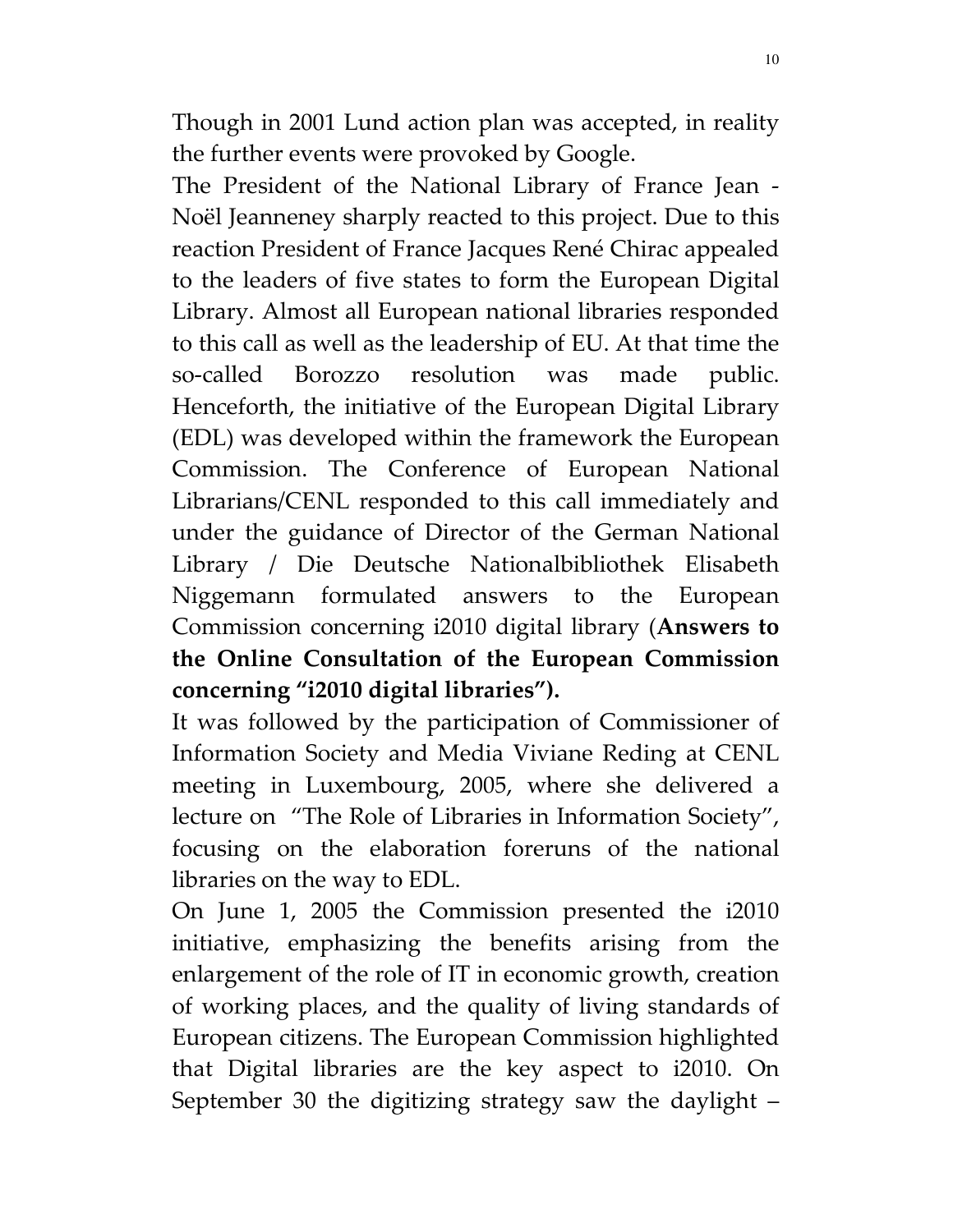Though in 2001 Lund action plan was accepted, in reality the further events were provoked by Google.

The President of the National Library of France Jean - Noël Jeanneney sharply reacted to this project. Due to this reaction President of France Jacques René Chirac appealed to the leaders of five states to form the European Digital Library. Almost all European national libraries responded to this call as well as the leadership of EU. At that time the so-called Borozzo resolution was made public. Henceforth, the initiative of the European Digital Library (EDL) was developed within the framework the European Commission. The Conference of European National Librarians/CENL responded to this call immediately and under the guidance of Director of the German National Library / Die Deutsche Nationalbibliothek Elisabeth Niggemann formulated answers to the European Commission concerning i2010 digital library (**Answers to the Online Consultation of the European Commission concerning "i2010 digital libraries").**

It was followed by the participation of Commissioner of Information Society and Media Viviane Reding at CENL meeting in Luxembourg, 2005, where she delivered a lecture on "The Role of Libraries in Information Society", focusing on the elaboration foreruns of the national libraries on the way to EDL.

On June 1, 2005 the Commission presented the i2010 initiative, emphasizing the benefits arising from the enlargement of the role of IT in economic growth, creation of working places, and the quality of living standards of European citizens. The European Commission highlighted that Digital libraries are the key aspect to i2010. On September 30 the digitizing strategy saw the daylight –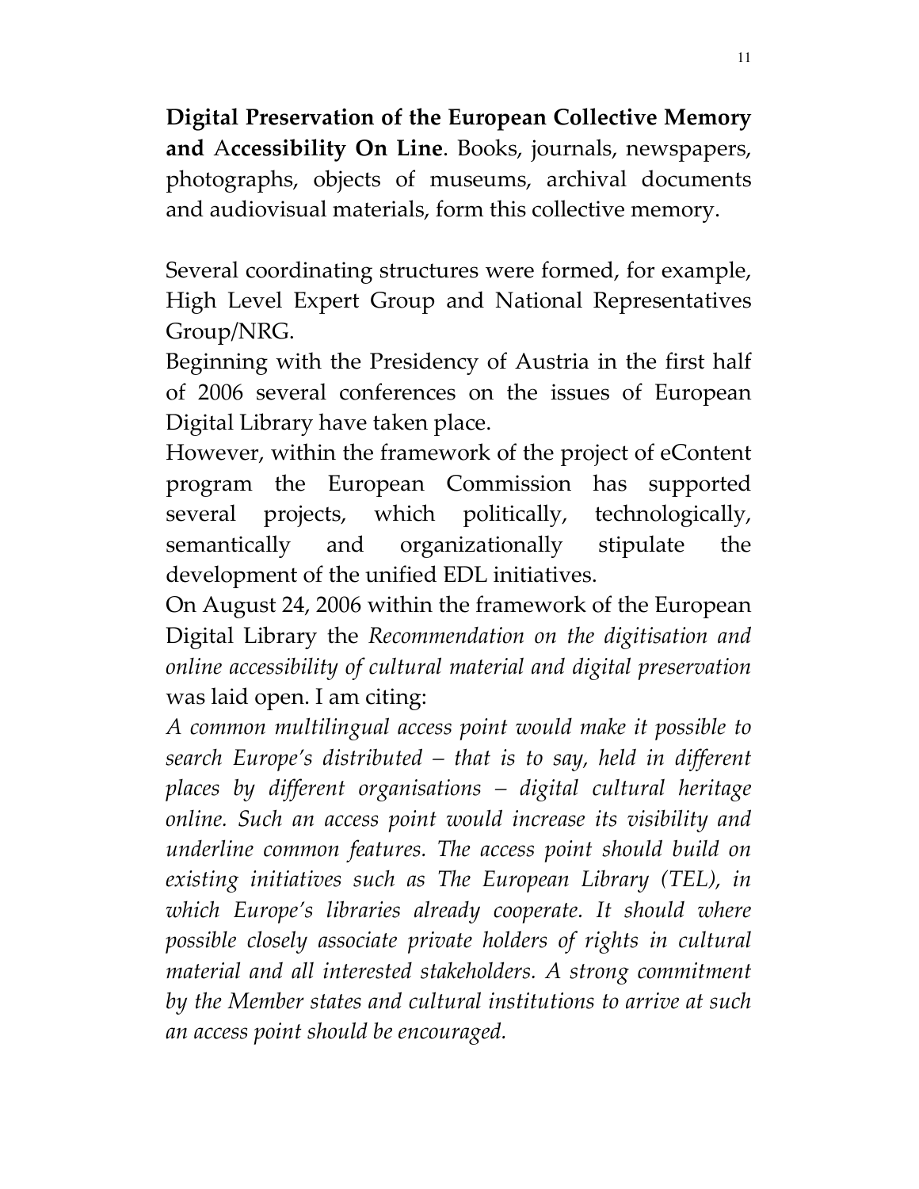**Digital Preservation of the European Collective Memory and Accessibility On Line**. Books, journals, newspapers, photographs, objects of museums, archival documents and audiovisual materials, form this collective memory.

Several coordinating structures were formed, for example, High Level Expert Group and National Representatives Group/NRG.
Beginning with the Presidency of Austria in the first half of 2006 several conferences on the issues of European Digital Library have taken place.
However, within the framework of the project of eContent program the European Commission has supported several projects, which politically, technologically, semantically and organizationally stipulate the development of the unified EDL initiatives.
On August 24, 2006 within the framework of the European Digital Library the *Recommendation on the digitisation and online accessibility of cultural material and digital preservation* was laid open. I am citing:
*A common multilingual access point would make it possible to search Europe's distributed – that is to say, held in different places by different organisations – digital cultural heritage online. Such an access point would increase its visibility and underline common features. The access point should build on existing initiatives such as The European Library (TEL), in which Europe's libraries already cooperate. It should where possible closely associate private holders of rights in cultural material and all interested stakeholders. A strong commitment by the Member states and cultural institutions to arrive at such an access point should be encouraged.*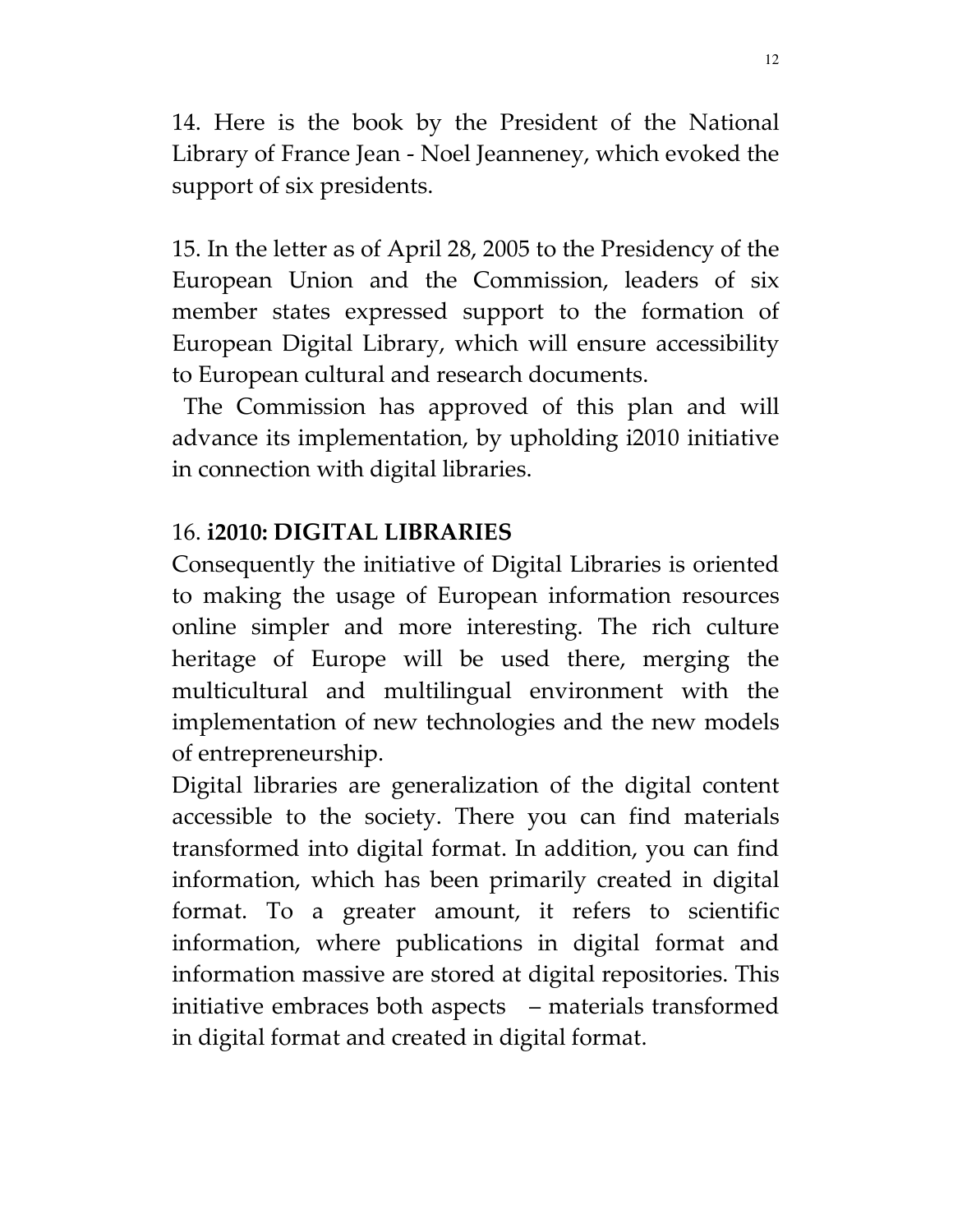14. Here is the book by the President of the National Library of France Jean - Noel Jeanneney, which evoked the support of six presidents.

15. In the letter as of April 28, 2005 to the Presidency of the European Union and the Commission, leaders of six member states expressed support to the formation of European Digital Library, which will ensure accessibility to European cultural and research documents.

The Commission has approved of this plan and will advance its implementation, by upholding i2010 initiative in connection with digital libraries.

16. **i2010: DIGITAL LIBRARIES**

Consequently the initiative of Digital Libraries is oriented to making the usage of European information resources online simpler and more interesting. The rich culture heritage of Europe will be used there, merging the multicultural and multilingual environment with the implementation of new technologies and the new models of entrepreneurship.

Digital libraries are generalization of the digital content accessible to the society. There you can find materials transformed into digital format. In addition, you can find information, which has been primarily created in digital format. To a greater amount, it refers to scientific information, where publications in digital format and information massive are stored at digital repositories. This initiative embraces both aspects – materials transformed in digital format and created in digital format.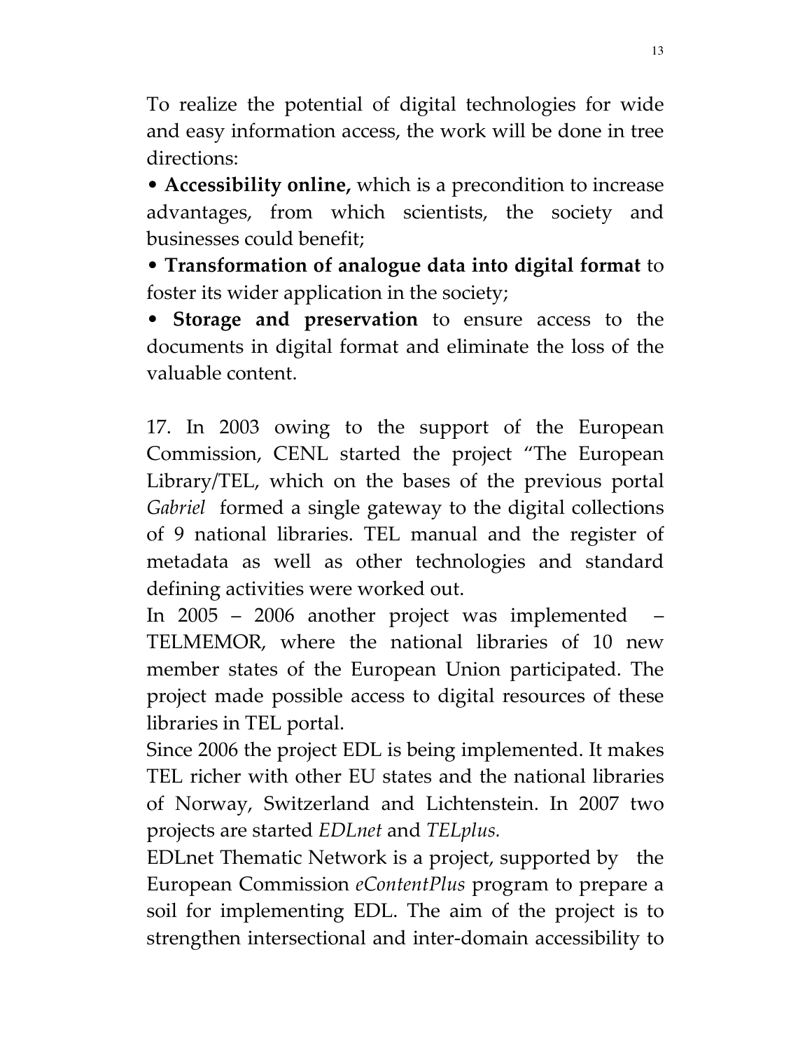To realize the potential of digital technologies for wide and easy information access, the work will be done in tree directions:

• **Accessibility online,** which is a precondition to increase advantages, from which scientists, the society and businesses could benefit;

• **Transformation of analogue data into digital format** to foster its wider application in the society;

• **Storage and preservation** to ensure access to the documents in digital format and eliminate the loss of the valuable content.

17. In 2003 owing to the support of the European Commission, CENL started the project "The European Library/TEL, which on the bases of the previous portal *Gabriel* formed a single gateway to the digital collections of 9 national libraries. TEL manual and the register of metadata as well as other technologies and standard defining activities were worked out.

In 2005 – 2006 another project was implemented – TELMEMOR, where the national libraries of 10 new member states of the European Union participated. The project made possible access to digital resources of these libraries in TEL portal.

Since 2006 the project EDL is being implemented. It makes TEL richer with other EU states and the national libraries of Norway, Switzerland and Lichtenstein. In 2007 two projects are started *EDLnet* and *TELplus.*

EDLnet Thematic Network is a project, supported by the European Commission *eContentPlus* program to prepare a soil for implementing EDL. The aim of the project is to strengthen intersectional and inter-domain accessibility to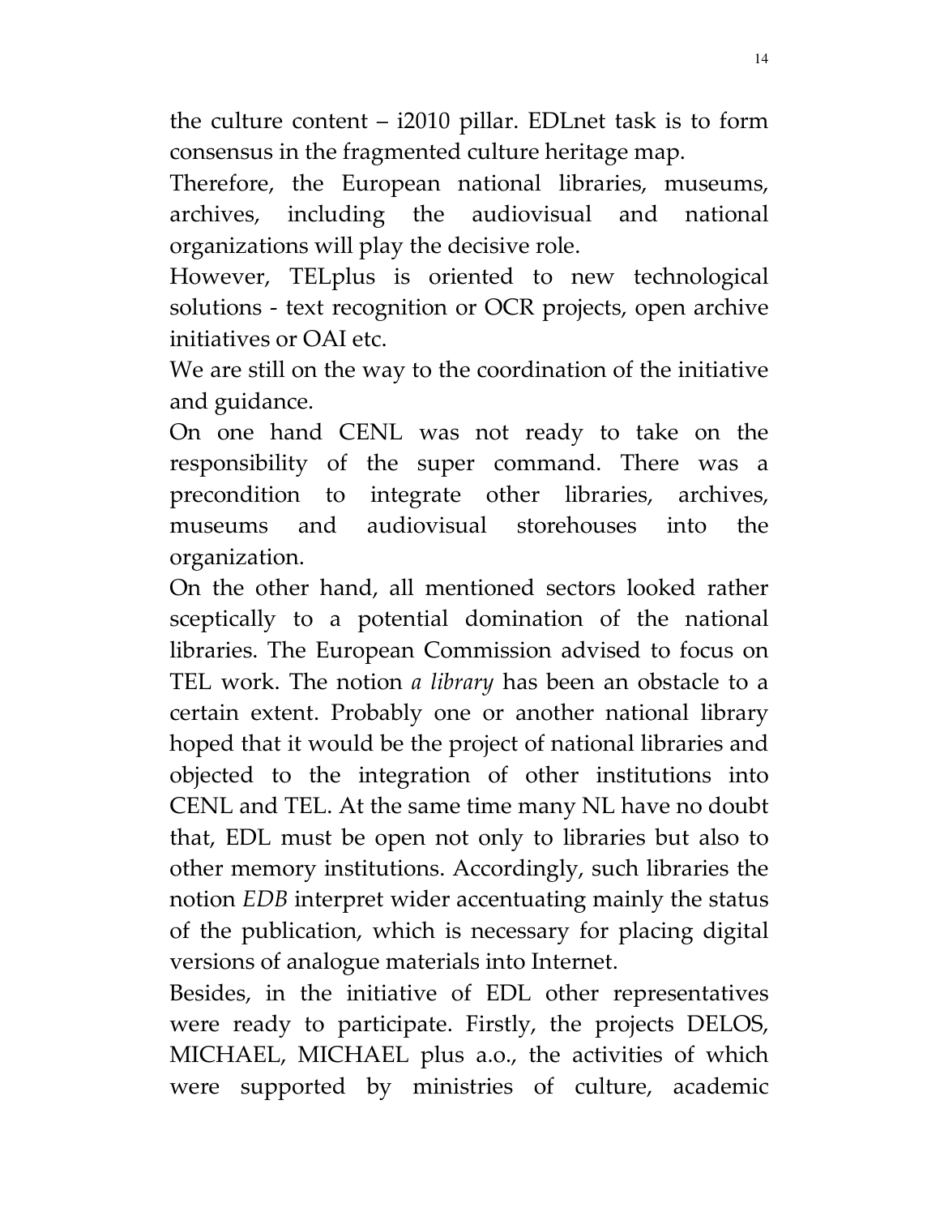the culture content – i2010 pillar. EDLnet task is to form consensus in the fragmented culture heritage map.

Therefore, the European national libraries, museums, archives, including the audiovisual and national organizations will play the decisive role.

However, TELplus is oriented to new technological solutions - text recognition or OCR projects, open archive initiatives or OAI etc.

We are still on the way to the coordination of the initiative and guidance.

On one hand CENL was not ready to take on the responsibility of the super command. There was a precondition to integrate other libraries, archives, museums and audiovisual storehouses into the organization.

On the other hand, all mentioned sectors looked rather sceptically to a potential domination of the national libraries. The European Commission advised to focus on TEL work. The notion *a library* has been an obstacle to a certain extent. Probably one or another national library hoped that it would be the project of national libraries and objected to the integration of other institutions into CENL and TEL. At the same time many NL have no doubt that, EDL must be open not only to libraries but also to other memory institutions. Accordingly, such libraries the notion *EDB* interpret wider accentuating mainly the status of the publication, which is necessary for placing digital versions of analogue materials into Internet.

Besides, in the initiative of EDL other representatives were ready to participate. Firstly, the projects DELOS, MICHAEL, MICHAEL plus a.o., the activities of which were supported by ministries of culture, academic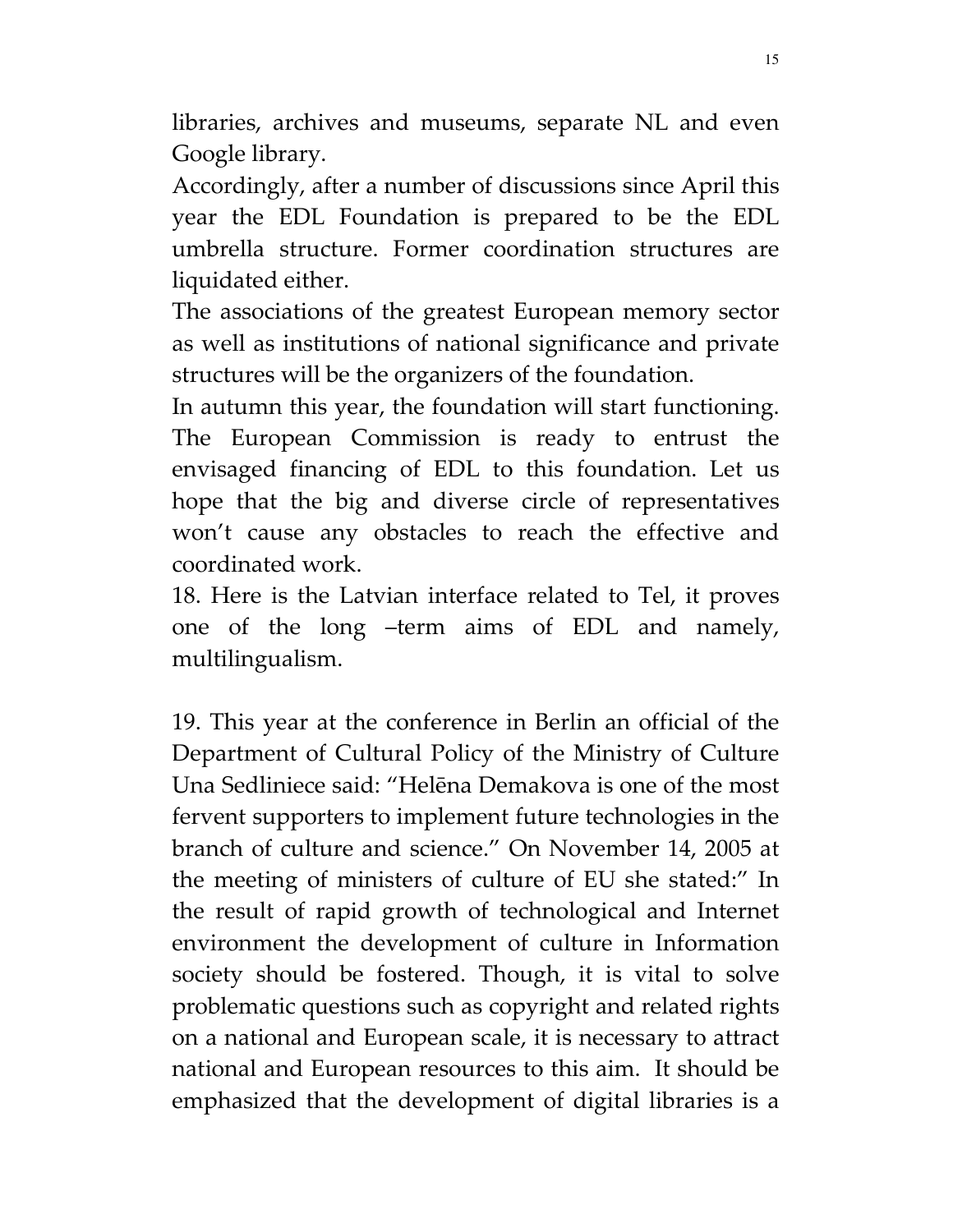libraries, archives and museums, separate NL and even Google library.

Accordingly, after a number of discussions since April this year the EDL Foundation is prepared to be the EDL umbrella structure. Former coordination structures are liquidated either.

The associations of the greatest European memory sector as well as institutions of national significance and private structures will be the organizers of the foundation.

In autumn this year, the foundation will start functioning. The European Commission is ready to entrust the envisaged financing of EDL to this foundation. Let us hope that the big and diverse circle of representatives won't cause any obstacles to reach the effective and coordinated work.

18. Here is the Latvian interface related to Tel, it proves one of the long –term aims of EDL and namely, multilingualism.

19. This year at the conference in Berlin an official of the Department of Cultural Policy of the Ministry of Culture Una Sedliniece said: "Helēna Demakova is one of the most fervent supporters to implement future technologies in the branch of culture and science." On November 14, 2005 at the meeting of ministers of culture of EU she stated:" In the result of rapid growth of technological and Internet environment the development of culture in Information society should be fostered. Though, it is vital to solve problematic questions such as copyright and related rights on a national and European scale, it is necessary to attract national and European resources to this aim. It should be emphasized that the development of digital libraries is a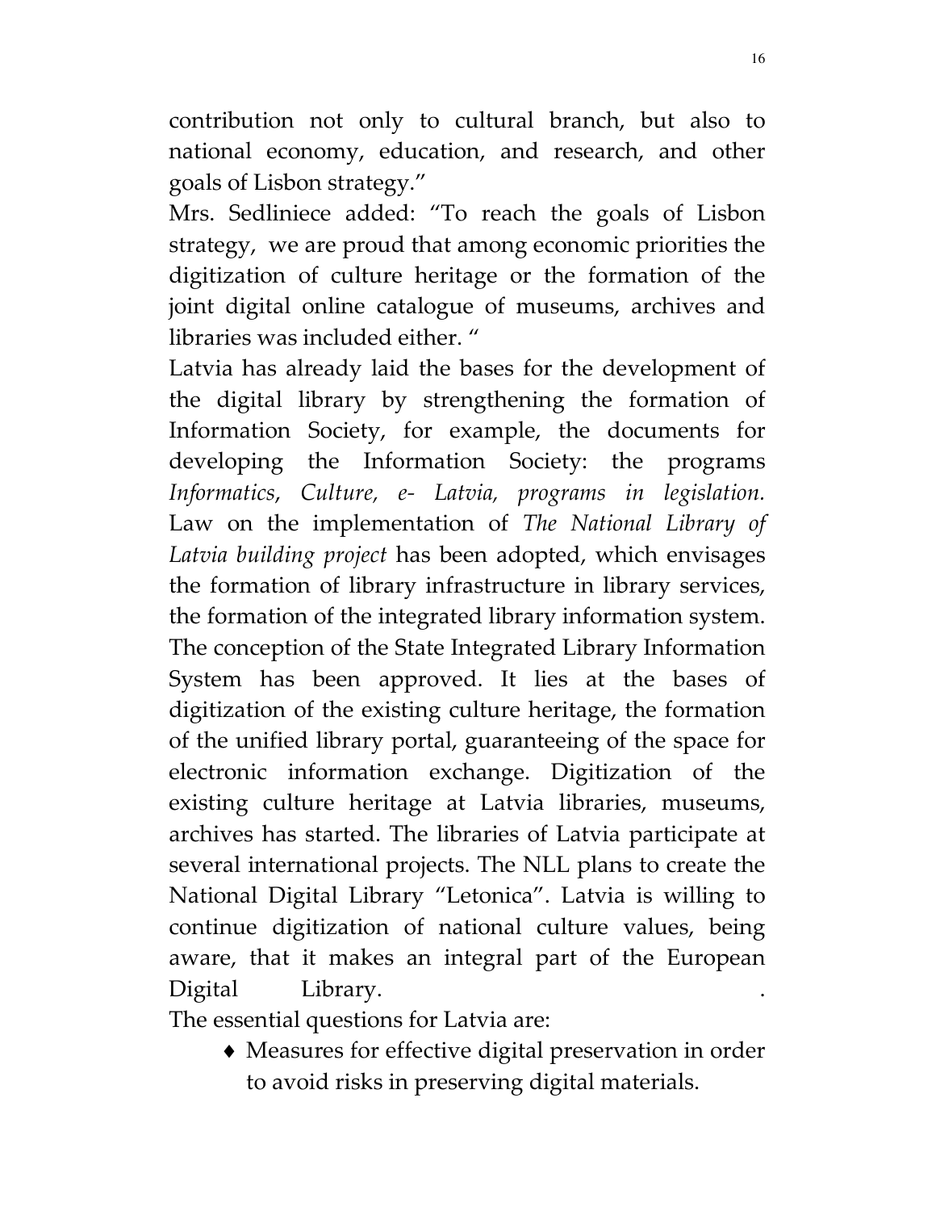contribution not only to cultural branch, but also to national economy, education, and research, and other goals of Lisbon strategy."

Mrs. Sedliniece added: "To reach the goals of Lisbon strategy, we are proud that among economic priorities the digitization of culture heritage or the formation of the joint digital online catalogue of museums, archives and libraries was included either. "

Latvia has already laid the bases for the development of the digital library by strengthening the formation of Information Society, for example, the documents for developing the Information Society: the programs *Informatics*, *Culture, e- Latvia, programs in legislation.* Law on the implementation of *The National Library of Latvia building project* has been adopted, which envisages the formation of library infrastructure in library services, the formation of the integrated library information system. The conception of the State Integrated Library Information System has been approved. It lies at the bases of digitization of the existing culture heritage, the formation of the unified library portal, guaranteeing of the space for electronic information exchange. Digitization of the existing culture heritage at Latvia libraries, museums, archives has started. The libraries of Latvia participate at several international projects. The NLL plans to create the National Digital Library "Letonica". Latvia is willing to continue digitization of national culture values, being aware, that it makes an integral part of the European Digital Library. .

The essential questions for Latvia are:

- Measures for effective digital preservation in order to avoid risks in preserving digital materials.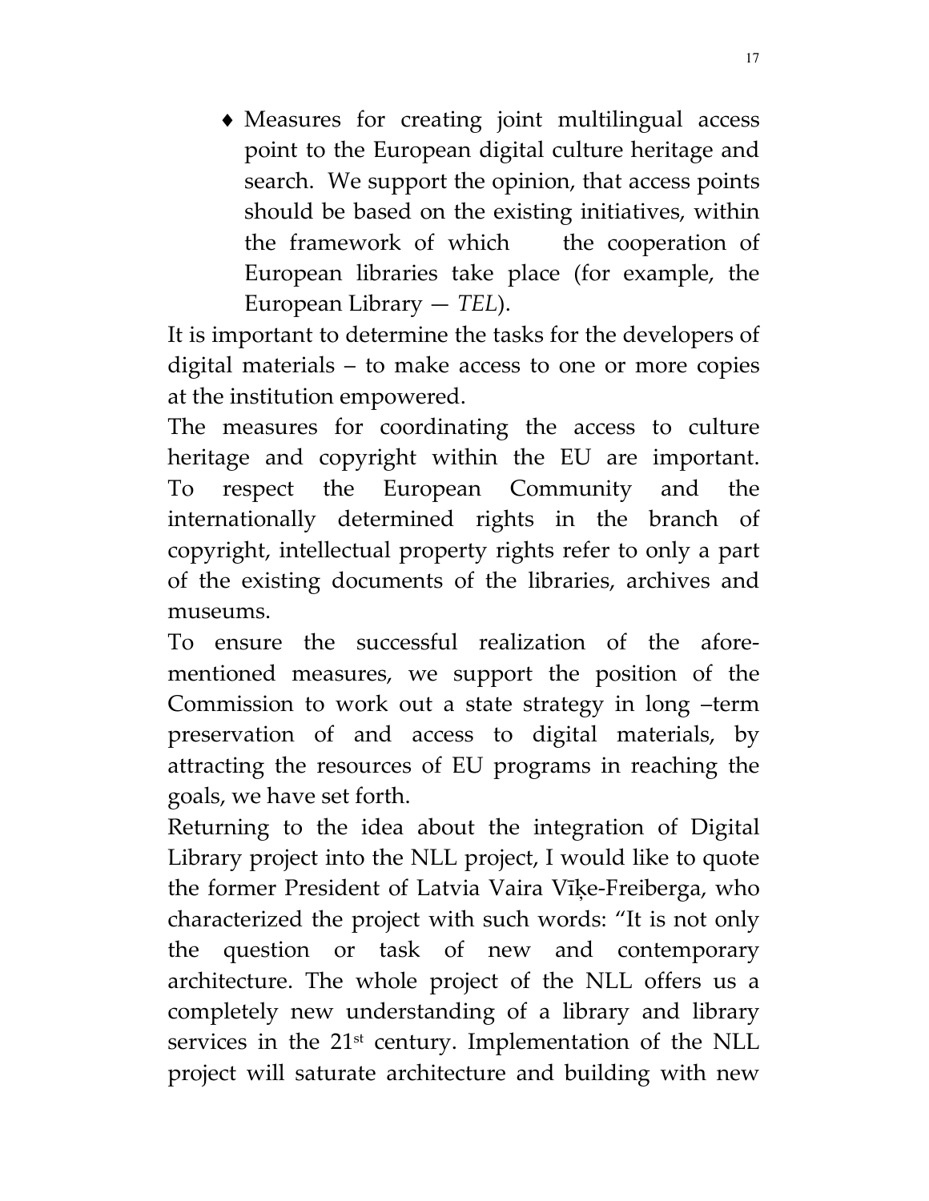- Measures for creating joint multilingual access point to the European digital culture heritage and search. We support the opinion, that access points should be based on the existing initiatives, within the framework of which the cooperation of European libraries take place (for example, the European Library — *TEL*).

It is important to determine the tasks for the developers of digital materials – to make access to one or more copies at the institution empowered.

The measures for coordinating the access to culture heritage and copyright within the EU are important. To respect the European Community and the internationally determined rights in the branch of copyright, intellectual property rights refer to only a part of the existing documents of the libraries, archives and museums.

To ensure the successful realization of the afore-mentioned measures, we support the position of the Commission to work out a state strategy in long –term preservation of and access to digital materials, by attracting the resources of EU programs in reaching the goals, we have set forth.

Returning to the idea about the integration of Digital Library project into the NLL project, I would like to quote the former President of Latvia Vaira Vīķe-Freiberga, who characterized the project with such words: "It is not only the question or task of new and contemporary architecture. The whole project of the NLL offers us a completely new understanding of a library and library services in the 21st century. Implementation of the NLL project will saturate architecture and building with new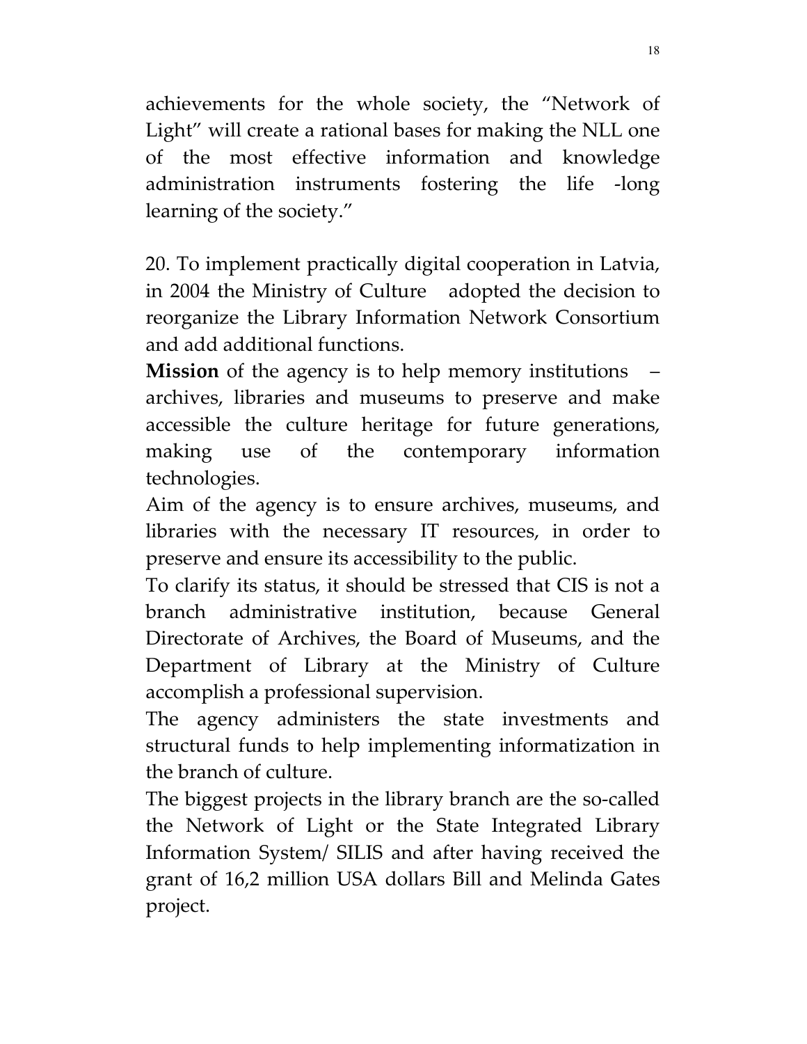achievements for the whole society, the "Network of Light" will create a rational bases for making the NLL one of the most effective information and knowledge administration instruments fostering the life -long learning of the society."

20. To implement practically digital cooperation in Latvia, in 2004 the Ministry of Culture adopted the decision to reorganize the Library Information Network Consortium and add additional functions.

**Mission** of the agency is to help memory institutions – archives, libraries and museums to preserve and make accessible the culture heritage for future generations, making use of the contemporary information technologies.

Aim of the agency is to ensure archives, museums, and libraries with the necessary IT resources, in order to preserve and ensure its accessibility to the public.

To clarify its status, it should be stressed that CIS is not a branch administrative institution, because General Directorate of Archives, the Board of Museums, and the Department of Library at the Ministry of Culture accomplish a professional supervision.

The agency administers the state investments and structural funds to help implementing informatization in the branch of culture.

The biggest projects in the library branch are the so-called the Network of Light or the State Integrated Library Information System/ SILIS and after having received the grant of 16,2 million USA dollars Bill and Melinda Gates project.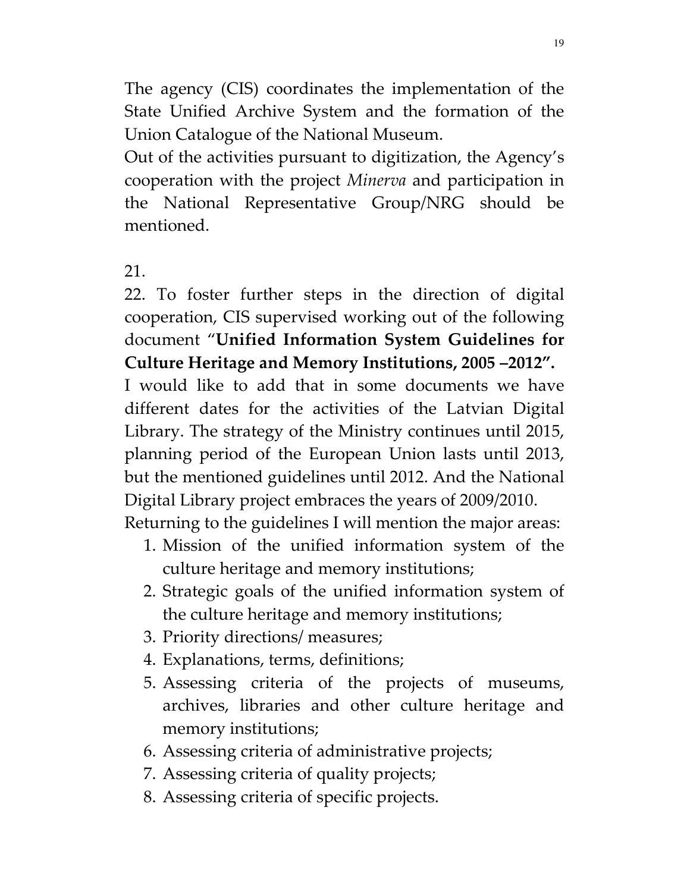The agency (CIS) coordinates the implementation of the State Unified Archive System and the formation of the Union Catalogue of the National Museum.

Out of the activities pursuant to digitization, the Agency's cooperation with the project *Minerva* and participation in the National Representative Group/NRG should be mentioned.

21.

22. To foster further steps in the direction of digital cooperation, CIS supervised working out of the following document "**Unified Information System Guidelines for Culture Heritage and Memory Institutions, 2005 –2012".**

I would like to add that in some documents we have different dates for the activities of the Latvian Digital Library. The strategy of the Ministry continues until 2015, planning period of the European Union lasts until 2013, but the mentioned guidelines until 2012. And the National Digital Library project embraces the years of 2009/2010.

Returning to the guidelines I will mention the major areas:

1. Mission of the unified information system of the culture heritage and memory institutions;
2. Strategic goals of the unified information system of the culture heritage and memory institutions;
3. Priority directions/ measures;
4. Explanations, terms, definitions;
5. Assessing criteria of the projects of museums, archives, libraries and other culture heritage and memory institutions;
6. Assessing criteria of administrative projects;
7. Assessing criteria of quality projects;
8. Assessing criteria of specific projects.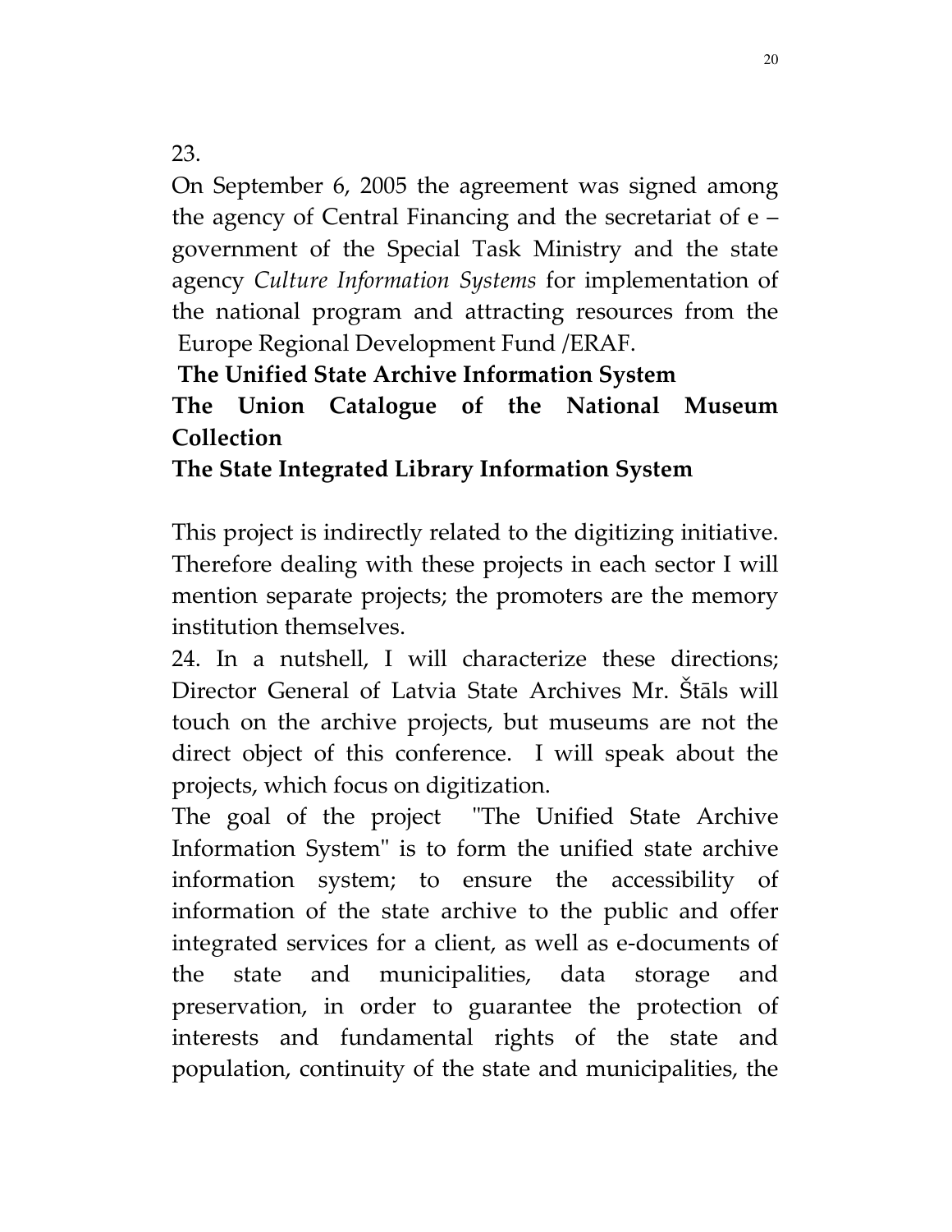23.

On September 6, 2005 the agreement was signed among the agency of Central Financing and the secretariat of e – government of the Special Task Ministry and the state agency *Culture Information Systems* for implementation of the national program and attracting resources from the Europe Regional Development Fund /ERAF.

**The Unified State Archive Information System**

**The Union Catalogue of the National Museum Collection**

**The State Integrated Library Information System**

This project is indirectly related to the digitizing initiative. Therefore dealing with these projects in each sector I will mention separate projects; the promoters are the memory institution themselves.

24. In a nutshell, I will characterize these directions; Director General of Latvia State Archives Mr. Štāls will touch on the archive projects, but museums are not the direct object of this conference. I will speak about the projects, which focus on digitization.

The goal of the project "The Unified State Archive Information System" is to form the unified state archive information system; to ensure the accessibility of information of the state archive to the public and offer integrated services for a client, as well as e-documents of the state and municipalities, data storage and preservation, in order to guarantee the protection of interests and fundamental rights of the state and population, continuity of the state and municipalities, the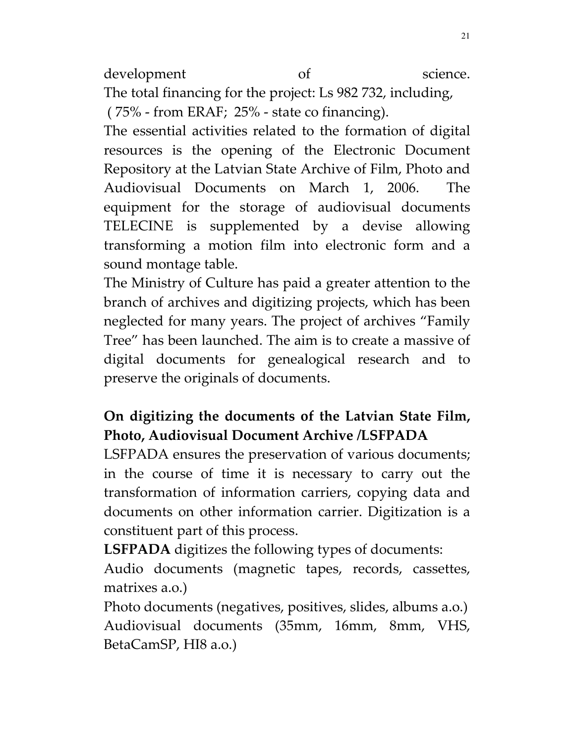development of science.
The total financing for the project: Ls 982 732, including,
( 75% - from ERAF; 25% - state co financing).

The essential activities related to the formation of digital resources is the opening of the Electronic Document Repository at the Latvian State Archive of Film, Photo and Audiovisual Documents on March 1, 2006. The equipment for the storage of audiovisual documents TELECINE is supplemented by a devise allowing transforming a motion film into electronic form and a sound montage table.

The Ministry of Culture has paid a greater attention to the branch of archives and digitizing projects, which has been neglected for many years. The project of archives "Family Tree" has been launched. The aim is to create a massive of digital documents for genealogical research and to preserve the originals of documents.

## On digitizing the documents of the Latvian State Film, Photo, Audiovisual Document Archive /LSFPADA

LSFPADA ensures the preservation of various documents; in the course of time it is necessary to carry out the transformation of information carriers, copying data and documents on other information carrier. Digitization is a constituent part of this process.

**LSFPADA** digitizes the following types of documents:

Audio documents (magnetic tapes, records, cassettes, matrixes a.o.)

Photo documents (negatives, positives, slides, albums a.o.)

Audiovisual documents (35mm, 16mm, 8mm, VHS, BetaCamSP, HI8 a.o.)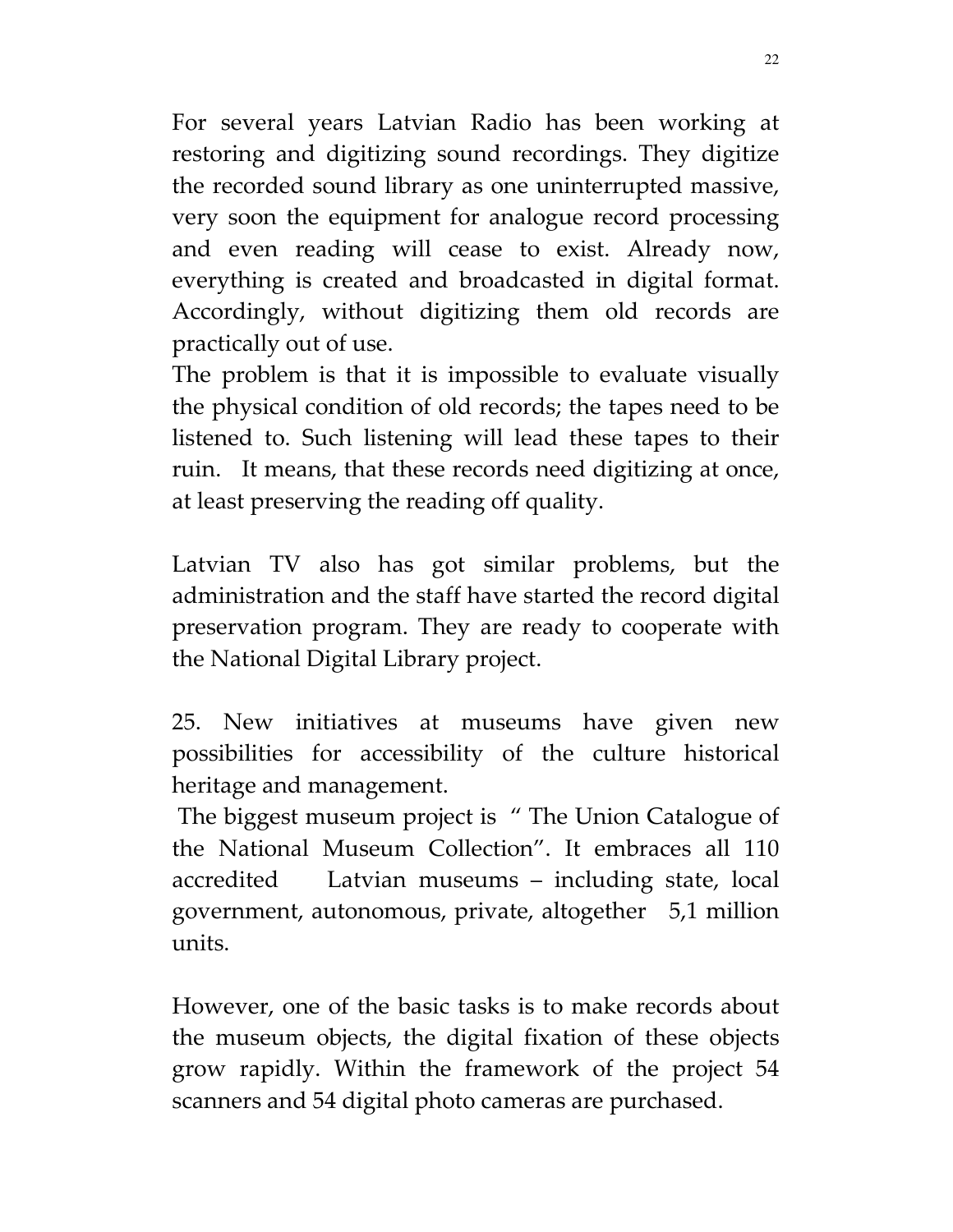For several years Latvian Radio has been working at restoring and digitizing sound recordings. They digitize the recorded sound library as one uninterrupted massive, very soon the equipment for analogue record processing and even reading will cease to exist. Already now, everything is created and broadcasted in digital format. Accordingly, without digitizing them old records are practically out of use.

The problem is that it is impossible to evaluate visually the physical condition of old records; the tapes need to be listened to. Such listening will lead these tapes to their ruin. It means, that these records need digitizing at once, at least preserving the reading off quality.

Latvian TV also has got similar problems, but the administration and the staff have started the record digital preservation program. They are ready to cooperate with the National Digital Library project.

25. New initiatives at museums have given new possibilities for accessibility of the culture historical heritage and management.

The biggest museum project is " The Union Catalogue of the National Museum Collection". It embraces all 110 accredited Latvian museums – including state, local government, autonomous, private, altogether 5,1 million units.

However, one of the basic tasks is to make records about the museum objects, the digital fixation of these objects grow rapidly. Within the framework of the project 54 scanners and 54 digital photo cameras are purchased.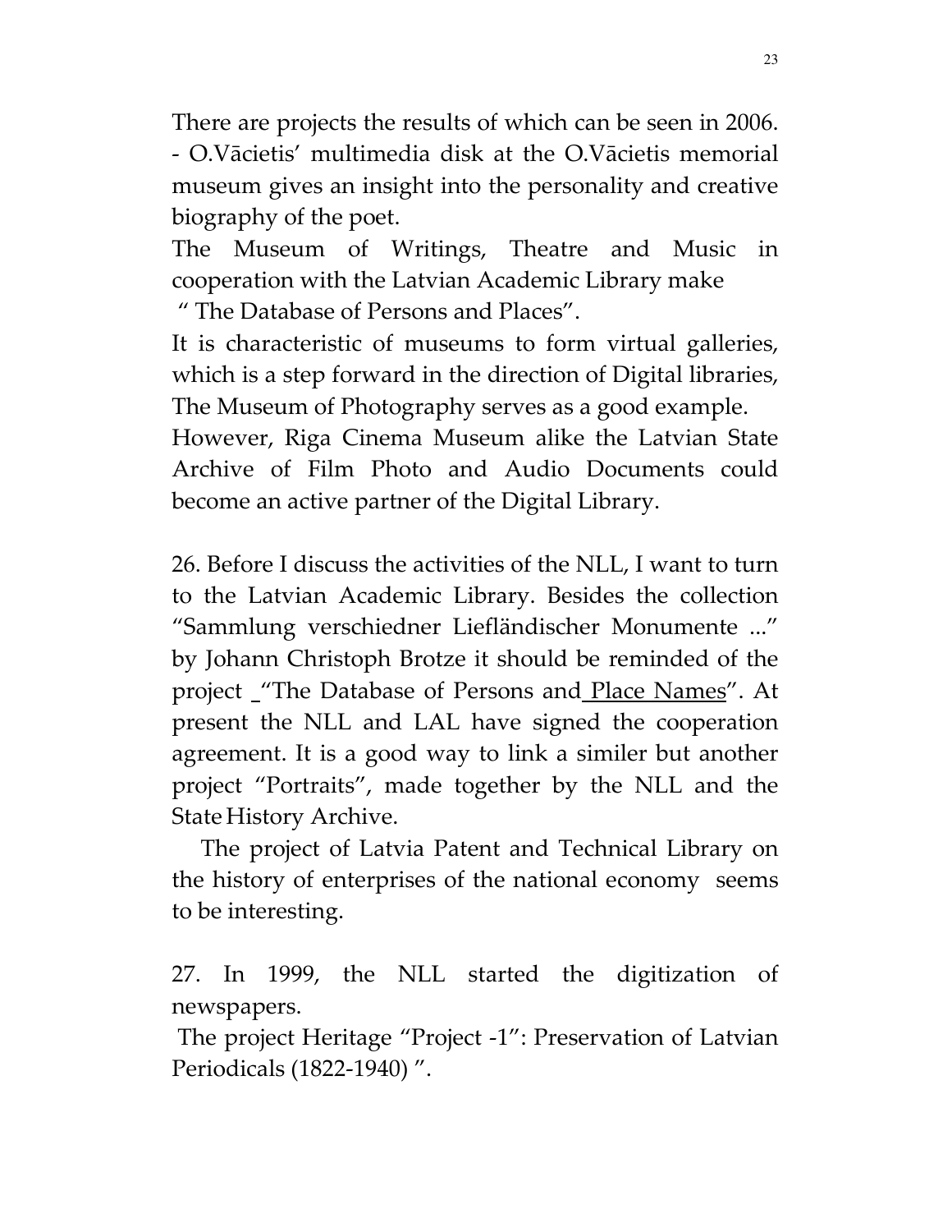There are projects the results of which can be seen in 2006.
- O.Vācietis' multimedia disk at the O.Vācietis memorial museum gives an insight into the personality and creative biography of the poet.

The Museum of Writings, Theatre and Music in cooperation with the Latvian Academic Library make " The Database of Persons and Places".

It is characteristic of museums to form virtual galleries, which is a step forward in the direction of Digital libraries, The Museum of Photography serves as a good example.

However, Riga Cinema Museum alike the Latvian State Archive of Film Photo and Audio Documents could become an active partner of the Digital Library.

26. Before I discuss the activities of the NLL, I want to turn to the Latvian Academic Library. Besides the collection "Sammlung verschiedner Liefländischer Monumente ..." by Johann Christoph Brotze it should be reminded of the project "The Database of Persons and Place Names". At present the NLL and LAL have signed the cooperation agreement. It is a good way to link a similer but another project "Portraits", made together by the NLL and the State History Archive.

The project of Latvia Patent and Technical Library on the history of enterprises of the national economy seems to be interesting.

27. In 1999, the NLL started the digitization of newspapers.

The project Heritage "Project -1": Preservation of Latvian Periodicals (1822-1940) ".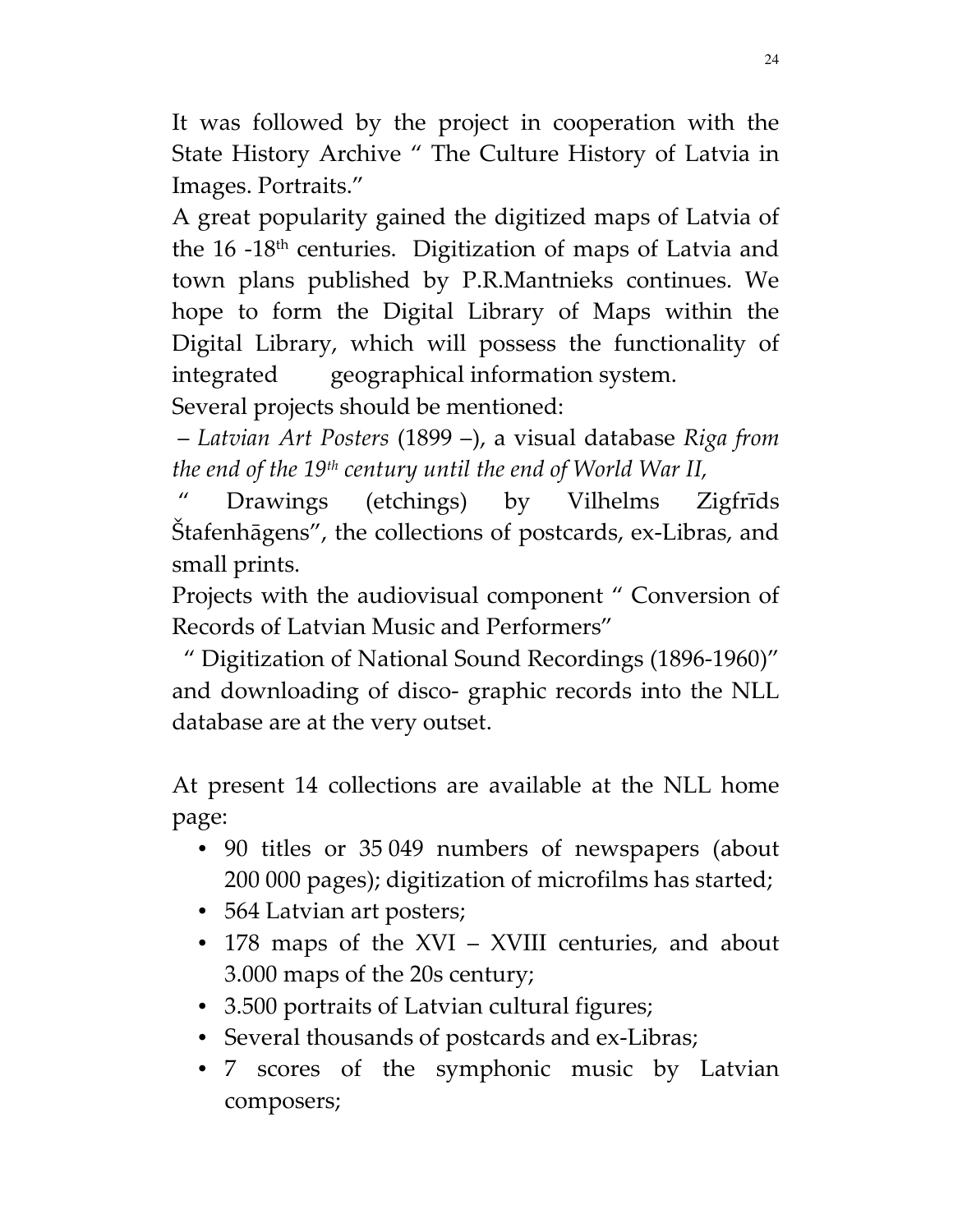It was followed by the project in cooperation with the State History Archive " The Culture History of Latvia in Images. Portraits."

A great popularity gained the digitized maps of Latvia of the 16 -18$^{th}$ centuries. Digitization of maps of Latvia and town plans published by P.R.Mantnieks continues. We hope to form the Digital Library of Maps within the Digital Library, which will possess the functionality of integrated geographical information system.

Several projects should be mentioned:

– *Latvian Art Posters* (1899 –), a visual database *Riga from the end of the 19$^{th}$ century until the end of World War II,*

" Drawings (etchings) by Vilhelms Zigfrīds Štafenhāgens", the collections of postcards, ex-Libras, and small prints.

Projects with the audiovisual component " Conversion of Records of Latvian Music and Performers"

" Digitization of National Sound Recordings (1896-1960)" and downloading of disco- graphic records into the NLL database are at the very outset.

At present 14 collections are available at the NLL home page:

- 90 titles or 35 049 numbers of newspapers (about 200 000 pages); digitization of microfilms has started;
- 564 Latvian art posters;
- 178 maps of the XVI – XVIII centuries, and about 3.000 maps of the 20s century;
- 3.500 portraits of Latvian cultural figures;
- Several thousands of postcards and ex-Libras;
- 7 scores of the symphonic music by Latvian composers;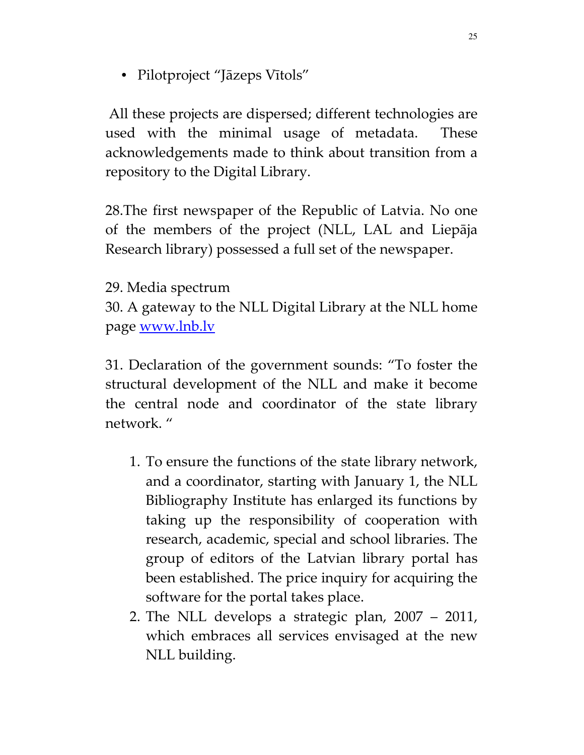- Pilotproject "Jāzeps Vītols"

All these projects are dispersed; different technologies are used with the minimal usage of metadata. These acknowledgements made to think about transition from a repository to the Digital Library.

28.The first newspaper of the Republic of Latvia. No one of the members of the project (NLL, LAL and Liepāja Research library) possessed a full set of the newspaper.

29. Media spectrum

30. A gateway to the NLL Digital Library at the NLL home page www.lnb.lv

31. Declaration of the government sounds: "To foster the structural development of the NLL and make it become the central node and coordinator of the state library network. "

1. To ensure the functions of the state library network, and a coordinator, starting with January 1, the NLL Bibliography Institute has enlarged its functions by taking up the responsibility of cooperation with research, academic, special and school libraries. The group of editors of the Latvian library portal has been established. The price inquiry for acquiring the software for the portal takes place.
2. The NLL develops a strategic plan, 2007 – 2011, which embraces all services envisaged at the new NLL building.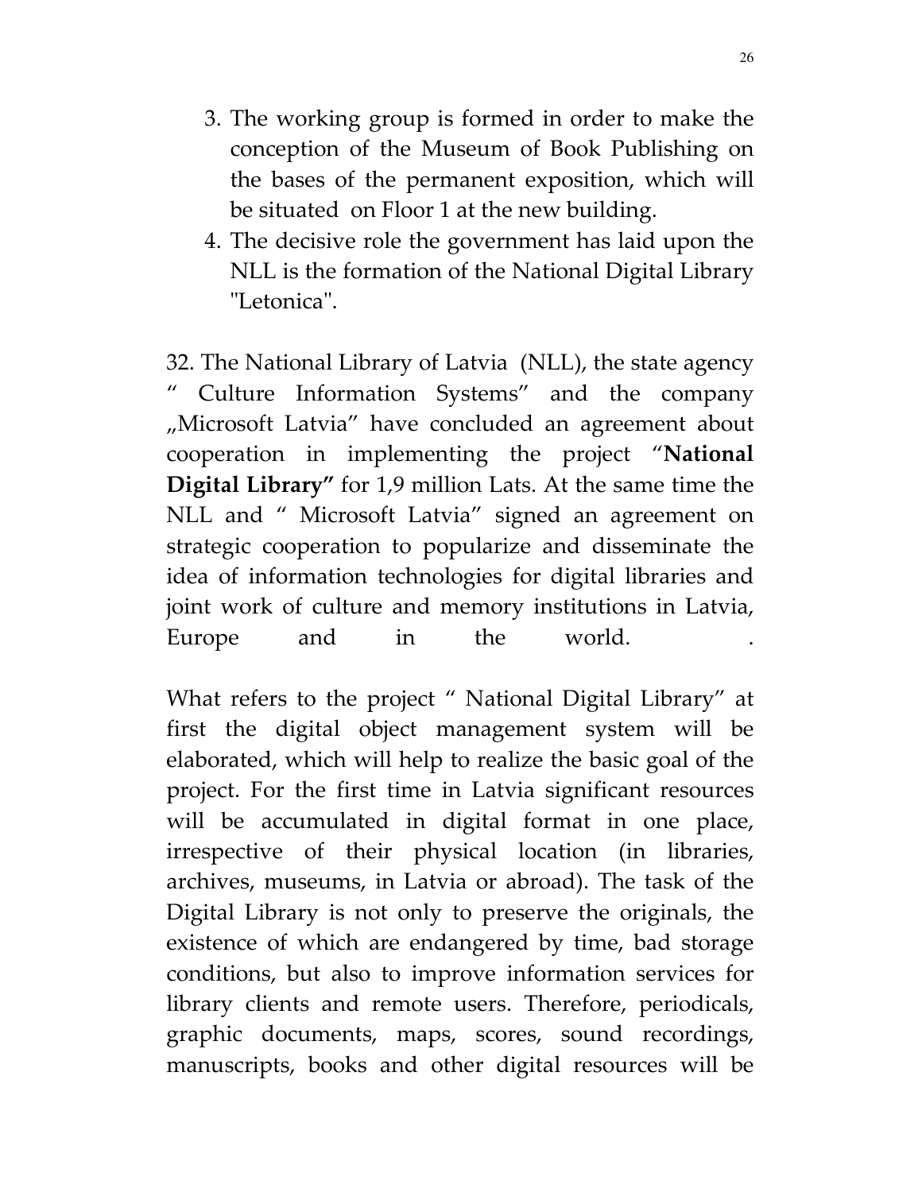3. The working group is formed in order to make the conception of the Museum of Book Publishing on the bases of the permanent exposition, which will be situated on Floor 1 at the new building.
4. The decisive role the government has laid upon the NLL is the formation of the National Digital Library "Letonica".

32. The National Library of Latvia (NLL), the state agency " Culture Information Systems" and the company „Microsoft Latvia" have concluded an agreement about cooperation in implementing the project "**National Digital Library"** for 1,9 million Lats. At the same time the NLL and " Microsoft Latvia" signed an agreement on strategic cooperation to popularize and disseminate the idea of information technologies for digital libraries and joint work of culture and memory institutions in Latvia, Europe and in the world. .

What refers to the project " National Digital Library" at first the digital object management system will be elaborated, which will help to realize the basic goal of the project. For the first time in Latvia significant resources will be accumulated in digital format in one place, irrespective of their physical location (in libraries, archives, museums, in Latvia or abroad). The task of the Digital Library is not only to preserve the originals, the existence of which are endangered by time, bad storage conditions, but also to improve information services for library clients and remote users. Therefore, periodicals, graphic documents, maps, scores, sound recordings, manuscripts, books and other digital resources will be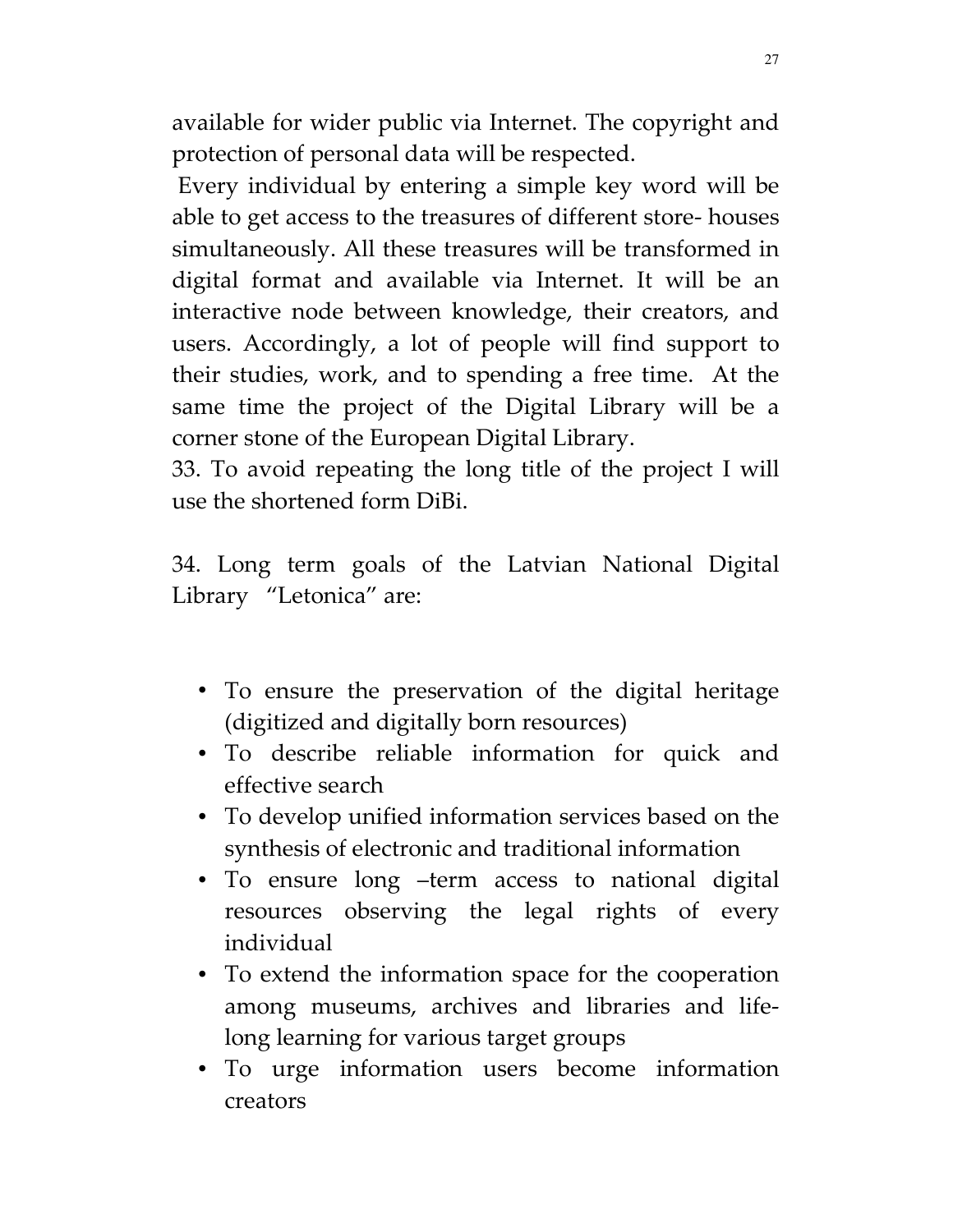available for wider public via Internet. The copyright and protection of personal data will be respected.

Every individual by entering a simple key word will be able to get access to the treasures of different store- houses simultaneously. All these treasures will be transformed in digital format and available via Internet. It will be an interactive node between knowledge, their creators, and users. Accordingly, a lot of people will find support to their studies, work, and to spending a free time. At the same time the project of the Digital Library will be a corner stone of the European Digital Library.

33. To avoid repeating the long title of the project I will use the shortened form DiBi.

34. Long term goals of the Latvian National Digital Library "Letonica" are:

- To ensure the preservation of the digital heritage (digitized and digitally born resources)
- To describe reliable information for quick and effective search
- To develop unified information services based on the synthesis of electronic and traditional information
- To ensure long –term access to national digital resources observing the legal rights of every individual
- To extend the information space for the cooperation among museums, archives and libraries and life-long learning for various target groups
- To urge information users become information creators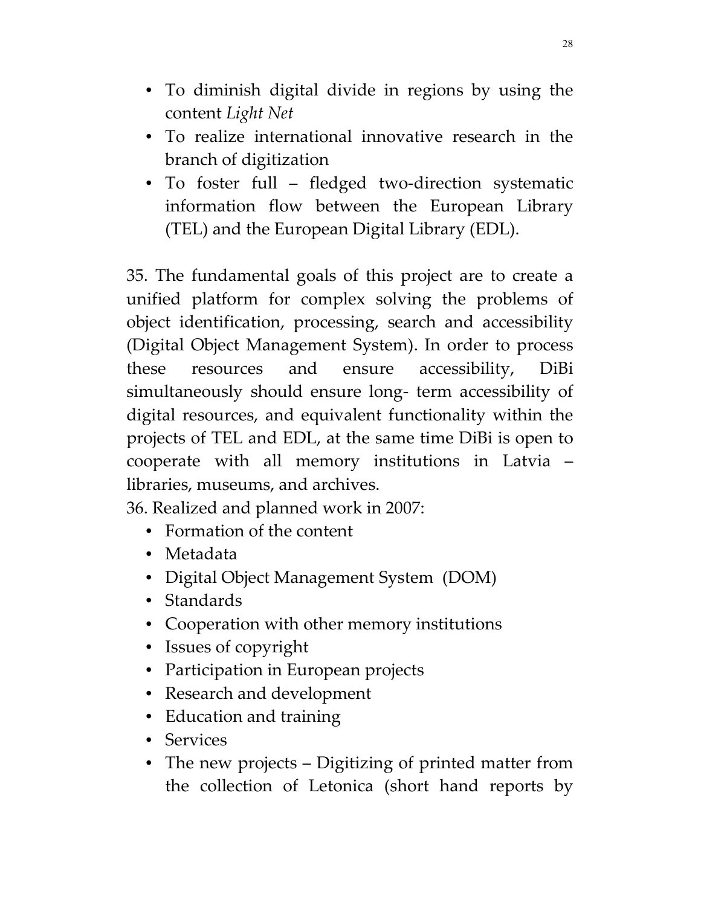- To diminish digital divide in regions by using the content *Light Net*
- To realize international innovative research in the branch of digitization
- To foster full – fledged two-direction systematic information flow between the European Library (TEL) and the European Digital Library (EDL).

35. The fundamental goals of this project are to create a unified platform for complex solving the problems of object identification, processing, search and accessibility (Digital Object Management System). In order to process these resources and ensure accessibility, DiBi simultaneously should ensure long- term accessibility of digital resources, and equivalent functionality within the projects of TEL and EDL, at the same time DiBi is open to cooperate with all memory institutions in Latvia – libraries, museums, and archives.

36. Realized and planned work in 2007:

- Formation of the content
- Metadata
- Digital Object Management System (DOM)
- Standards
- Cooperation with other memory institutions
- Issues of copyright
- Participation in European projects
- Research and development
- Education and training
- Services
- The new projects – Digitizing of printed matter from the collection of Letonica (short hand reports by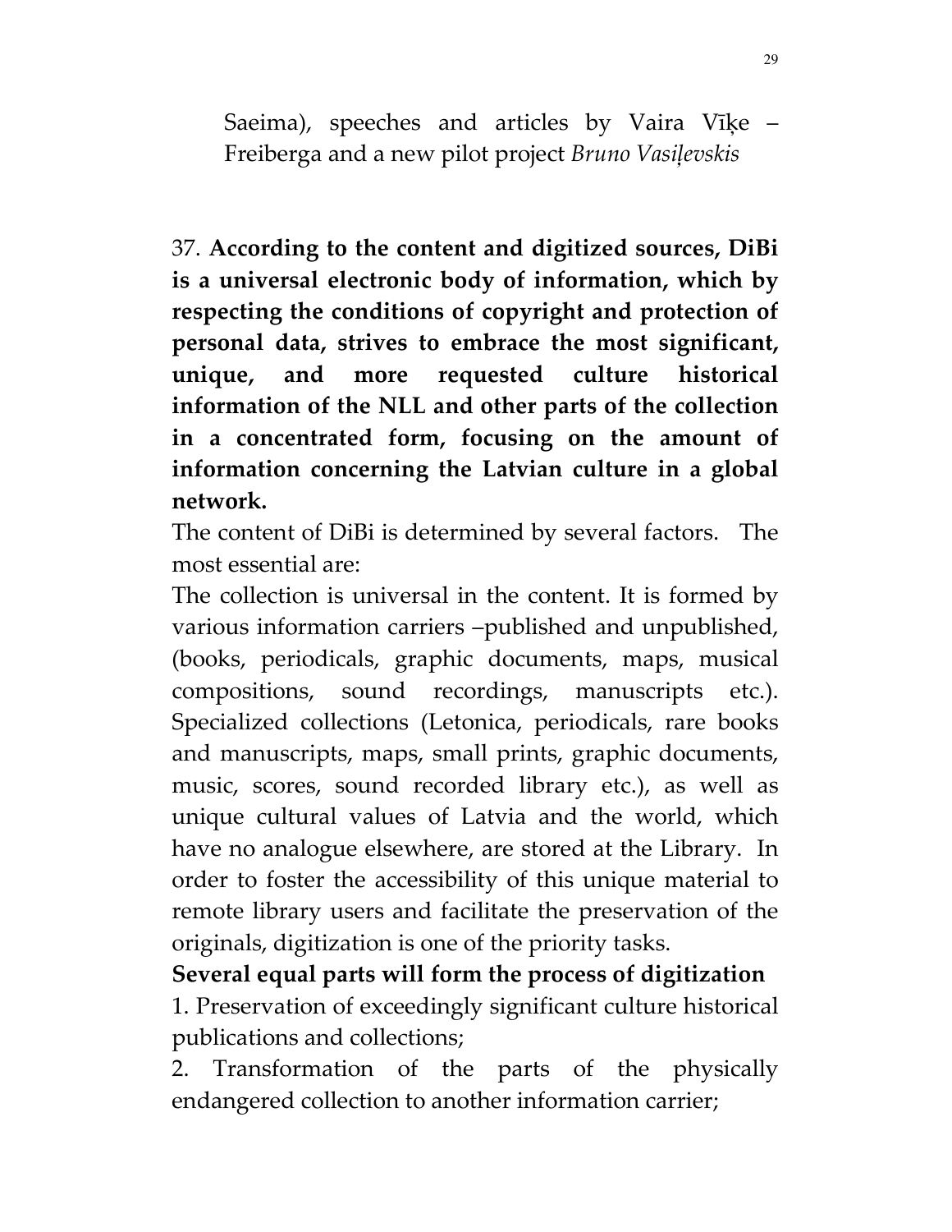Saeima), speeches and articles by Vaira Vīķe – Freiberga and a new pilot project *Bruno Vasiļevskis*

37. **According to the content and digitized sources, DiBi is a universal electronic body of information, which by respecting the conditions of copyright and protection of personal data, strives to embrace the most significant, unique, and more requested culture historical information of the NLL and other parts of the collection in a concentrated form, focusing on the amount of information concerning the Latvian culture in a global network.**

The content of DiBi is determined by several factors. The most essential are:

The collection is universal in the content. It is formed by various information carriers –published and unpublished, (books, periodicals, graphic documents, maps, musical compositions, sound recordings, manuscripts etc.). Specialized collections (Letonica, periodicals, rare books and manuscripts, maps, small prints, graphic documents, music, scores, sound recorded library etc.), as well as unique cultural values of Latvia and the world, which have no analogue elsewhere, are stored at the Library. In order to foster the accessibility of this unique material to remote library users and facilitate the preservation of the originals, digitization is one of the priority tasks.

**Several equal parts will form the process of digitization**

1. Preservation of exceedingly significant culture historical publications and collections;
2. Transformation of the parts of the physically endangered collection to another information carrier;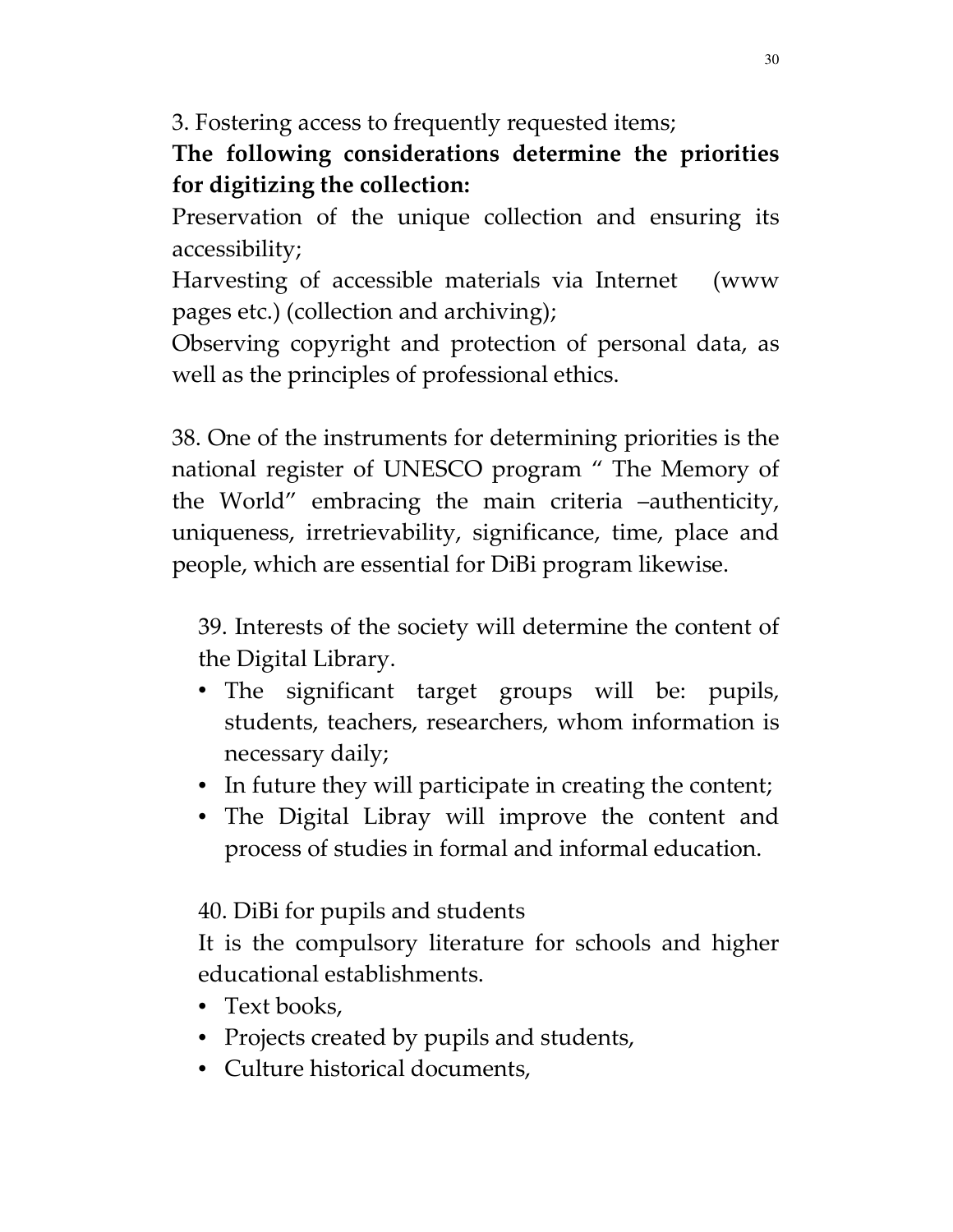3. Fostering access to frequently requested items;

**The following considerations determine the priorities for digitizing the collection:**

Preservation of the unique collection and ensuring its accessibility;

Harvesting of accessible materials via Internet (www pages etc.) (collection and archiving);

Observing copyright and protection of personal data, as well as the principles of professional ethics.

38. One of the instruments for determining priorities is the national register of UNESCO program " The Memory of the World" embracing the main criteria –authenticity, uniqueness, irretrievability, significance, time, place and people, which are essential for DiBi program likewise.

39. Interests of the society will determine the content of the Digital Library.

- The significant target groups will be: pupils, students, teachers, researchers, whom information is necessary daily;
- In future they will participate in creating the content;
- The Digital Libray will improve the content and process of studies in formal and informal education.

40. DiBi for pupils and students

It is the compulsory literature for schools and higher educational establishments.

- Text books,
- Projects created by pupils and students,
- Culture historical documents,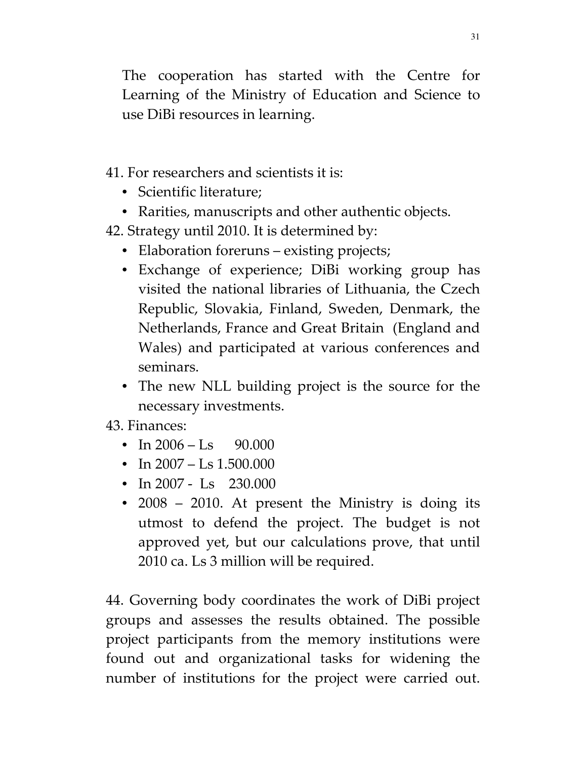The cooperation has started with the Centre for Learning of the Ministry of Education and Science to use DiBi resources in learning.

41. For researchers and scientists it is:
    - Scientific literature;
    - Rarities, manuscripts and other authentic objects.
42. Strategy until 2010. It is determined by:
    - Elaboration foreruns – existing projects;
    - Exchange of experience; DiBi working group has visited the national libraries of Lithuania, the Czech Republic, Slovakia, Finland, Sweden, Denmark, the Netherlands, France and Great Britain (England and Wales) and participated at various conferences and seminars.
    - The new NLL building project is the source for the necessary investments.
43. Finances:
    - In 2006 – Ls 90.000
    - In 2007 – Ls 1.500.000
    - In 2007 - Ls 230.000
    - 2008 – 2010. At present the Ministry is doing its utmost to defend the project. The budget is not approved yet, but our calculations prove, that until 2010 ca. Ls 3 million will be required.

44. Governing body coordinates the work of DiBi project groups and assesses the results obtained. The possible project participants from the memory institutions were found out and organizational tasks for widening the number of institutions for the project were carried out.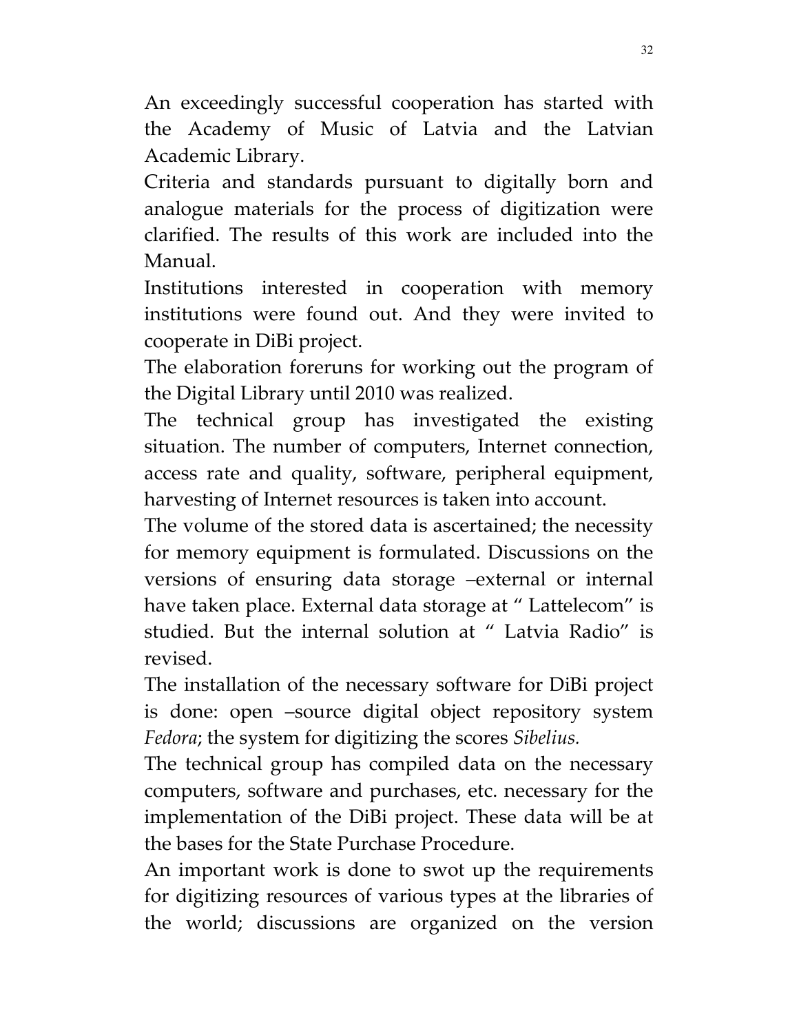An exceedingly successful cooperation has started with the Academy of Music of Latvia and the Latvian Academic Library.

Criteria and standards pursuant to digitally born and analogue materials for the process of digitization were clarified. The results of this work are included into the Manual.

Institutions interested in cooperation with memory institutions were found out. And they were invited to cooperate in DiBi project.

The elaboration foreruns for working out the program of the Digital Library until 2010 was realized.

The technical group has investigated the existing situation. The number of computers, Internet connection, access rate and quality, software, peripheral equipment, harvesting of Internet resources is taken into account.

The volume of the stored data is ascertained; the necessity for memory equipment is formulated. Discussions on the versions of ensuring data storage –external or internal have taken place. External data storage at " Lattelecom" is studied. But the internal solution at " Latvia Radio" is revised.

The installation of the necessary software for DiBi project is done: open –source digital object repository system *Fedora*; the system for digitizing the scores *Sibelius.*

The technical group has compiled data on the necessary computers, software and purchases, etc. necessary for the implementation of the DiBi project. These data will be at the bases for the State Purchase Procedure.

An important work is done to swot up the requirements for digitizing resources of various types at the libraries of the world; discussions are organized on the version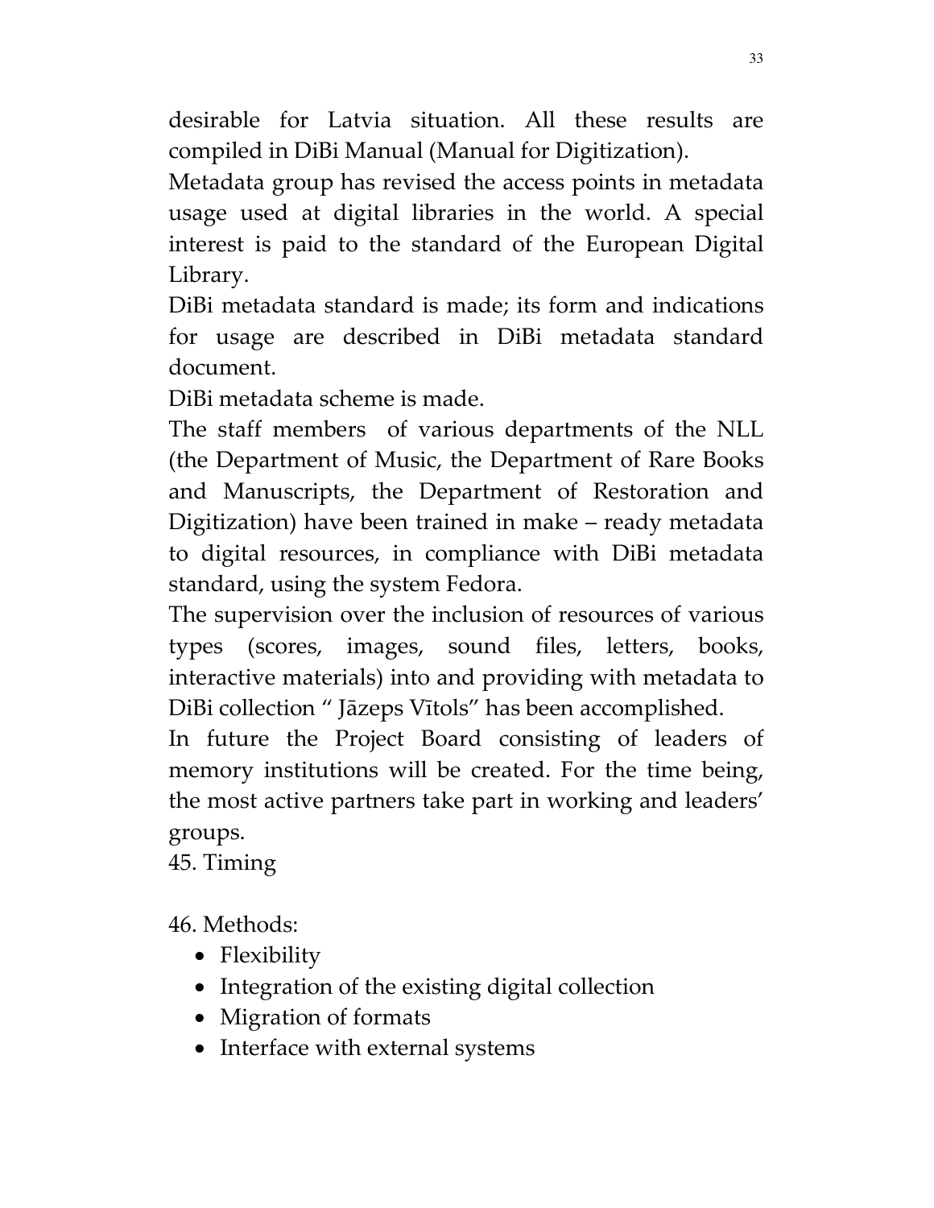desirable for Latvia situation. All these results are compiled in DiBi Manual (Manual for Digitization).

Metadata group has revised the access points in metadata usage used at digital libraries in the world. A special interest is paid to the standard of the European Digital Library.

DiBi metadata standard is made; its form and indications for usage are described in DiBi metadata standard document.

DiBi metadata scheme is made.

The staff members of various departments of the NLL (the Department of Music, the Department of Rare Books and Manuscripts, the Department of Restoration and Digitization) have been trained in make – ready metadata to digital resources, in compliance with DiBi metadata standard, using the system Fedora.

The supervision over the inclusion of resources of various types (scores, images, sound files, letters, books, interactive materials) into and providing with metadata to DiBi collection " Jāzeps Vītols" has been accomplished.

In future the Project Board consisting of leaders of memory institutions will be created. For the time being, the most active partners take part in working and leaders' groups.

45. Timing

46. Methods:

- Flexibility
- Integration of the existing digital collection
- Migration of formats
- Interface with external systems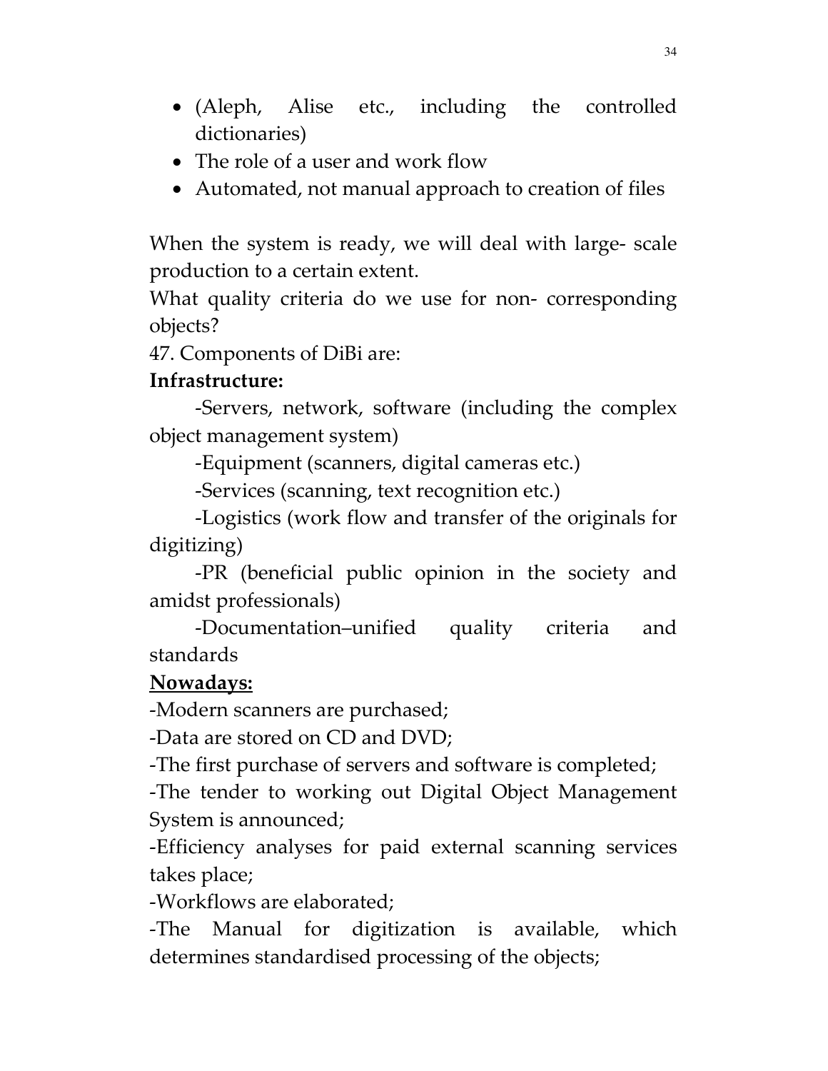- (Aleph, Alise etc., including the controlled dictionaries)
- The role of a user and work flow
- Automated, not manual approach to creation of files

When the system is ready, we will deal with large- scale production to a certain extent.

What quality criteria do we use for non- corresponding objects?

47. Components of DiBi are:

**Infrastructure:**

-Servers, network, software (including the complex object management system)

-Equipment (scanners, digital cameras etc.)

-Services (scanning, text recognition etc.)

-Logistics (work flow and transfer of the originals for digitizing)

-PR (beneficial public opinion in the society and amidst professionals)

-Documentation–unified quality criteria and standards

**<u>Nowadays:</u>**

-Modern scanners are purchased;

-Data are stored on CD and DVD;

-The first purchase of servers and software is completed;

-The tender to working out Digital Object Management System is announced;

-Efficiency analyses for paid external scanning services takes place;

-Workflows are elaborated;

-The Manual for digitization is available, which determines standardised processing of the objects;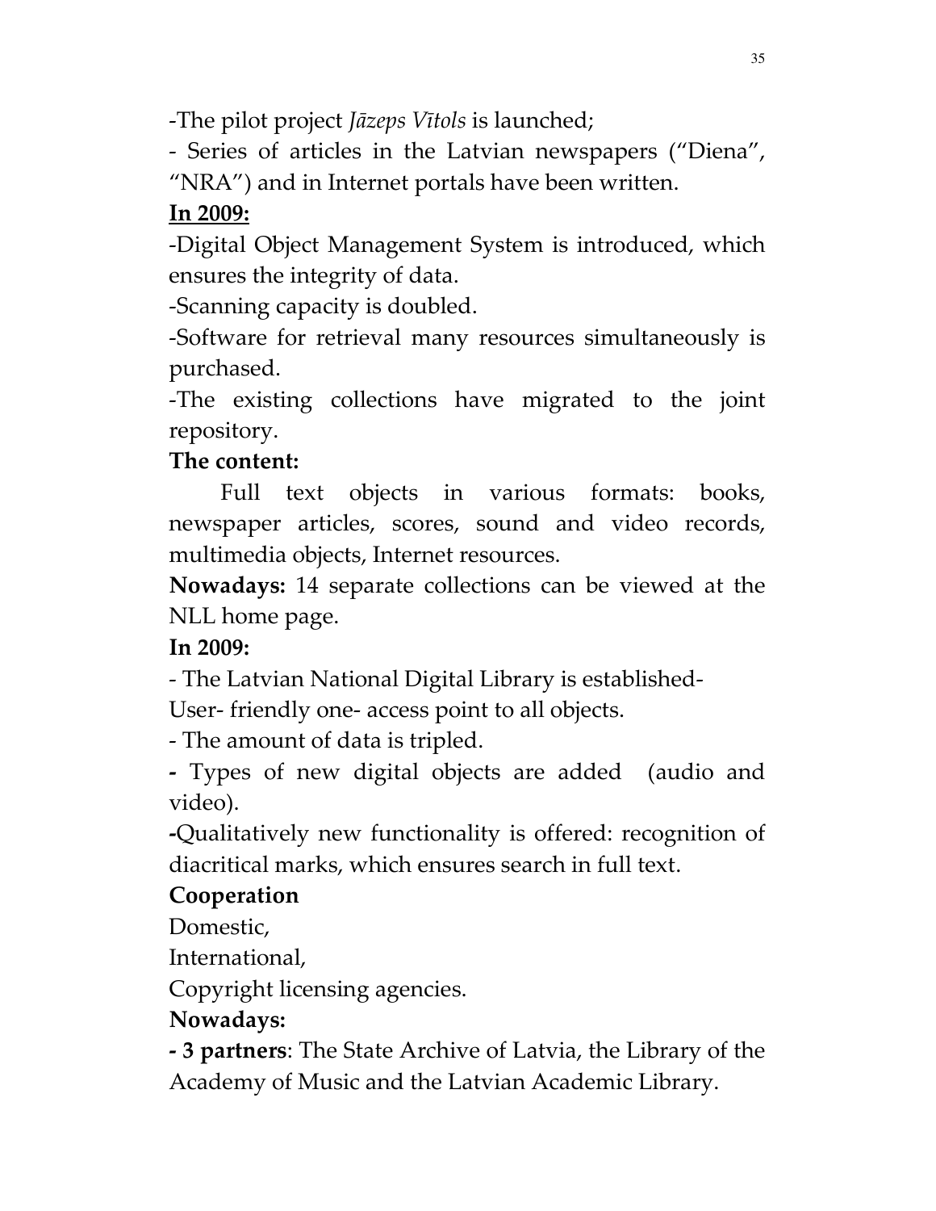-The pilot project *Jāzeps Vītols* is launched;

- Series of articles in the Latvian newspapers ("Diena", "NRA") and in Internet portals have been written.

**<u>In 2009:</u>**

-Digital Object Management System is introduced, which ensures the integrity of data.

-Scanning capacity is doubled.

-Software for retrieval many resources simultaneously is purchased.

-The existing collections have migrated to the joint repository.

**The content:**

Full text objects in various formats: books, newspaper articles, scores, sound and video records, multimedia objects, Internet resources.

**Nowadays:** 14 separate collections can be viewed at the NLL home page.

**In 2009:**

- The Latvian National Digital Library is established-
User- friendly one- access point to all objects.

- The amount of data is tripled.

**-** Types of new digital objects are added (audio and video).

**-**Qualitatively new functionality is offered: recognition of diacritical marks, which ensures search in full text.

**Cooperation**

Domestic,

International,

Copyright licensing agencies.

**Nowadays:**

**- 3 partners**: The State Archive of Latvia, the Library of the Academy of Music and the Latvian Academic Library.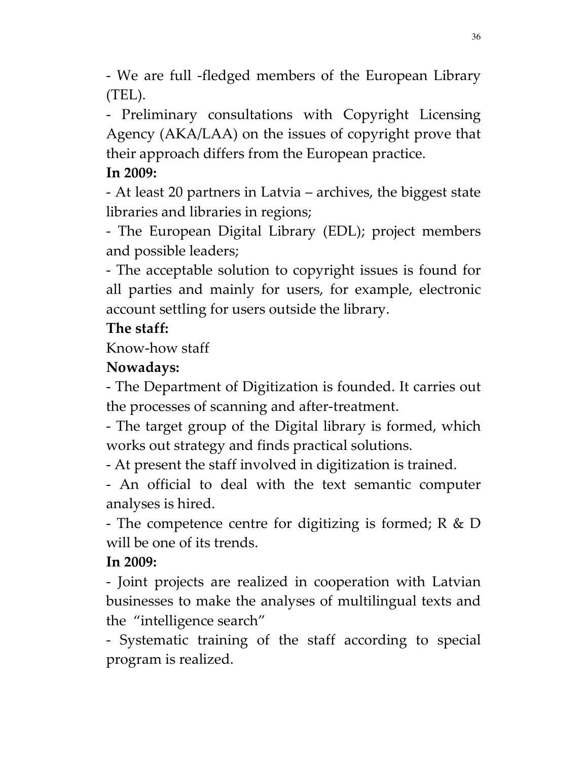- We are full -fledged members of the European Library (TEL).

- Preliminary consultations with Copyright Licensing Agency (AKA/LAA) on the issues of copyright prove that their approach differs from the European practice.

**In 2009:**

- At least 20 partners in Latvia – archives, the biggest state libraries and libraries in regions;

- The European Digital Library (EDL); project members and possible leaders;

- The acceptable solution to copyright issues is found for all parties and mainly for users, for example, electronic account settling for users outside the library.

**The staff:**

Know-how staff

**Nowadays:**

- The Department of Digitization is founded. It carries out the processes of scanning and after-treatment.

- The target group of the Digital library is formed, which works out strategy and finds practical solutions.

- At present the staff involved in digitization is trained.

- An official to deal with the text semantic computer analyses is hired.

- The competence centre for digitizing is formed; R & D will be one of its trends.

**In 2009:**

- Joint projects are realized in cooperation with Latvian businesses to make the analyses of multilingual texts and the "intelligence search"

- Systematic training of the staff according to special program is realized.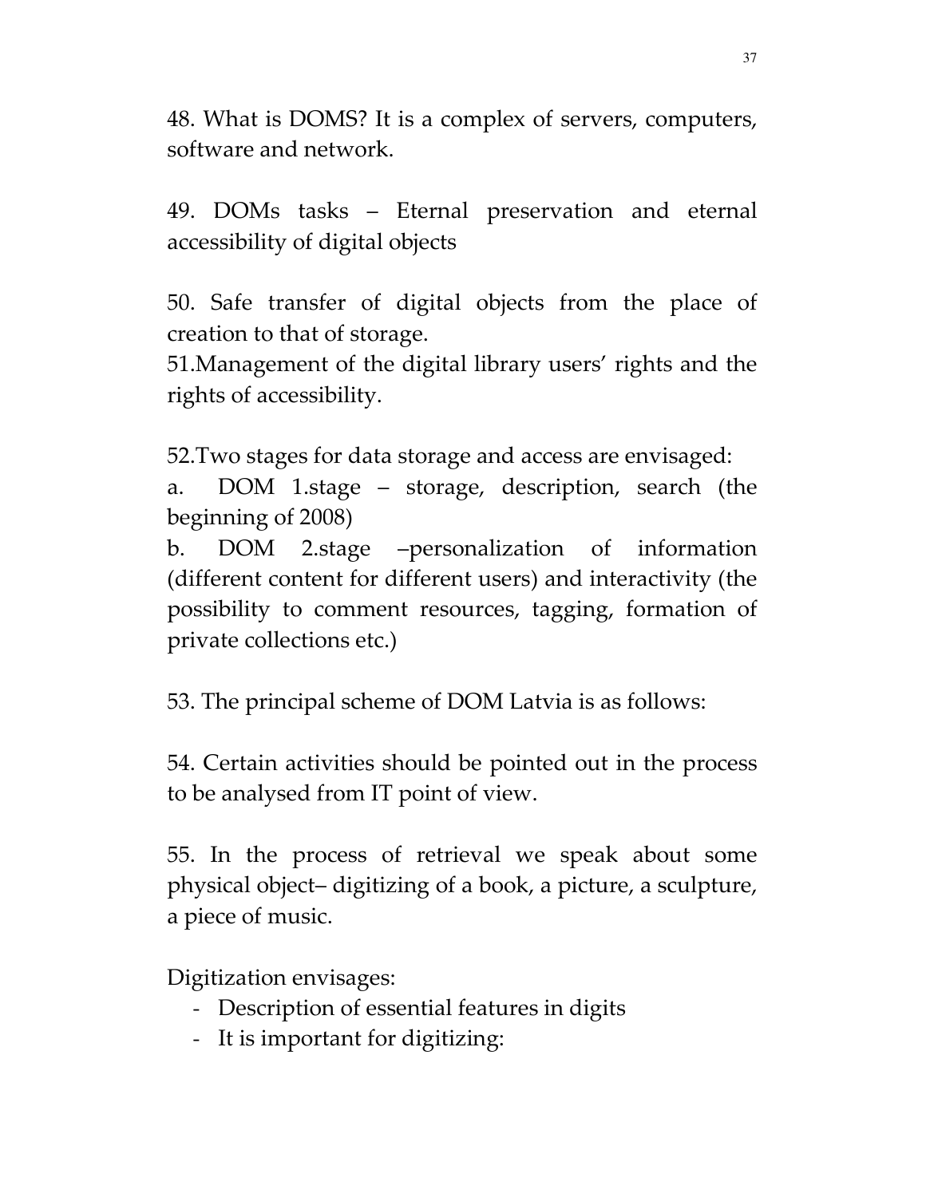48. What is DOMS? It is a complex of servers, computers, software and network.

49. DOMs tasks – Eternal preservation and eternal accessibility of digital objects

50. Safe transfer of digital objects from the place of creation to that of storage.

51.Management of the digital library users' rights and the rights of accessibility.

52.Two stages for data storage and access are envisaged:

a. DOM 1.stage – storage, description, search (the beginning of 2008)

b. DOM 2.stage –personalization of information (different content for different users) and interactivity (the possibility to comment resources, tagging, formation of private collections etc.)

53. The principal scheme of DOM Latvia is as follows:

54. Certain activities should be pointed out in the process to be analysed from IT point of view.

55. In the process of retrieval we speak about some physical object– digitizing of a book, a picture, a sculpture, a piece of music.

Digitization envisages:

- Description of essential features in digits
- It is important for digitizing: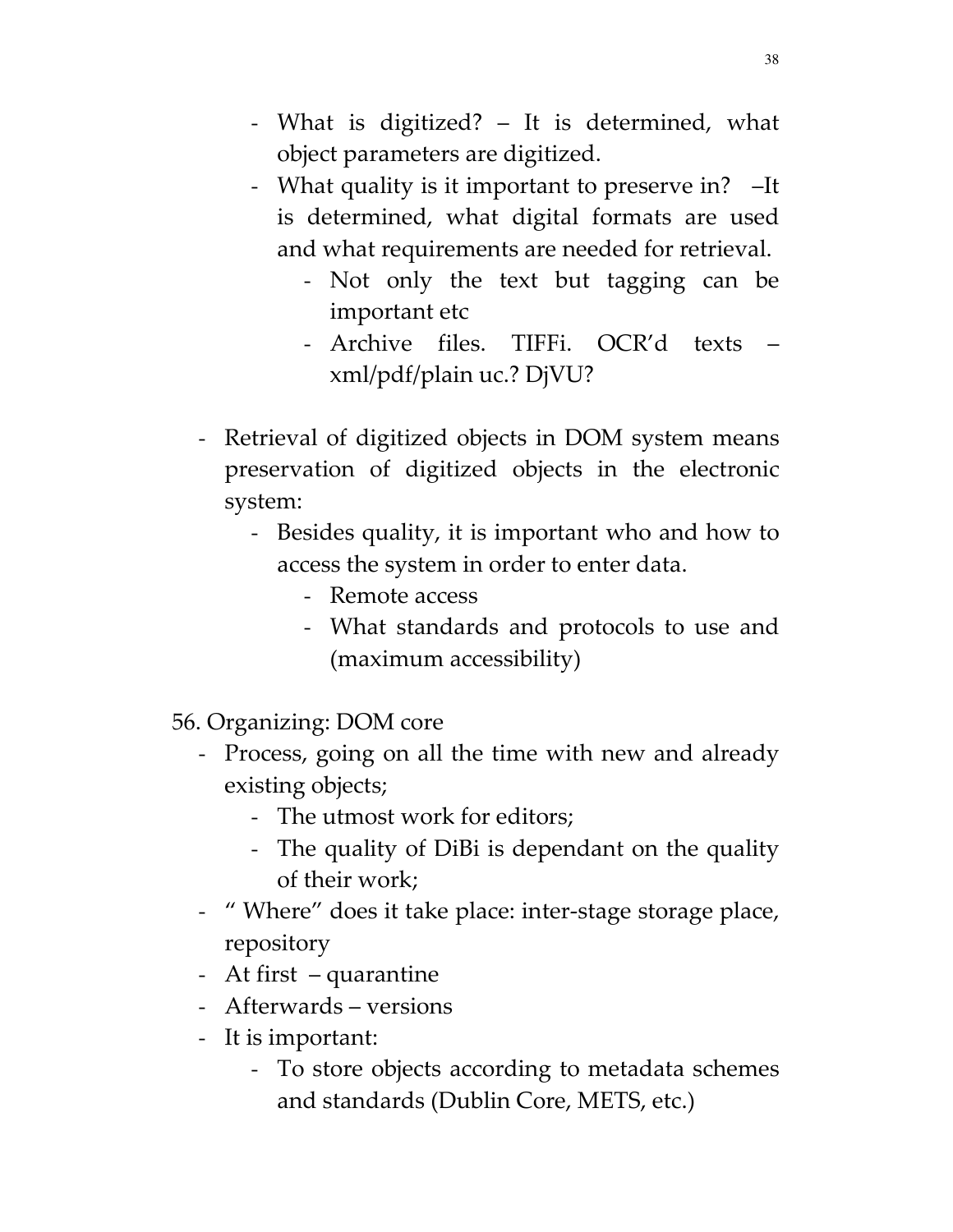- What is digitized? – It is determined, what object parameters are digitized.
- What quality is it important to preserve in? –It is determined, what digital formats are used and what requirements are needed for retrieval.
    - Not only the text but tagging can be important etc
    - Archive files. TIFFi. OCR'd texts – xml/pdf/plain uc.? DjVU?

- Retrieval of digitized objects in DOM system means preservation of digitized objects in the electronic system:
    - Besides quality, it is important who and how to access the system in order to enter data.
        - Remote access
        - What standards and protocols to use and (maximum accessibility)

56. Organizing: DOM core

- Process, going on all the time with new and already existing objects;
    - The utmost work for editors;
    - The quality of DiBi is dependant on the quality of their work;
- " Where" does it take place: inter-stage storage place, repository
- At first – quarantine
- Afterwards – versions
- It is important:
    - To store objects according to metadata schemes and standards (Dublin Core, METS, etc.)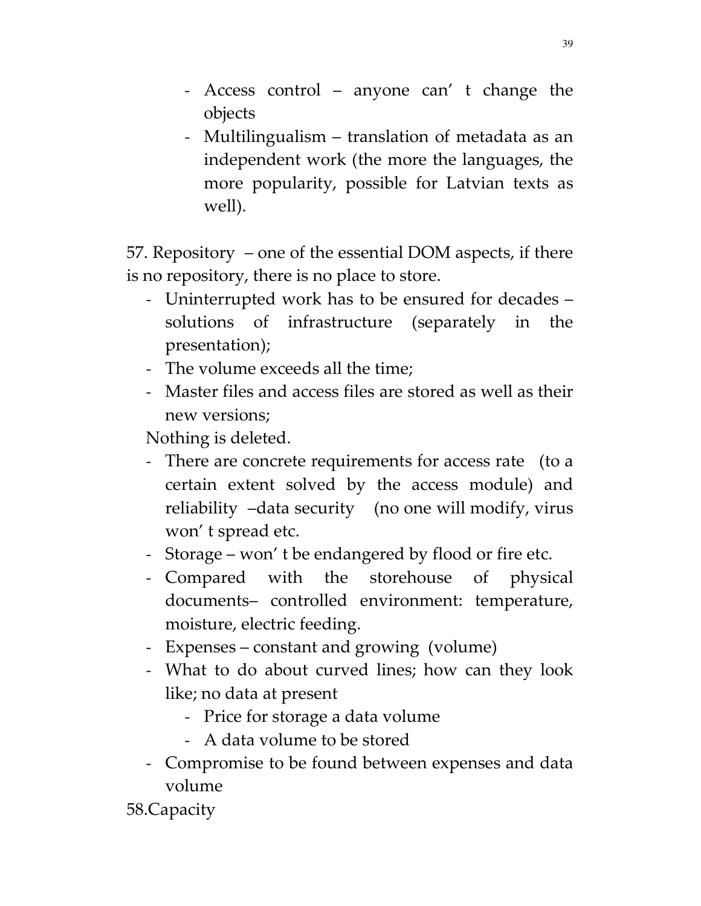- Access control – anyone can' t change the objects
- Multilingualism – translation of metadata as an independent work (the more the languages, the more popularity, possible for Latvian texts as well).

57. Repository – one of the essential DOM aspects, if there is no repository, there is no place to store.

- Uninterrupted work has to be ensured for decades – solutions of infrastructure (separately in the presentation);
- The volume exceeds all the time;
- Master files and access files are stored as well as their new versions;

Nothing is deleted.

- There are concrete requirements for access rate (to a certain extent solved by the access module) and reliability –data security (no one will modify, virus won' t spread etc.
- Storage – won' t be endangered by flood or fire etc.
- Compared with the storehouse of physical documents– controlled environment: temperature, moisture, electric feeding.
- Expenses – constant and growing (volume)
- What to do about curved lines; how can they look like; no data at present
  - Price for storage a data volume
  - A data volume to be stored
- Compromise to be found between expenses and data volume

58.Capacity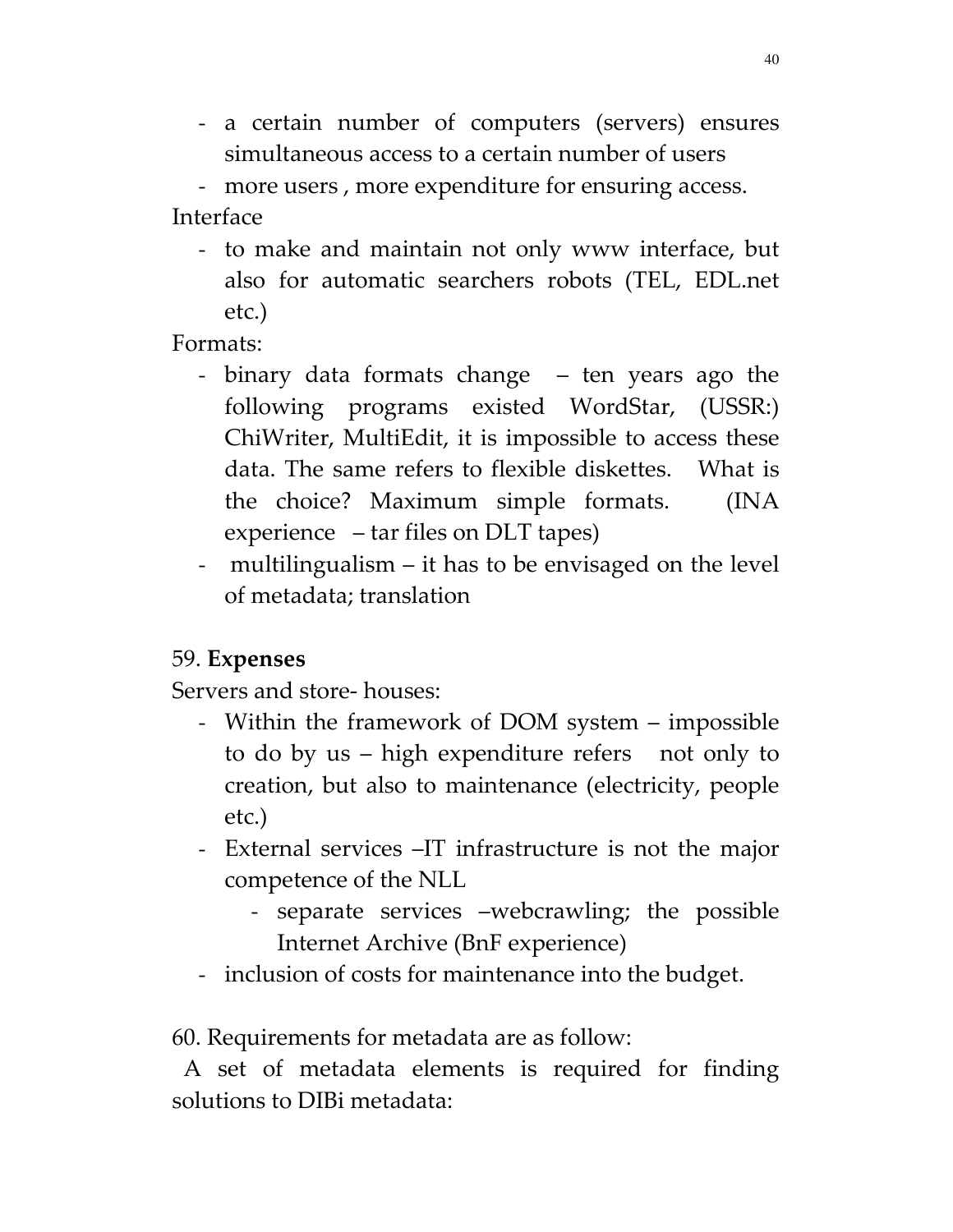- a certain number of computers (servers) ensures simultaneous access to a certain number of users
- more users , more expenditure for ensuring access.

Interface

- to make and maintain not only www interface, but also for automatic searchers robots (TEL, EDL.net etc.)

Formats:

- binary data formats change – ten years ago the following programs existed WordStar, (USSR:) ChiWriter, MultiEdit, it is impossible to access these data. The same refers to flexible diskettes. What is the choice? Maximum simple formats. (INA experience – tar files on DLT tapes)
- multilingualism – it has to be envisaged on the level of metadata; translation

59. **Expenses**

Servers and store- houses:

- Within the framework of DOM system – impossible to do by us – high expenditure refers not only to creation, but also to maintenance (electricity, people etc.)
- External services –IT infrastructure is not the major competence of the NLL
  - separate services –webcrawling; the possible Internet Archive (BnF experience)
- inclusion of costs for maintenance into the budget.

60. Requirements for metadata are as follow:

A set of metadata elements is required for finding solutions to DIBi metadata: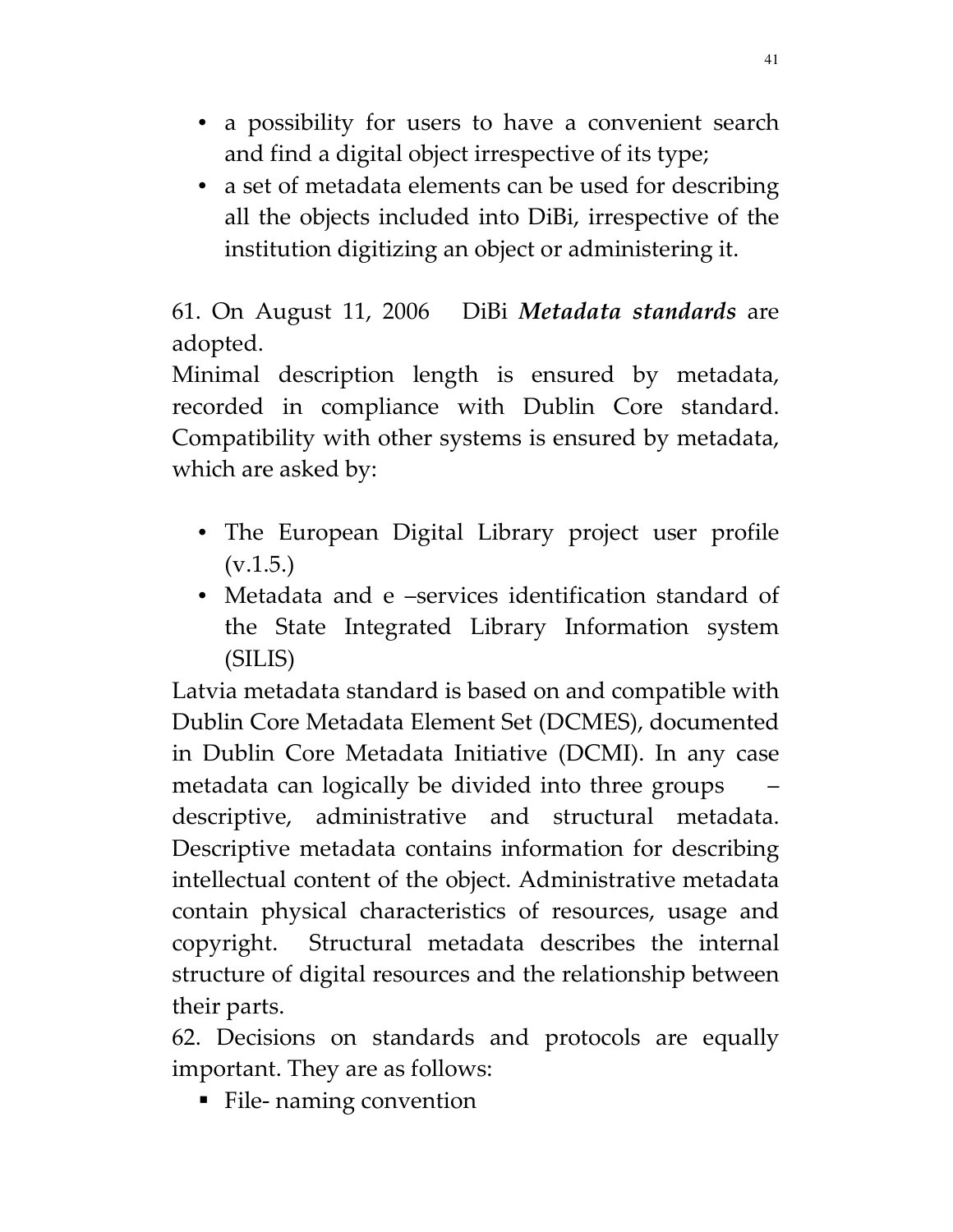- a possibility for users to have a convenient search and find a digital object irrespective of its type;
- a set of metadata elements can be used for describing all the objects included into DiBi, irrespective of the institution digitizing an object or administering it.

61. On August 11, 2006 DiBi ***Metadata standards*** are adopted.
Minimal description length is ensured by metadata, recorded in compliance with Dublin Core standard. Compatibility with other systems is ensured by metadata, which are asked by:

- The European Digital Library project user profile (v.1.5.)
- Metadata and e –services identification standard of the State Integrated Library Information system (SILIS)

Latvia metadata standard is based on and compatible with Dublin Core Metadata Element Set (DCMES), documented in Dublin Core Metadata Initiative (DCMI). In any case metadata can logically be divided into three groups – descriptive, administrative and structural metadata. Descriptive metadata contains information for describing intellectual content of the object. Administrative metadata contain physical characteristics of resources, usage and copyright. Structural metadata describes the internal structure of digital resources and the relationship between their parts.
62. Decisions on standards and protocols are equally important. They are as follows:

- File- naming convention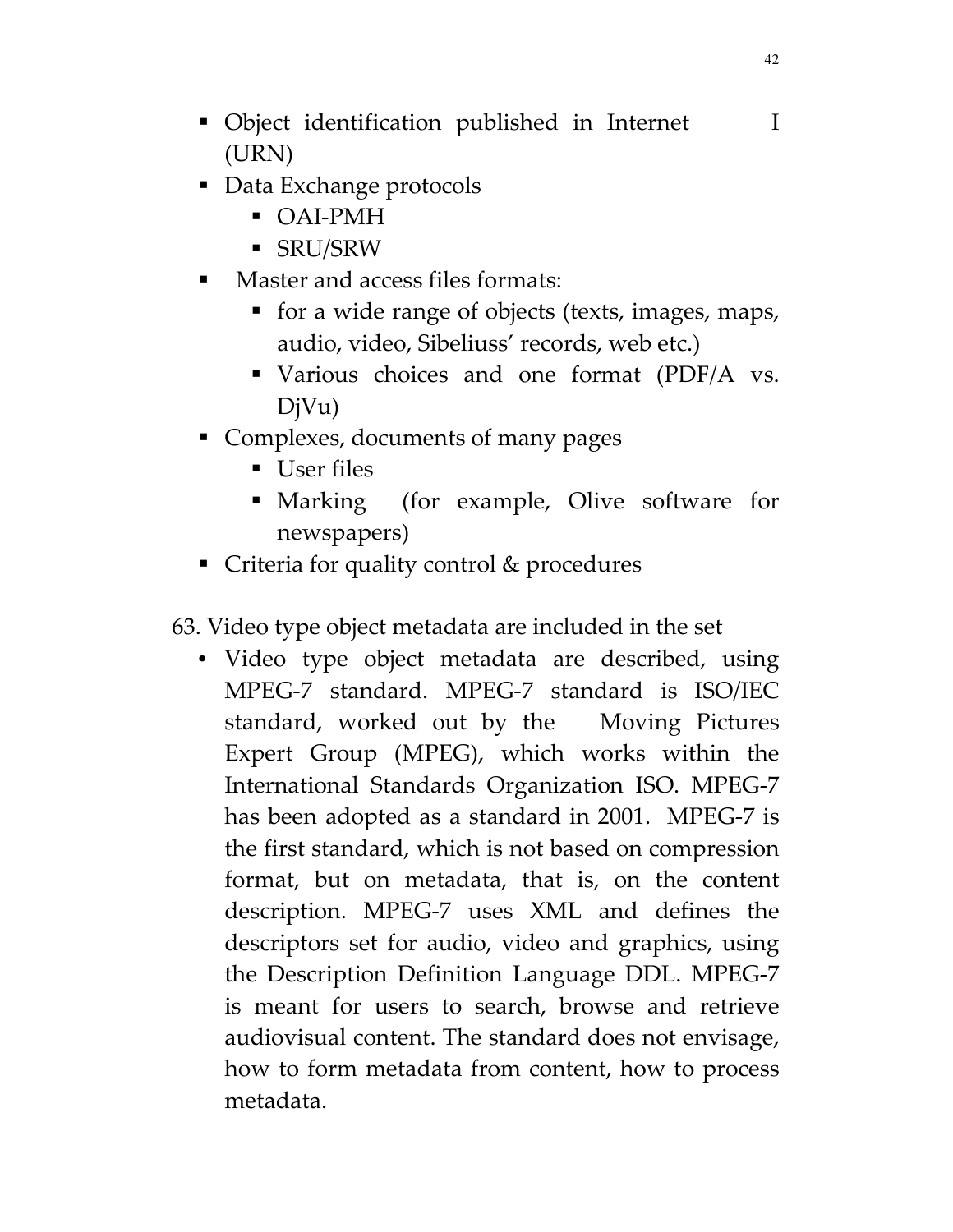- Object identification published in Internet I (URN)
- Data Exchange protocols
  - OAI-PMH
  - SRU/SRW
- Master and access files formats:
  - for a wide range of objects (texts, images, maps, audio, video, Sibeliuss' records, web etc.)
  - Various choices and one format (PDF/A vs. DjVu)
- Complexes, documents of many pages
  - User files
  - Marking (for example, Olive software for newspapers)
- Criteria for quality control & procedures

63. Video type object metadata are included in the set

- Video type object metadata are described, using MPEG-7 standard. MPEG-7 standard is ISO/IEC standard, worked out by the Moving Pictures Expert Group (MPEG), which works within the International Standards Organization ISO. MPEG-7 has been adopted as a standard in 2001. MPEG-7 is the first standard, which is not based on compression format, but on metadata, that is, on the content description. MPEG-7 uses XML and defines the descriptors set for audio, video and graphics, using the Description Definition Language DDL. MPEG-7 is meant for users to search, browse and retrieve audiovisual content. The standard does not envisage, how to form metadata from content, how to process metadata.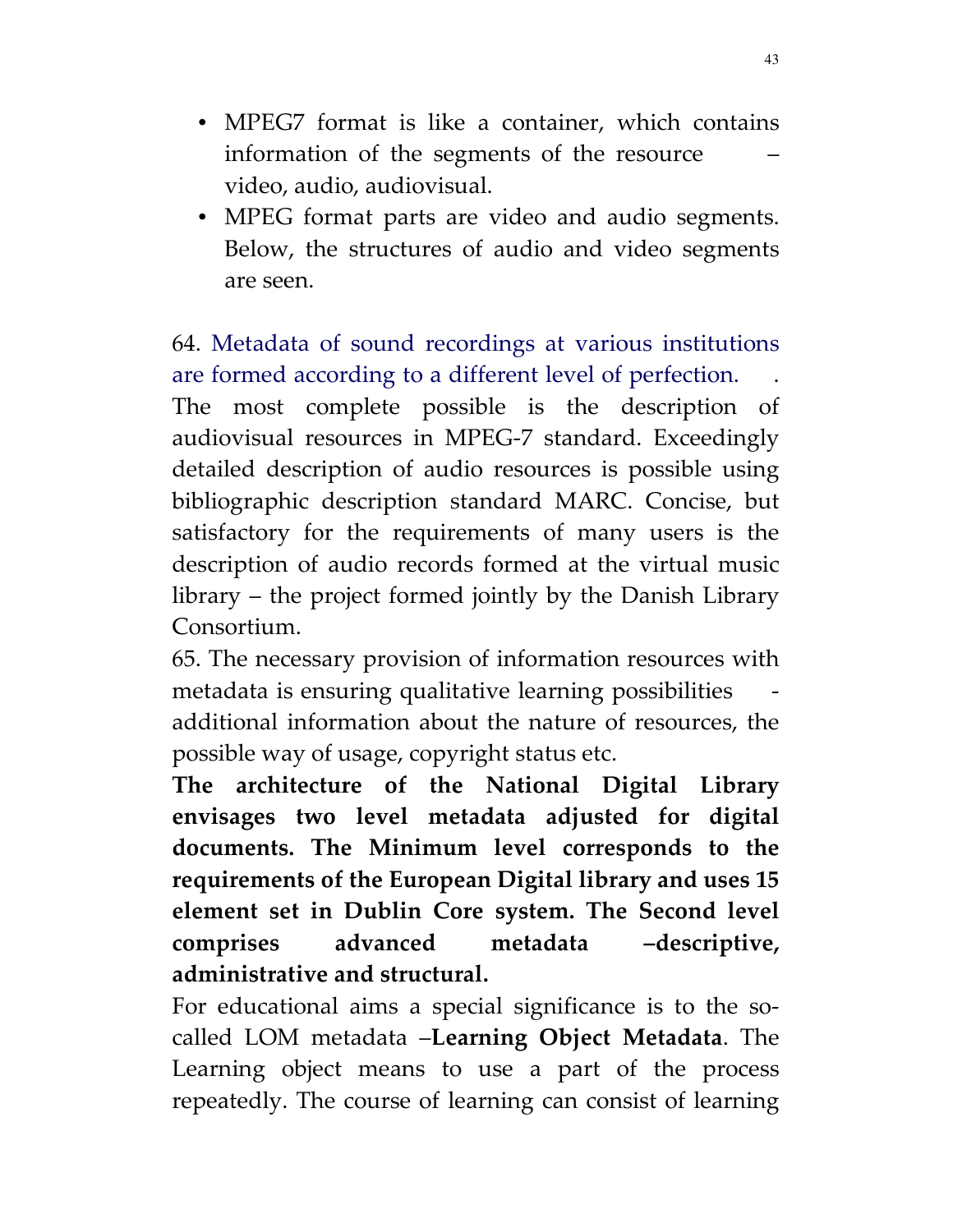- MPEG7 format is like a container, which contains information of the segments of the resource – video, audio, audiovisual.
- MPEG format parts are video and audio segments. Below, the structures of audio and video segments are seen.

64. Metadata of sound recordings at various institutions are formed according to a different level of perfection. . The most complete possible is the description of audiovisual resources in MPEG-7 standard. Exceedingly detailed description of audio resources is possible using bibliographic description standard MARC. Concise, but satisfactory for the requirements of many users is the description of audio records formed at the virtual music library – the project formed jointly by the Danish Library Consortium.

65. The necessary provision of information resources with metadata is ensuring qualitative learning possibilities - additional information about the nature of resources, the possible way of usage, copyright status etc.

**The architecture of the National Digital Library envisages two level metadata adjusted for digital documents. The Minimum level corresponds to the requirements of the European Digital library and uses 15 element set in Dublin Core system. The Second level comprises advanced metadata –descriptive, administrative and structural.**

For educational aims a special significance is to the so-called LOM metadata –**Learning Object Metadata**. The Learning object means to use a part of the process repeatedly. The course of learning can consist of learning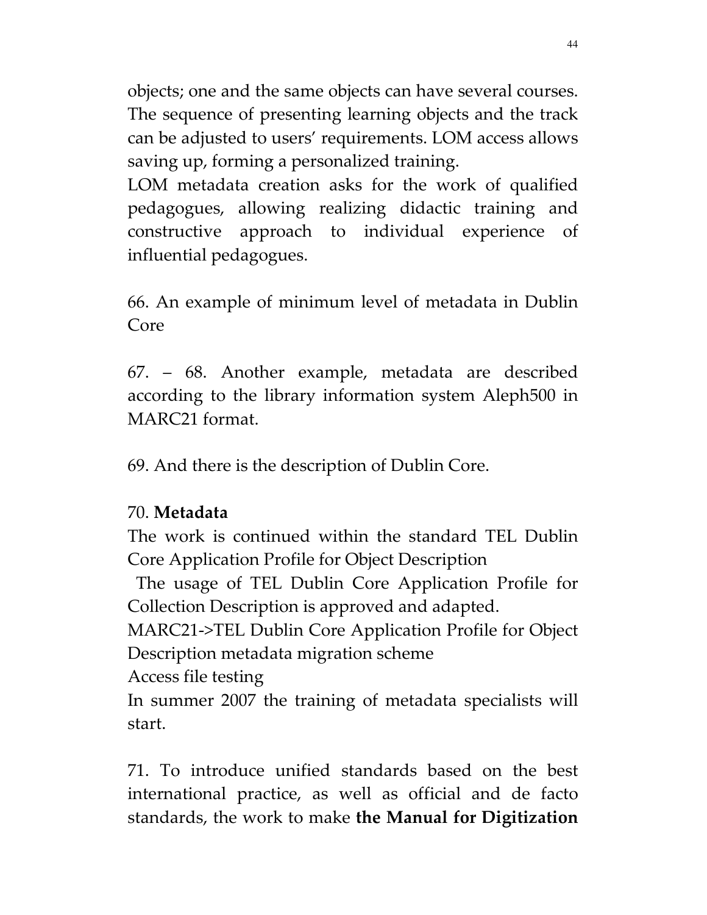objects; one and the same objects can have several courses. The sequence of presenting learning objects and the track can be adjusted to users' requirements. LOM access allows saving up, forming a personalized training.
LOM metadata creation asks for the work of qualified pedagogues, allowing realizing didactic training and constructive approach to individual experience of influential pedagogues.

66. An example of minimum level of metadata in Dublin Core

67. – 68. Another example, metadata are described according to the library information system Aleph500 in MARC21 format.

69. And there is the description of Dublin Core.

70. **Metadata**
The work is continued within the standard TEL Dublin Core Application Profile for Object Description
The usage of TEL Dublin Core Application Profile for Collection Description is approved and adapted.
MARC21->TEL Dublin Core Application Profile for Object Description metadata migration scheme
Access file testing
In summer 2007 the training of metadata specialists will start.

71. To introduce unified standards based on the best international practice, as well as official and de facto standards, the work to make **the Manual for Digitization**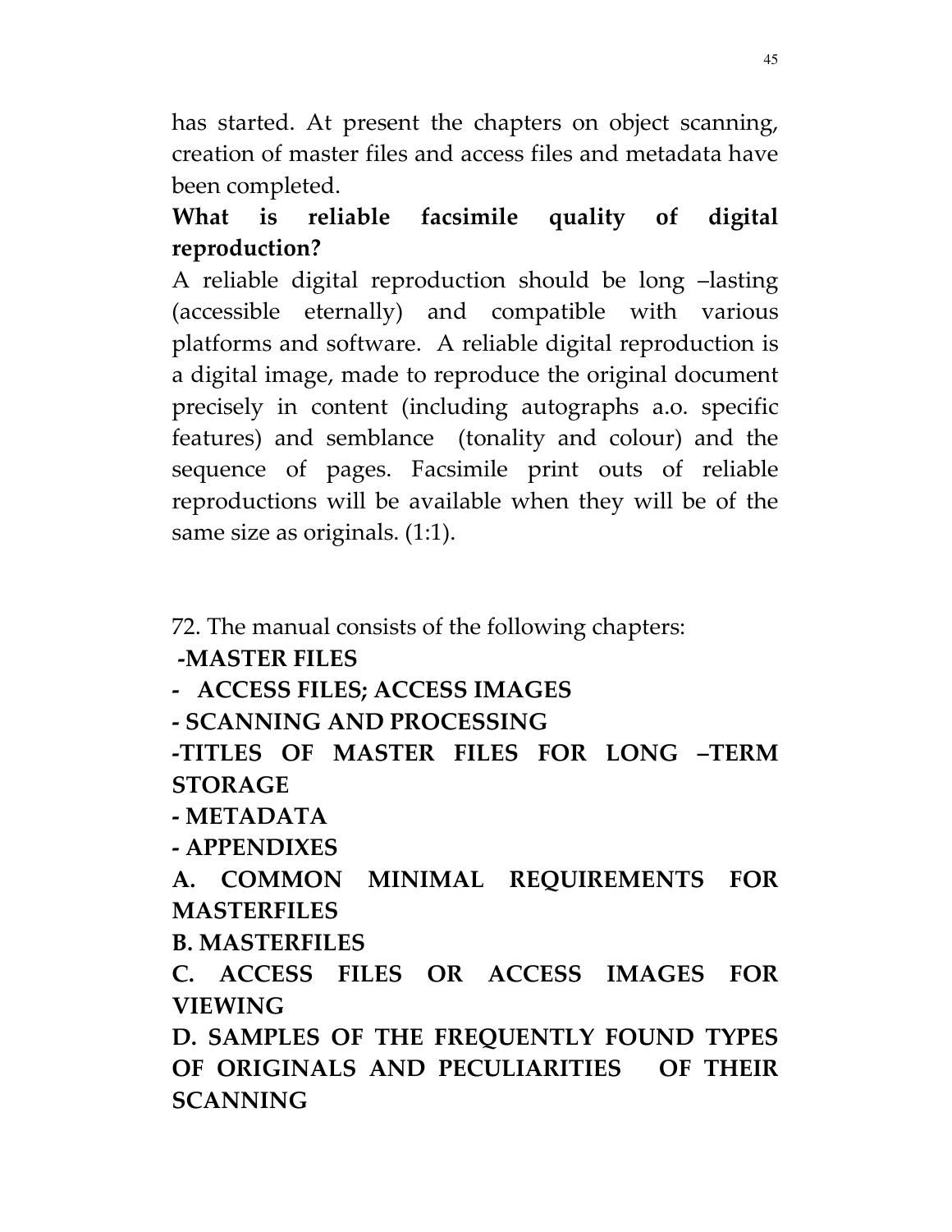has started. At present the chapters on object scanning, creation of master files and access files and metadata have been completed.

**What is reliable facsimile quality of digital reproduction?**

A reliable digital reproduction should be long –lasting (accessible eternally) and compatible with various platforms and software. A reliable digital reproduction is a digital image, made to reproduce the original document precisely in content (including autographs a.o. specific features) and semblance (tonality and colour) and the sequence of pages. Facsimile print outs of reliable reproductions will be available when they will be of the same size as originals. (1:1).

72. The manual consists of the following chapters:

**-MASTER FILES**

**- ACCESS FILES; ACCESS IMAGES**

**- SCANNING AND PROCESSING**

**-TITLES OF MASTER FILES FOR LONG –TERM STORAGE**

**- METADATA**

**- APPENDIXES**

**A. COMMON MINIMAL REQUIREMENTS FOR MASTERFILES**

**B. MASTERFILES**

**C. ACCESS FILES OR ACCESS IMAGES FOR VIEWING**

**D. SAMPLES OF THE FREQUENTLY FOUND TYPES OF ORIGINALS AND PECULIARITIES OF THEIR SCANNING**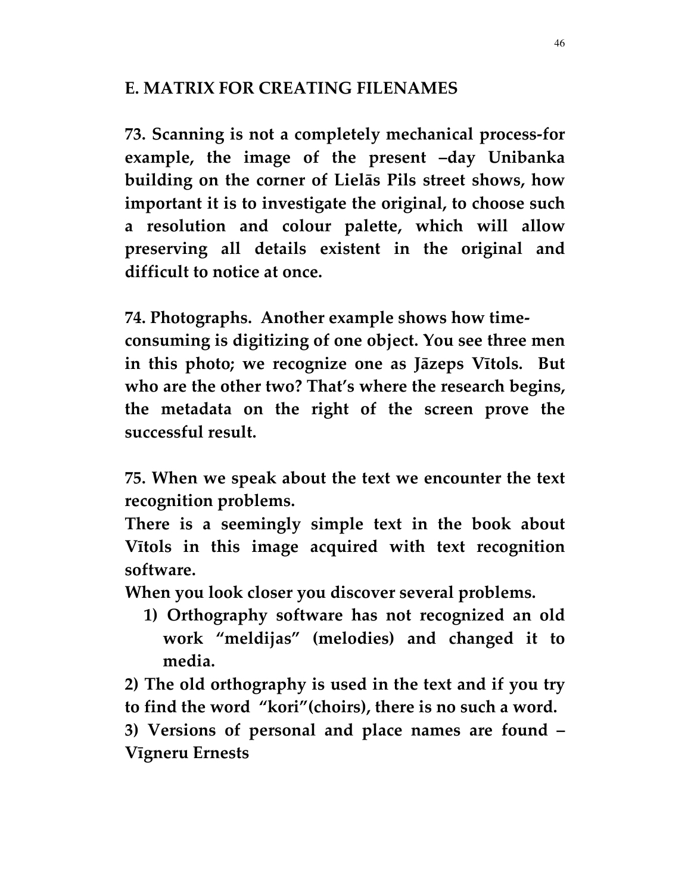## E. MATRIX FOR CREATING FILENAMES

**73. Scanning is not a completely mechanical process-for example, the image of the present –day Unibanka building on the corner of Lielās Pils street shows, how important it is to investigate the original, to choose such a resolution and colour palette, which will allow preserving all details existent in the original and difficult to notice at once.**

**74. Photographs. Another example shows how time-consuming is digitizing of one object. You see three men in this photo; we recognize one as Jāzeps Vītols. But who are the other two? That's where the research begins, the metadata on the right of the screen prove the successful result.**

**75. When we speak about the text we encounter the text recognition problems.**
**There is a seemingly simple text in the book about Vītols in this image acquired with text recognition software.**
**When you look closer you discover several problems.**

1) **Orthography software has not recognized an old work "meldijas" (melodies) and changed it to media.**

**2) The old orthography is used in the text and if you try to find the word "kori"(choirs), there is no such a word.**

**3) Versions of personal and place names are found – Vīgneru Ernests**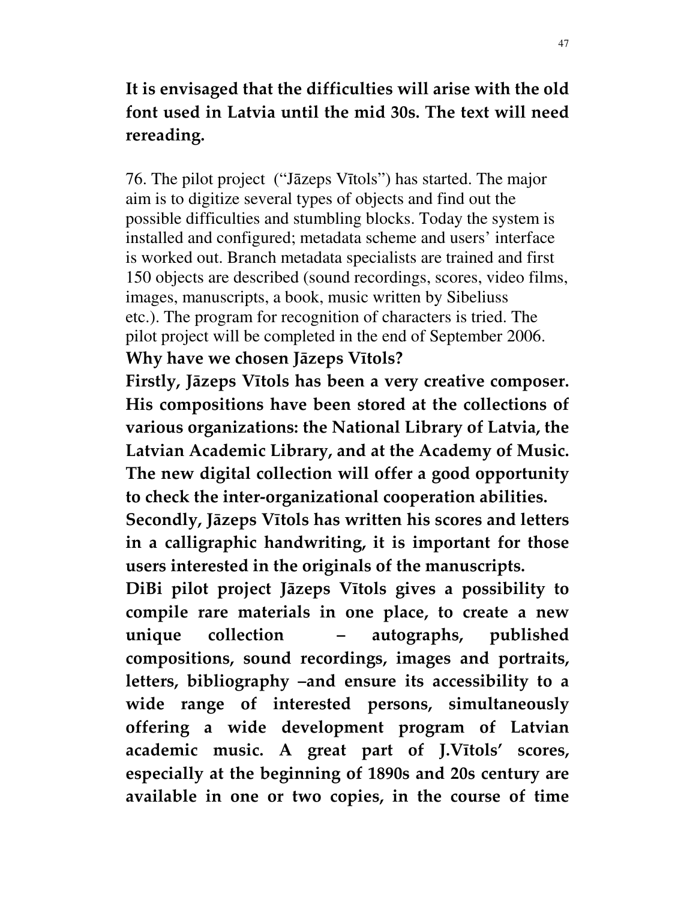**It is envisaged that the difficulties will arise with the old font used in Latvia until the mid 30s. The text will need rereading.**

76. The pilot project ("Jāzeps Vītols") has started. The major aim is to digitize several types of objects and find out the possible difficulties and stumbling blocks. Today the system is installed and configured; metadata scheme and users' interface is worked out. Branch metadata specialists are trained and first 150 objects are described (sound recordings, scores, video films, images, manuscripts, a book, music written by Sibeliuss etc.). The program for recognition of characters is tried. The pilot project will be completed in the end of September 2006.

**Why have we chosen Jāzeps Vītols?**

**Firstly, Jāzeps Vītols has been a very creative composer. His compositions have been stored at the collections of various organizations: the National Library of Latvia, the Latvian Academic Library, and at the Academy of Music. The new digital collection will offer a good opportunity to check the inter-organizational cooperation abilities.**

**Secondly, Jāzeps Vītols has written his scores and letters in a calligraphic handwriting, it is important for those users interested in the originals of the manuscripts.**

**DiBi pilot project Jāzeps Vītols gives a possibility to compile rare materials in one place, to create a new unique collection – autographs, published compositions, sound recordings, images and portraits, letters, bibliography –and ensure its accessibility to a wide range of interested persons, simultaneously offering a wide development program of Latvian academic music. A great part of J.Vītols' scores, especially at the beginning of 1890s and 20s century are available in one or two copies, in the course of time**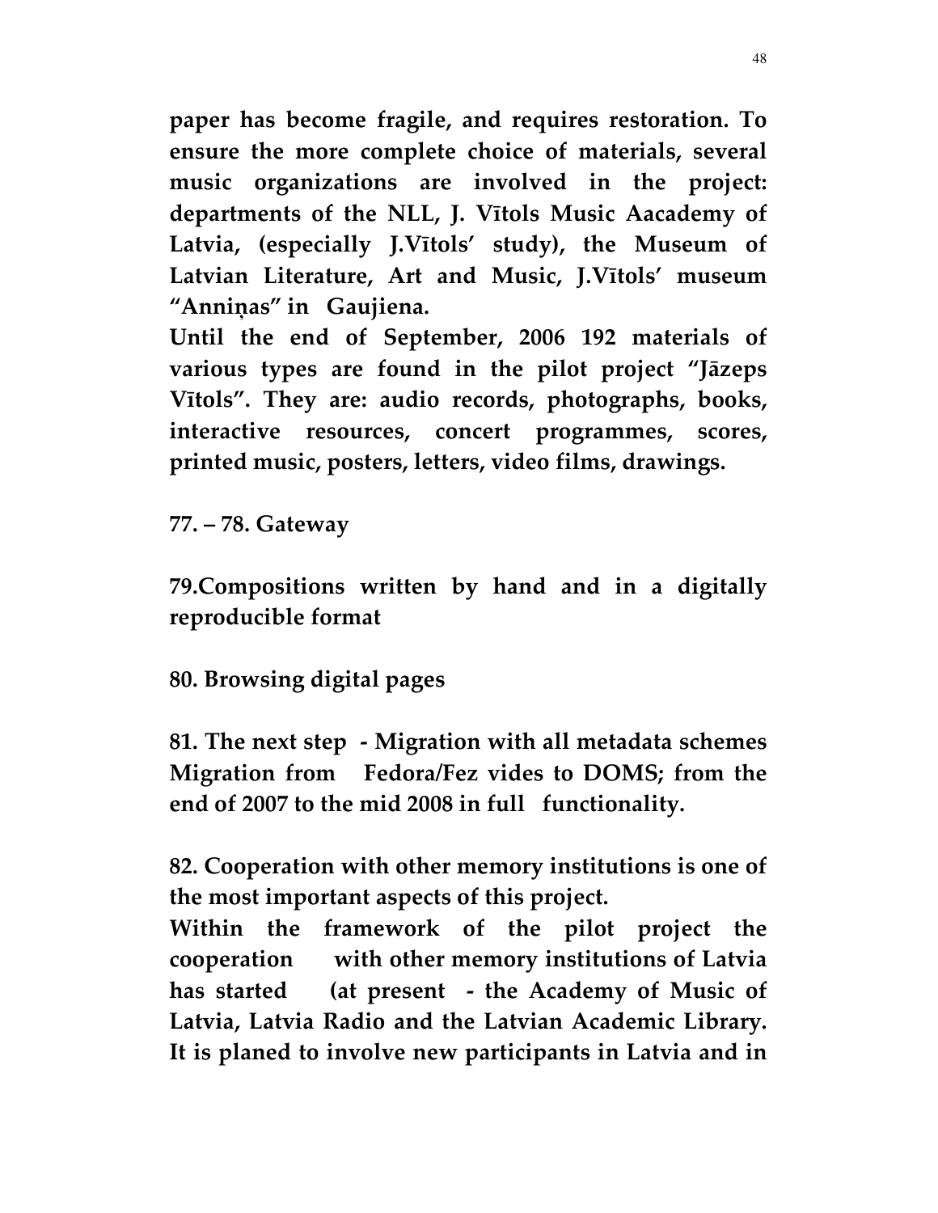**paper has become fragile, and requires restoration. To ensure the more complete choice of materials, several music organizations are involved in the project: departments of the NLL, J. Vītols Music Aacademy of Latvia, (especially J.Vītols' study), the Museum of Latvian Literature, Art and Music, J.Vītols' museum "Anniņas" in Gaujiena.**

**Until the end of September, 2006 192 materials of various types are found in the pilot project "Jāzeps Vītols". They are: audio records, photographs, books, interactive resources, concert programmes, scores, printed music, posters, letters, video films, drawings.**

**77. – 78. Gateway**

**79.Compositions written by hand and in a digitally reproducible format**

**80. Browsing digital pages**

**81. The next step - Migration with all metadata schemes Migration from Fedora/Fez vides to DOMS; from the end of 2007 to the mid 2008 in full functionality.**

**82. Cooperation with other memory institutions is one of the most important aspects of this project.**

**Within the framework of the pilot project the cooperation with other memory institutions of Latvia has started (at present - the Academy of Music of Latvia, Latvia Radio and the Latvian Academic Library. It is planed to involve new participants in Latvia and in**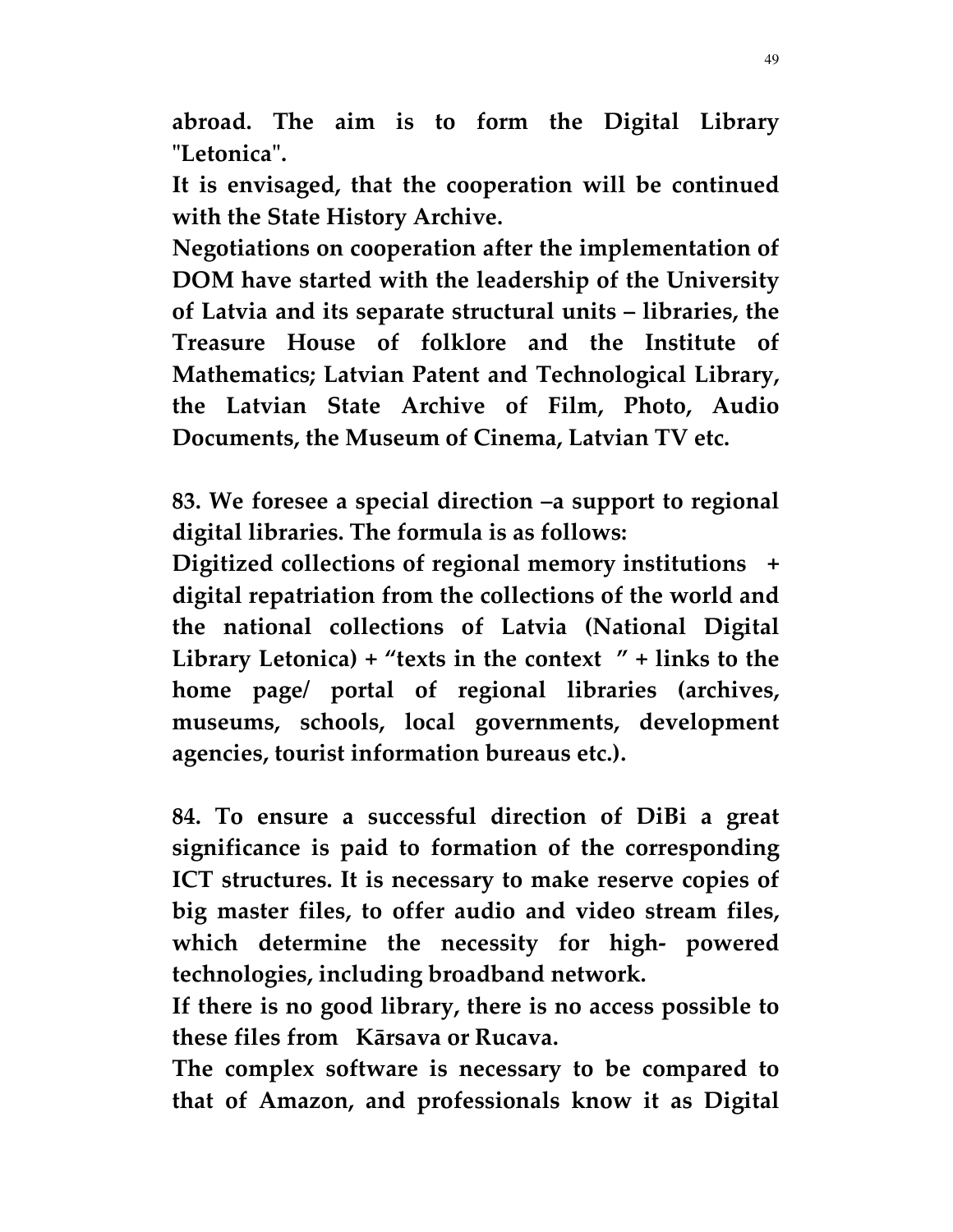**abroad. The aim is to form the Digital Library "Letonica".**

**It is envisaged, that the cooperation will be continued with the State History Archive.**

**Negotiations on cooperation after the implementation of DOM have started with the leadership of the University of Latvia and its separate structural units – libraries, the Treasure House of folklore and the Institute of Mathematics; Latvian Patent and Technological Library, the Latvian State Archive of Film, Photo, Audio Documents, the Museum of Cinema, Latvian TV etc.**

**83. We foresee a special direction –a support to regional digital libraries. The formula is as follows:**

**Digitized collections of regional memory institutions + digital repatriation from the collections of the world and the national collections of Latvia (National Digital Library Letonica) + "texts in the context " + links to the home page/ portal of regional libraries (archives, museums, schools, local governments, development agencies, tourist information bureaus etc.).**

**84. To ensure a successful direction of DiBi a great significance is paid to formation of the corresponding ICT structures. It is necessary to make reserve copies of big master files, to offer audio and video stream files, which determine the necessity for high- powered technologies, including broadband network.**

**If there is no good library, there is no access possible to these files from Kārsava or Rucava.**

**The complex software is necessary to be compared to that of Amazon, and professionals know it as Digital**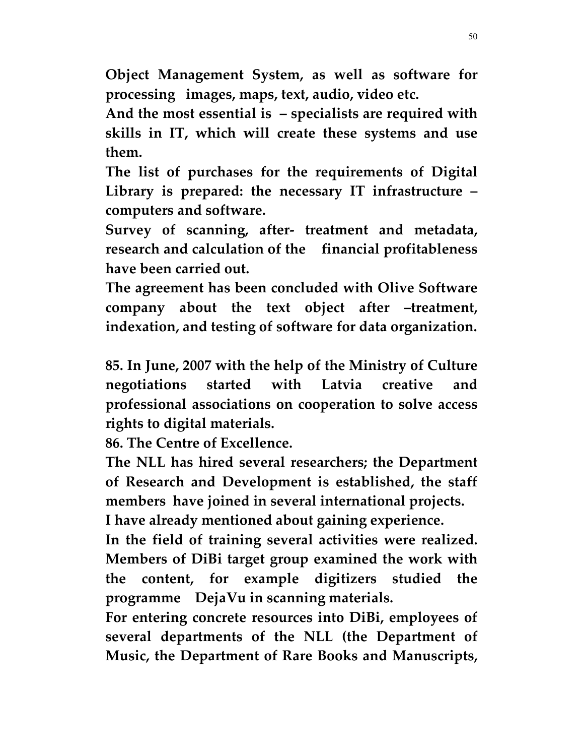**Object Management System, as well as software for processing images, maps, text, audio, video etc.**

**And the most essential is – specialists are required with skills in IT, which will create these systems and use them.**

**The list of purchases for the requirements of Digital Library is prepared: the necessary IT infrastructure – computers and software.**

**Survey of scanning, after- treatment and metadata, research and calculation of the financial profitableness have been carried out.**

**The agreement has been concluded with Olive Software company about the text object after –treatment, indexation, and testing of software for data organization.**

**85. In June, 2007 with the help of the Ministry of Culture negotiations started with Latvia creative and professional associations on cooperation to solve access rights to digital materials.**

**86. The Centre of Excellence.**

**The NLL has hired several researchers; the Department of Research and Development is established, the staff members have joined in several international projects.**

**I have already mentioned about gaining experience.**

**In the field of training several activities were realized. Members of DiBi target group examined the work with the content, for example digitizers studied the programme DejaVu in scanning materials.**

**For entering concrete resources into DiBi, employees of several departments of the NLL (the Department of Music, the Department of Rare Books and Manuscripts,**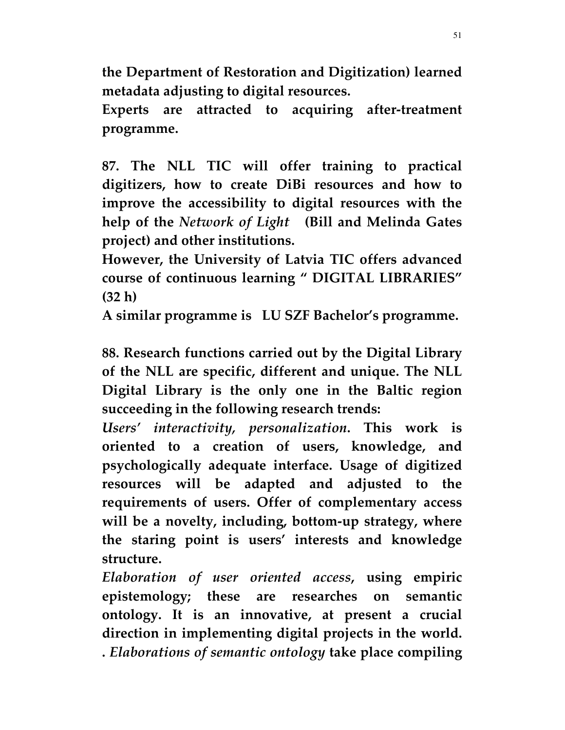**the Department of Restoration and Digitization) learned metadata adjusting to digital resources.**

**Experts are attracted to acquiring after-treatment programme.**

**87. The NLL TIC will offer training to practical digitizers, how to create DiBi resources and how to improve the accessibility to digital resources with the help of the *Network of Light* (Bill and Melinda Gates project) and other institutions.**

**However, the University of Latvia TIC offers advanced course of continuous learning " DIGITAL LIBRARIES" (32 h)**

**A similar programme is LU SZF Bachelor's programme.**

**88. Research functions carried out by the Digital Library of the NLL are specific, different and unique. The NLL Digital Library is the only one in the Baltic region succeeding in the following research trends:**

***Users' interactivity, personalization*. This work is oriented to a creation of users, knowledge, and psychologically adequate interface. Usage of digitized resources will be adapted and adjusted to the requirements of users. Offer of complementary access will be a novelty, including, bottom-up strategy, where the staring point is users' interests and knowledge structure.**

***Elaboration of user oriented access*, using empiric epistemology; these are researches on semantic ontology. It is an innovative, at present a crucial direction in implementing digital projects in the world.**

**. *Elaborations of semantic ontology* take place compiling**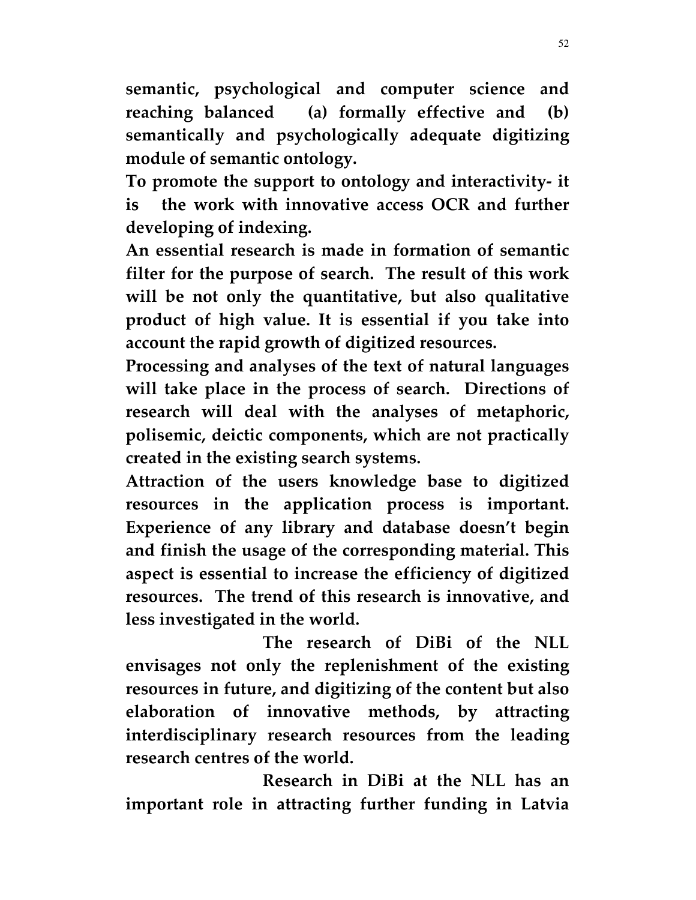**semantic, psychological and computer science and reaching balanced (a) formally effective and (b) semantically and psychologically adequate digitizing module of semantic ontology.**

**To promote the support to ontology and interactivity- it is the work with innovative access OCR and further developing of indexing.**

**An essential research is made in formation of semantic filter for the purpose of search. The result of this work will be not only the quantitative, but also qualitative product of high value. It is essential if you take into account the rapid growth of digitized resources.**

**Processing and analyses of the text of natural languages will take place in the process of search. Directions of research will deal with the analyses of metaphoric, polisemic, deictic components, which are not practically created in the existing search systems.**

**Attraction of the users knowledge base to digitized resources in the application process is important. Experience of any library and database doesn't begin and finish the usage of the corresponding material. This aspect is essential to increase the efficiency of digitized resources. The trend of this research is innovative, and less investigated in the world.**

**The research of DiBi of the NLL envisages not only the replenishment of the existing resources in future, and digitizing of the content but also elaboration of innovative methods, by attracting interdisciplinary research resources from the leading research centres of the world.**

**Research in DiBi at the NLL has an important role in attracting further funding in Latvia**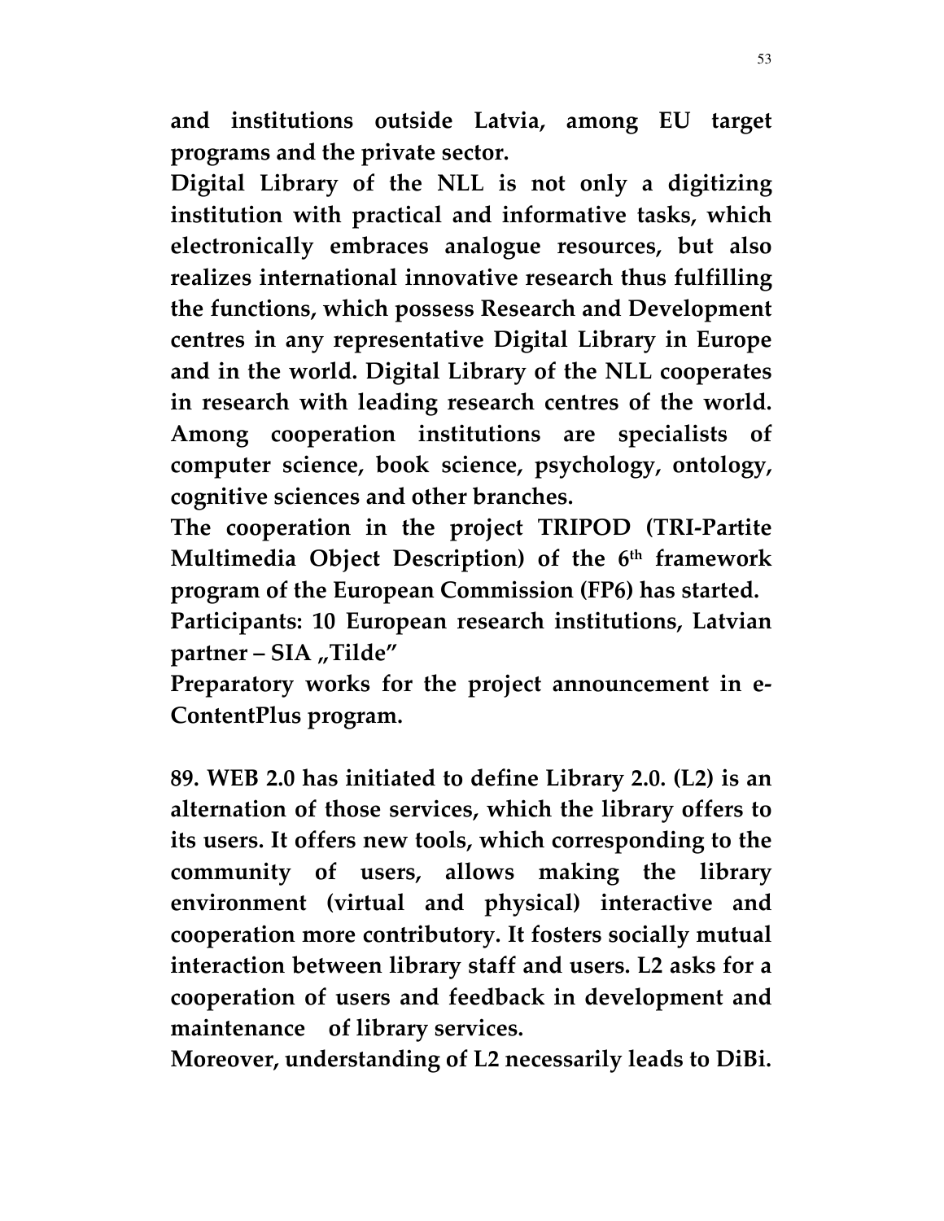**and institutions outside Latvia, among EU target programs and the private sector.**

**Digital Library of the NLL is not only a digitizing institution with practical and informative tasks, which electronically embraces analogue resources, but also realizes international innovative research thus fulfilling the functions, which possess Research and Development centres in any representative Digital Library in Europe and in the world. Digital Library of the NLL cooperates in research with leading research centres of the world. Among cooperation institutions are specialists of computer science, book science, psychology, ontology, cognitive sciences and other branches.**

**The cooperation in the project TRIPOD (TRI-Partite Multimedia Object Description) of the 6th framework program of the European Commission (FP6) has started.**

**Participants: 10 European research institutions, Latvian partner – SIA „Tilde"**

**Preparatory works for the project announcement in e-ContentPlus program.**

**89. WEB 2.0 has initiated to define Library 2.0. (L2) is an alternation of those services, which the library offers to its users. It offers new tools, which corresponding to the community of users, allows making the library environment (virtual and physical) interactive and cooperation more contributory. It fosters socially mutual interaction between library staff and users. L2 asks for a cooperation of users and feedback in development and maintenance of library services.**

**Moreover, understanding of L2 necessarily leads to DiBi.**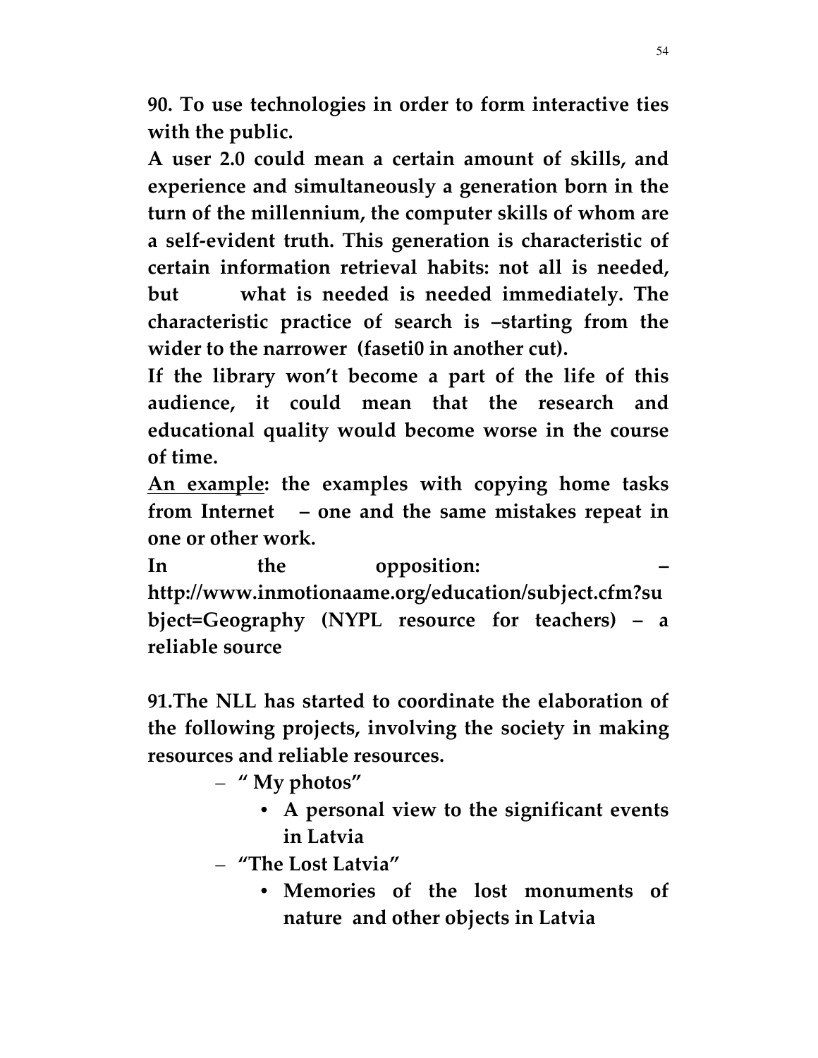**90. To use technologies in order to form interactive ties with the public.**

**A user 2.0 could mean a certain amount of skills, and experience and simultaneously a generation born in the turn of the millennium, the computer skills of whom are a self-evident truth. This generation is characteristic of certain information retrieval habits: not all is needed, but what is needed is needed immediately. The characteristic practice of search is –starting from the wider to the narrower (faseti0 in another cut).**

**If the library won't become a part of the life of this audience, it could mean that the research and educational quality would become worse in the course of time.**

**<u>An example</u>: the examples with copying home tasks from Internet – one and the same mistakes repeat in one or other work.**

**In the opposition: – http://www.inmotionaame.org/education/subject.cfm?subject=Geography (NYPL resource for teachers) – a reliable source**

**91.The NLL has started to coordinate the elaboration of the following projects, involving the society in making resources and reliable resources.**

- **" My photos"**
  - **A personal view to the significant events in Latvia**
- **"The Lost Latvia"**
  - **Memories of the lost monuments of nature and other objects in Latvia**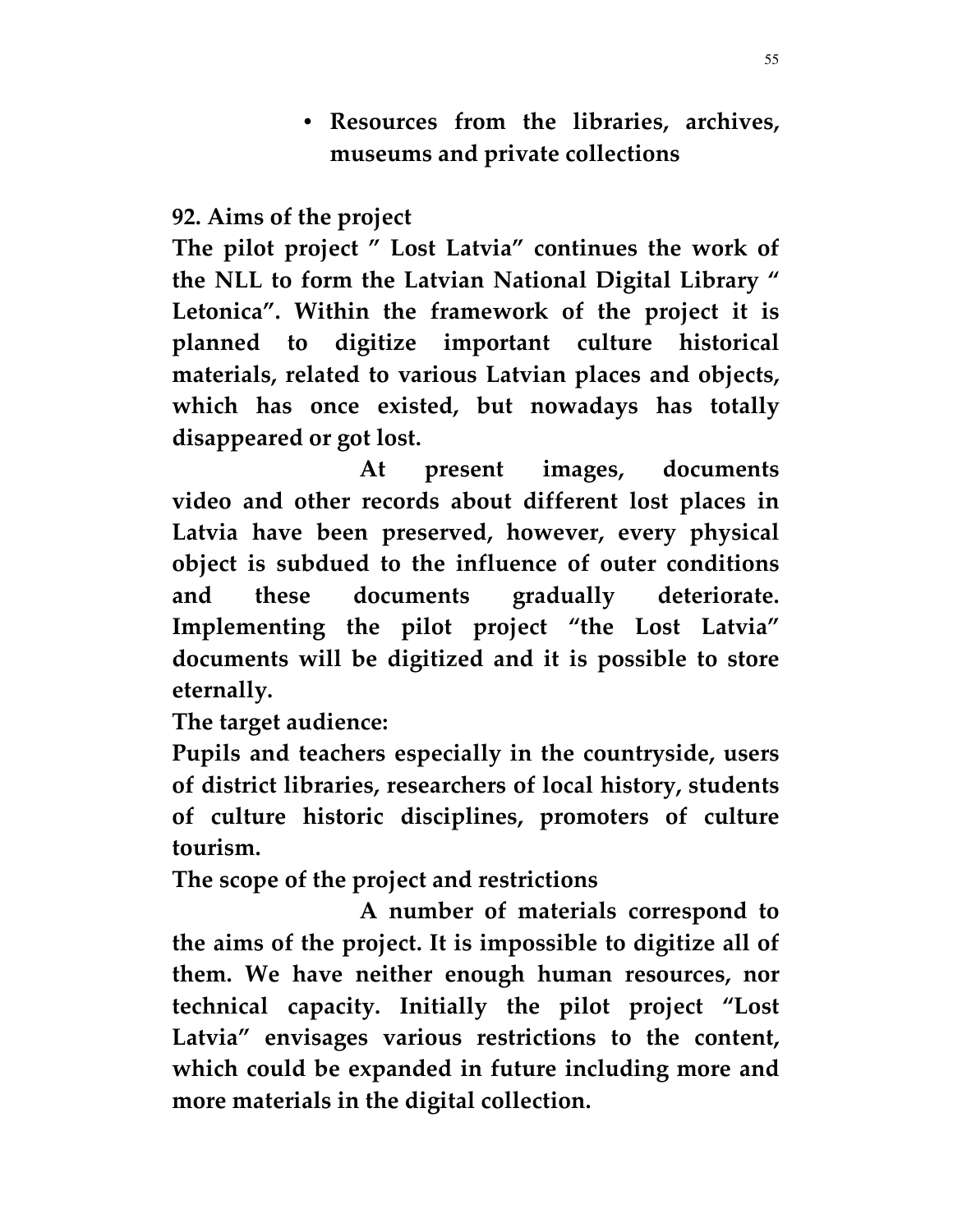- **Resources from the libraries, archives, museums and private collections**

**92. Aims of the project**

**The pilot project " Lost Latvia" continues the work of the NLL to form the Latvian National Digital Library " Letonica". Within the framework of the project it is planned to digitize important culture historical materials, related to various Latvian places and objects, which has once existed, but nowadays has totally disappeared or got lost.**

**At present images, documents video and other records about different lost places in Latvia have been preserved, however, every physical object is subdued to the influence of outer conditions and these documents gradually deteriorate. Implementing the pilot project "the Lost Latvia" documents will be digitized and it is possible to store eternally.**

**The target audience:**

**Pupils and teachers especially in the countryside, users of district libraries, researchers of local history, students of culture historic disciplines, promoters of culture tourism.**

**The scope of the project and restrictions**

**A number of materials correspond to the aims of the project. It is impossible to digitize all of them. We have neither enough human resources, nor technical capacity. Initially the pilot project "Lost Latvia" envisages various restrictions to the content, which could be expanded in future including more and more materials in the digital collection.**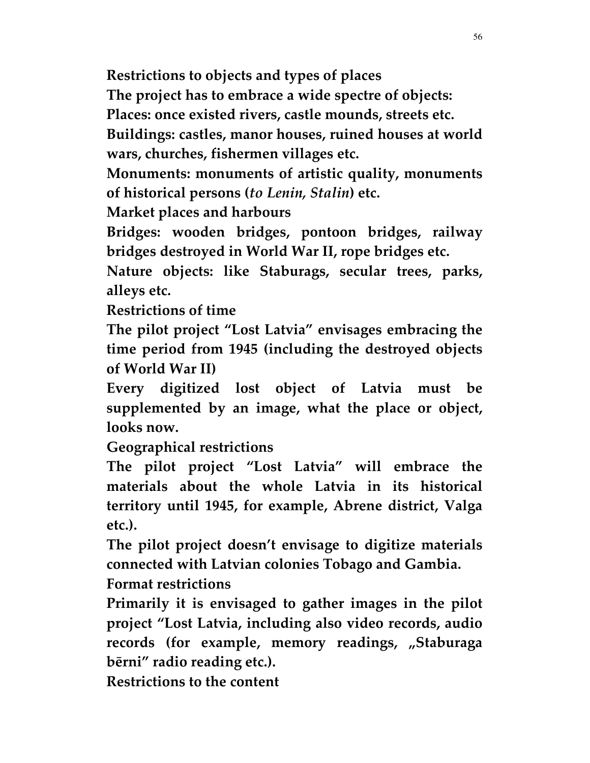**Restrictions to objects and types of places**

**The project has to embrace a wide spectre of objects:**

**Places: once existed rivers, castle mounds, streets etc.**

**Buildings: castles, manor houses, ruined houses at world wars, churches, fishermen villages etc.**

**Monuments: monuments of artistic quality, monuments of historical persons (*to Lenin, Stalin*) etc.**

**Market places and harbours**

**Bridges: wooden bridges, pontoon bridges, railway bridges destroyed in World War II, rope bridges etc.**

**Nature objects: like Staburags, secular trees, parks, alleys etc.**

**Restrictions of time**

**The pilot project "Lost Latvia" envisages embracing the time period from 1945 (including the destroyed objects of World War II)**

**Every digitized lost object of Latvia must be supplemented by an image, what the place or object, looks now.**

**Geographical restrictions**

**The pilot project "Lost Latvia" will embrace the materials about the whole Latvia in its historical territory until 1945, for example, Abrene district, Valga etc.).**

**The pilot project doesn't envisage to digitize materials connected with Latvian colonies Tobago and Gambia.**

**Format restrictions**

**Primarily it is envisaged to gather images in the pilot project "Lost Latvia, including also video records, audio records (for example, memory readings, „Staburaga bērni" radio reading etc.).**

**Restrictions to the content**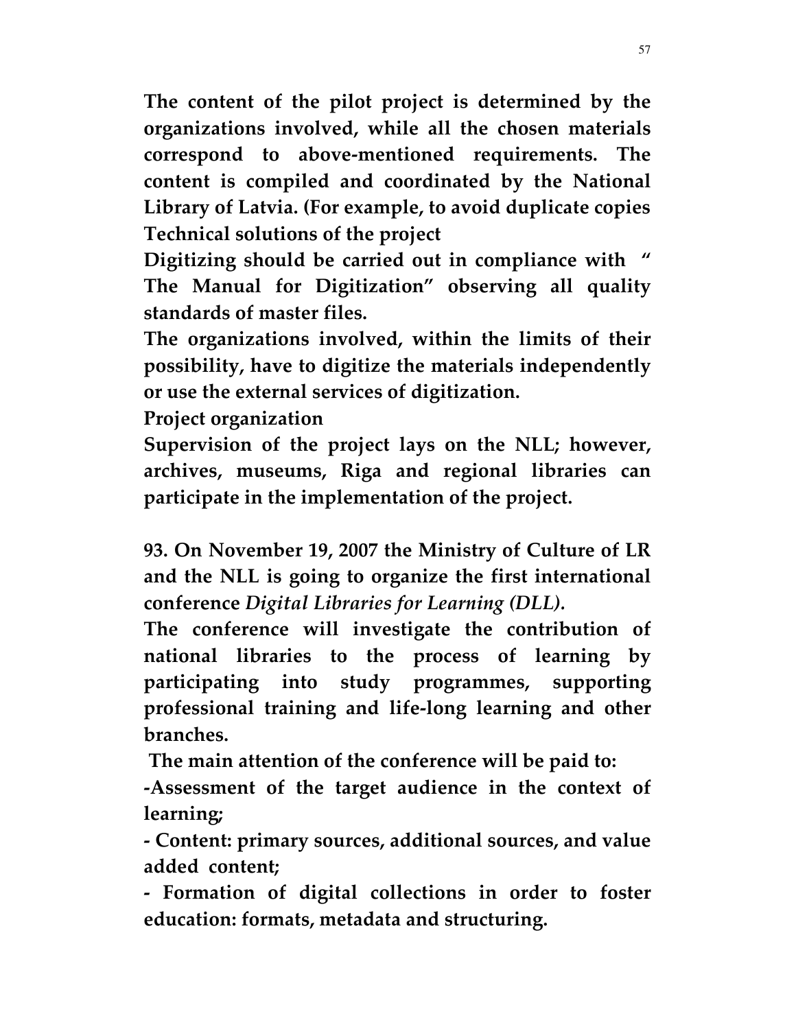**The content of the pilot project is determined by the organizations involved, while all the chosen materials correspond to above-mentioned requirements. The content is compiled and coordinated by the National Library of Latvia. (For example, to avoid duplicate copies**

**Technical solutions of the project**

**Digitizing should be carried out in compliance with " The Manual for Digitization" observing all quality standards of master files.**

**The organizations involved, within the limits of their possibility, have to digitize the materials independently or use the external services of digitization.**

**Project organization**

**Supervision of the project lays on the NLL; however, archives, museums, Riga and regional libraries can participate in the implementation of the project.**

**93. On November 19, 2007 the Ministry of Culture of LR and the NLL is going to organize the first international conference *Digital Libraries for Learning (DLL).***

**The conference will investigate the contribution of national libraries to the process of learning by participating into study programmes, supporting professional training and life-long learning and other branches.**

**The main attention of the conference will be paid to:**

**-Assessment of the target audience in the context of learning;**

**- Content: primary sources, additional sources, and value added content;**

**- Formation of digital collections in order to foster education: formats, metadata and structuring.**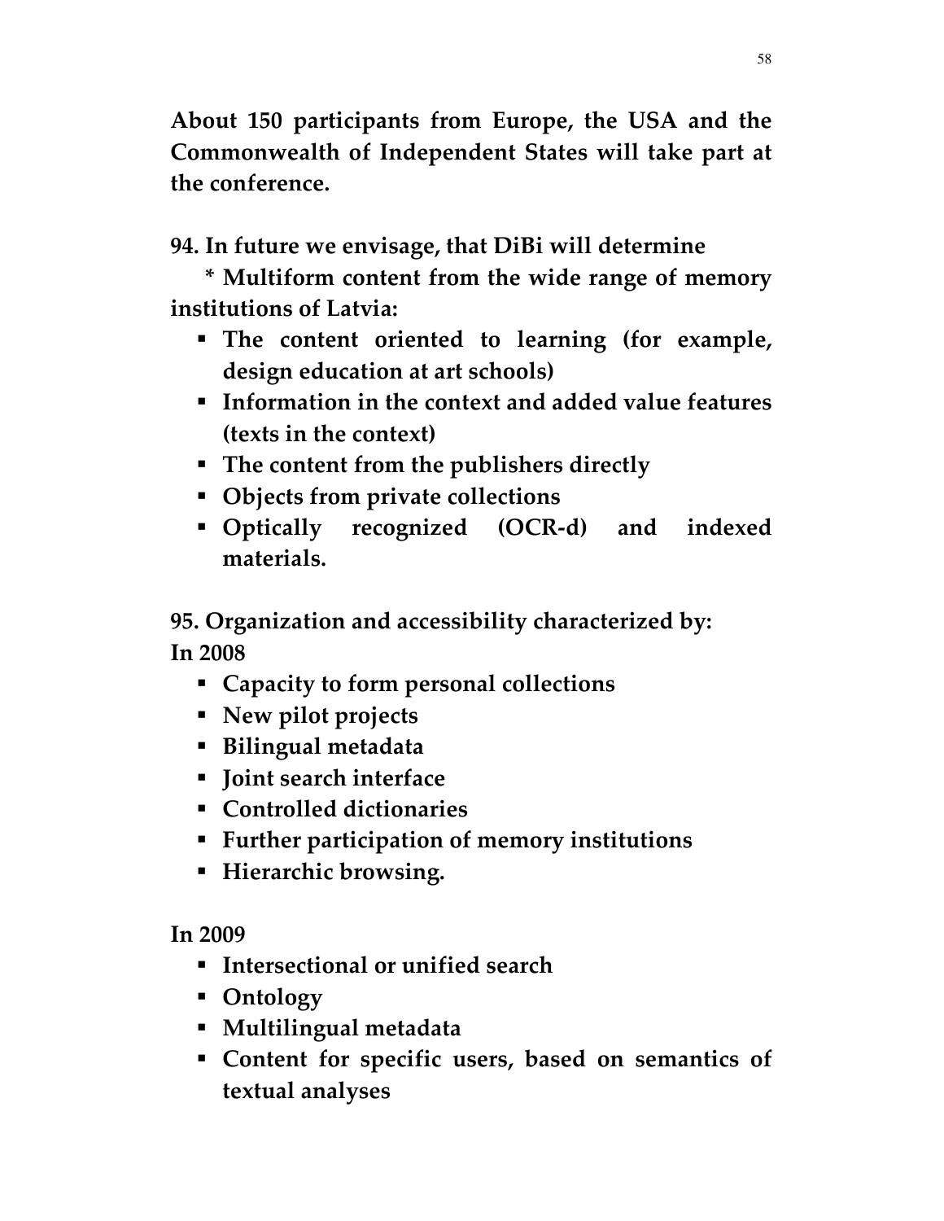**About 150 participants from Europe, the USA and the Commonwealth of Independent States will take part at the conference.**

**94. In future we envisage, that DiBi will determine**

**\* Multiform content from the wide range of memory institutions of Latvia:**

- **The content oriented to learning (for example, design education at art schools)**
- **Information in the context and added value features (texts in the context)**
- **The content from the publishers directly**
- **Objects from private collections**
- **Optically recognized (OCR-d) and indexed materials.**

**95. Organization and accessibility characterized by:**
**In 2008**

- **Capacity to form personal collections**
- **New pilot projects**
- **Bilingual metadata**
- **Joint search interface**
- **Controlled dictionaries**
- **Further participation of memory institutions**
- **Hierarchic browsing.**

**In 2009**

- **Intersectional or unified search**
- **Ontology**
- **Multilingual metadata**
- **Content for specific users, based on semantics of textual analyses**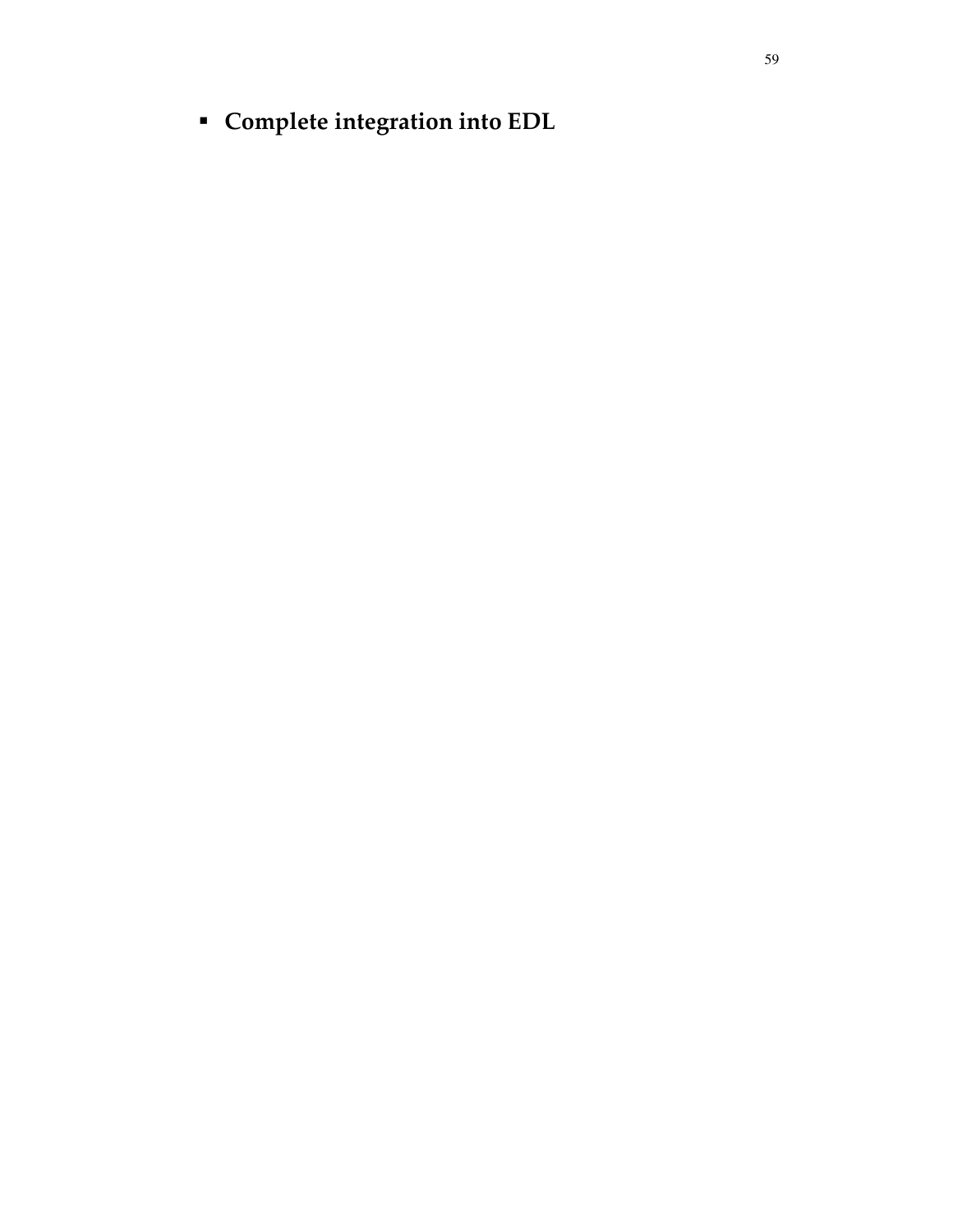- **Complete integration into EDL**